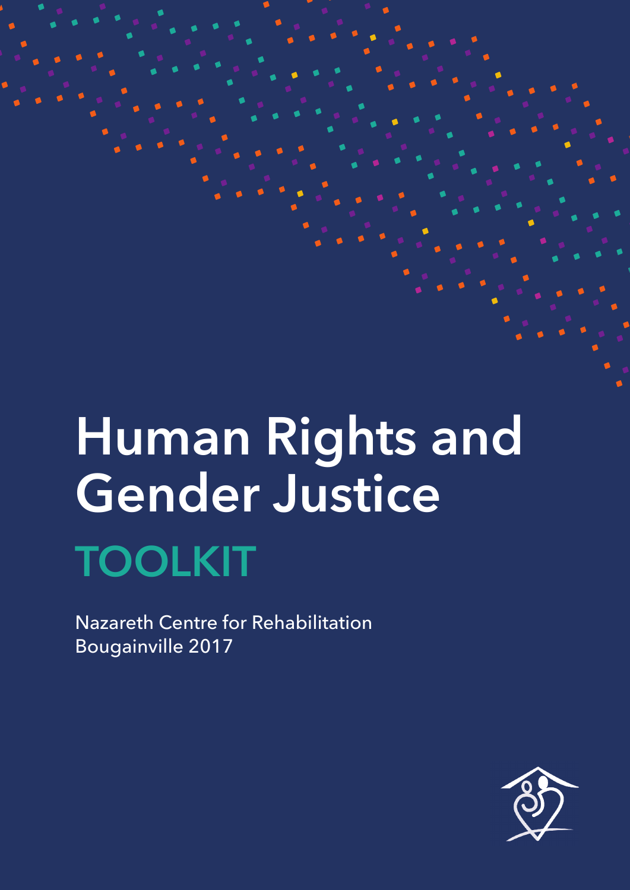# Human Rights and Gender Justice

## TOOLKIT

Nazareth Centre for Rehabilitation
Bougainville 2017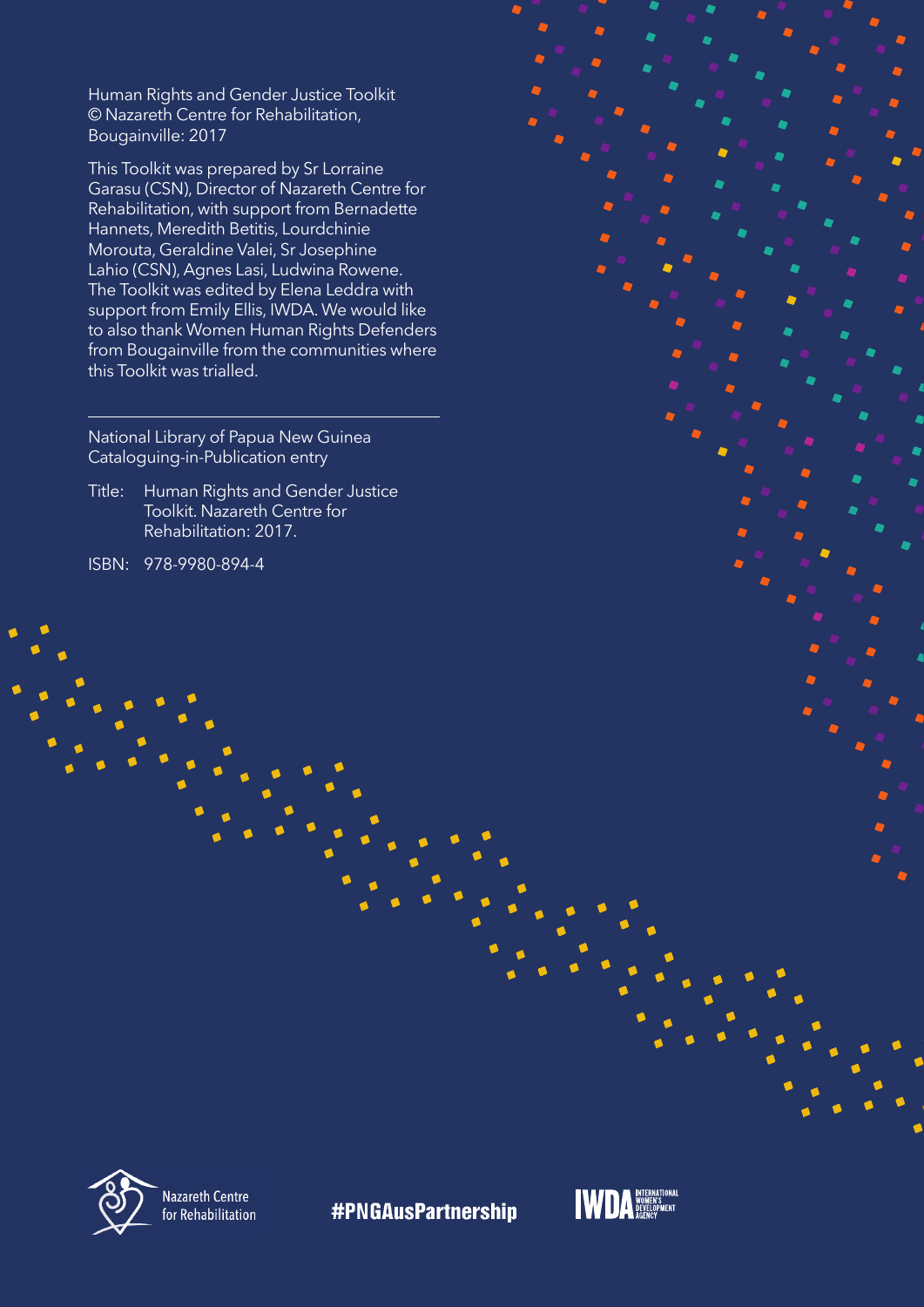Human Rights and Gender Justice Toolkit
© Nazareth Centre for Rehabilitation,
Bougainville: 2017

This Toolkit was prepared by Sr Lorraine Garasu (CSN), Director of Nazareth Centre for Rehabilitation, with support from Bernadette Hannets, Meredith Betitis, Lourdchinie Morouta, Geraldine Valei, Sr Josephine Lahio (CSN), Agnes Lasi, Ludwina Rowene. The Toolkit was edited by Elena Leddra with support from Emily Ellis, IWDA. We would like to also thank Women Human Rights Defenders from Bougainville from the communities where this Toolkit was trialled.

---

National Library of Papua New Guinea
Cataloguing-in-Publication entry

Title: Human Rights and Gender Justice Toolkit. Nazareth Centre for Rehabilitation: 2017.

ISBN: 978-9980-894-4

Nazareth Centre for Rehabilitation

#PNGAusPartnership

IWDA International Women's Development Agency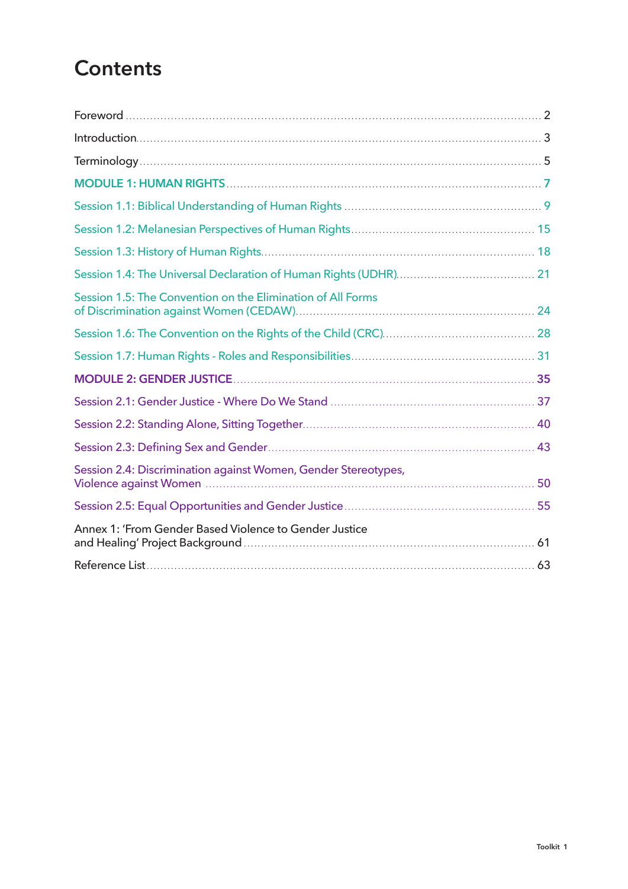# Contents

Foreword ..... 2

Introduction ..... 3

Terminology ..... 5

MODULE 1: HUMAN RIGHTS ..... 7

Session 1.1: Biblical Understanding of Human Rights ..... 9

Session 1.2: Melanesian Perspectives of Human Rights ..... 15

Session 1.3: History of Human Rights ..... 18

Session 1.4: The Universal Declaration of Human Rights (UDHR) ..... 21

Session 1.5: The Convention on the Elimination of All Forms of Discrimination against Women (CEDAW) ..... 24

Session 1.6: The Convention on the Rights of the Child (CRC) ..... 28

Session 1.7: Human Rights - Roles and Responsibilities ..... 31

MODULE 2: GENDER JUSTICE ..... 35

Session 2.1: Gender Justice - Where Do We Stand ..... 37

Session 2.2: Standing Alone, Sitting Together ..... 40

Session 2.3: Defining Sex and Gender ..... 43

Session 2.4: Discrimination against Women, Gender Stereotypes, Violence against Women ..... 50

Session 2.5: Equal Opportunities and Gender Justice ..... 55

Annex 1: 'From Gender Based Violence to Gender Justice and Healing' Project Background ..... 61

Reference List ..... 63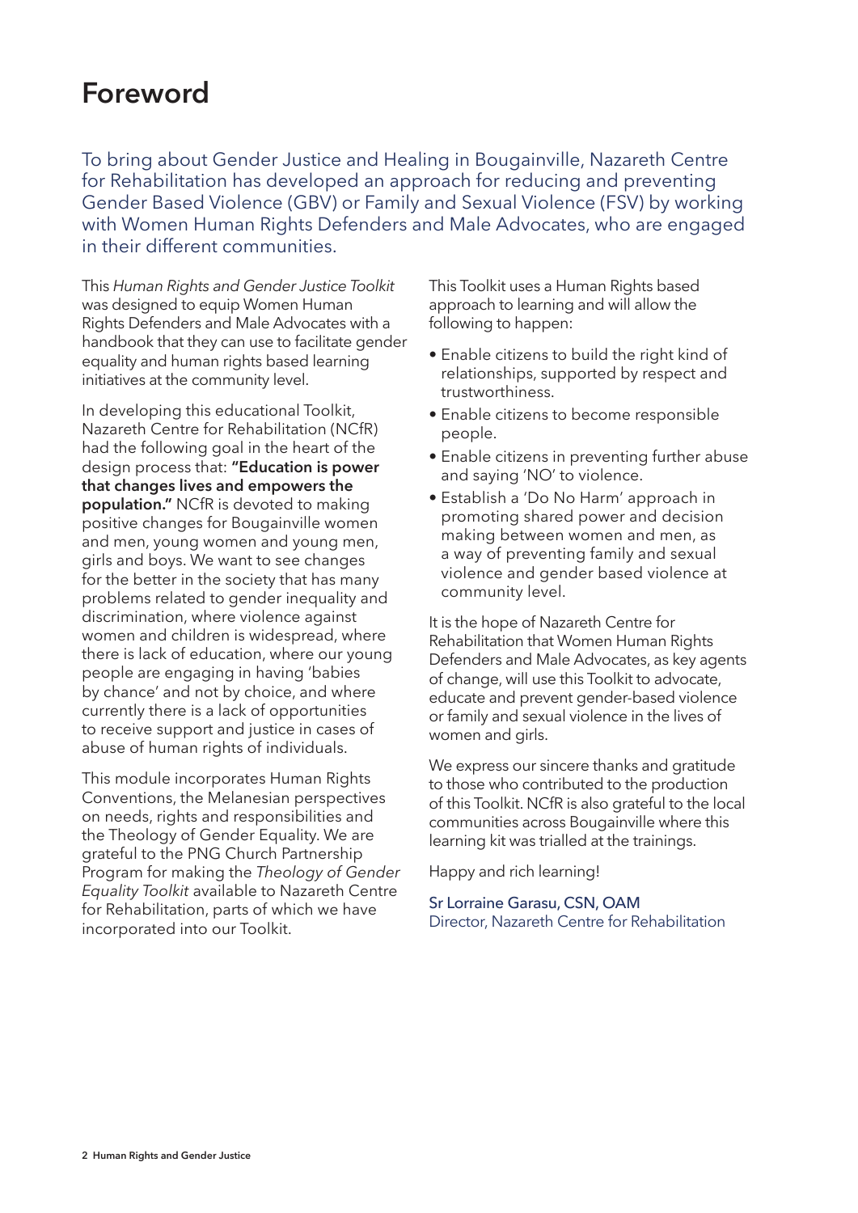# Foreword

To bring about Gender Justice and Healing in Bougainville, Nazareth Centre for Rehabilitation has developed an approach for reducing and preventing Gender Based Violence (GBV) or Family and Sexual Violence (FSV) by working with Women Human Rights Defenders and Male Advocates, who are engaged in their different communities.

This *Human Rights and Gender Justice Toolkit* was designed to equip Women Human Rights Defenders and Male Advocates with a handbook that they can use to facilitate gender equality and human rights based learning initiatives at the community level.

In developing this educational Toolkit, Nazareth Centre for Rehabilitation (NCfR) had the following goal in the heart of the design process that: **"Education is power that changes lives and empowers the population."** NCfR is devoted to making positive changes for Bougainville women and men, young women and young men, girls and boys. We want to see changes for the better in the society that has many problems related to gender inequality and discrimination, where violence against women and children is widespread, where there is lack of education, where our young people are engaging in having 'babies by chance' and not by choice, and where currently there is a lack of opportunities to receive support and justice in cases of abuse of human rights of individuals.

This module incorporates Human Rights Conventions, the Melanesian perspectives on needs, rights and responsibilities and the Theology of Gender Equality. We are grateful to the PNG Church Partnership Program for making the *Theology of Gender Equality Toolkit* available to Nazareth Centre for Rehabilitation, parts of which we have incorporated into our Toolkit.

This Toolkit uses a Human Rights based approach to learning and will allow the following to happen:

- Enable citizens to build the right kind of relationships, supported by respect and trustworthiness.
- Enable citizens to become responsible people.
- Enable citizens in preventing further abuse and saying 'NO' to violence.
- Establish a 'Do No Harm' approach in promoting shared power and decision making between women and men, as a way of preventing family and sexual violence and gender based violence at community level.

It is the hope of Nazareth Centre for Rehabilitation that Women Human Rights Defenders and Male Advocates, as key agents of change, will use this Toolkit to advocate, educate and prevent gender-based violence or family and sexual violence in the lives of women and girls.

We express our sincere thanks and gratitude to those who contributed to the production of this Toolkit. NCfR is also grateful to the local communities across Bougainville where this learning kit was trialled at the trainings.

Happy and rich learning!

Sr Lorraine Garasu, CSN, OAM
Director, Nazareth Centre for Rehabilitation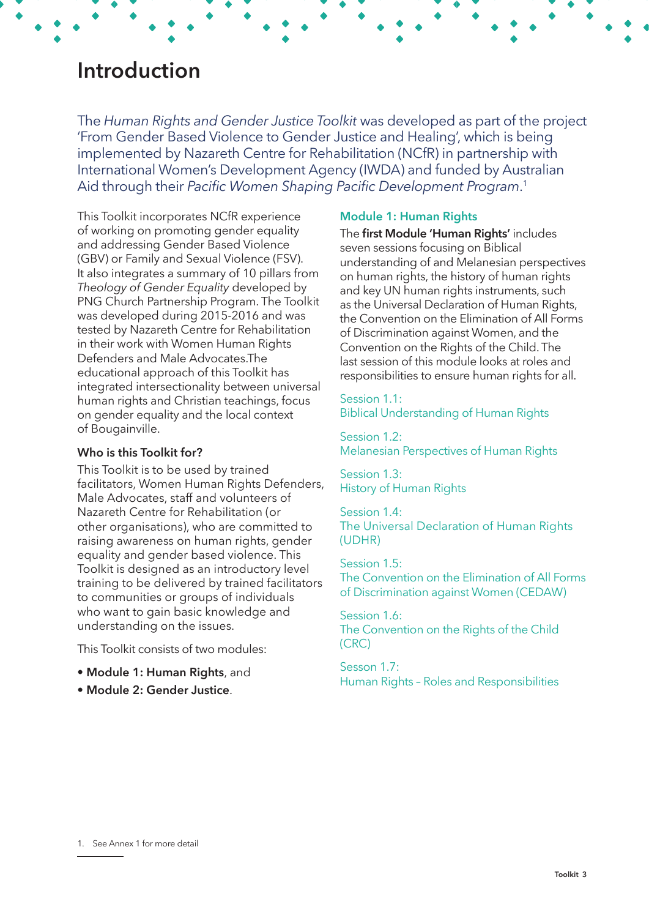# Introduction

The *Human Rights and Gender Justice Toolkit* was developed as part of the project 'From Gender Based Violence to Gender Justice and Healing', which is being implemented by Nazareth Centre for Rehabilitation (NCfR) in partnership with International Women's Development Agency (IWDA) and funded by Australian Aid through their *Pacific Women Shaping Pacific Development Program*.[1]

This Toolkit incorporates NCfR experience of working on promoting gender equality and addressing Gender Based Violence (GBV) or Family and Sexual Violence (FSV). It also integrates a summary of 10 pillars from *Theology of Gender Equality* developed by PNG Church Partnership Program. The Toolkit was developed during 2015-2016 and was tested by Nazareth Centre for Rehabilitation in their work with Women Human Rights Defenders and Male Advocates.The educational approach of this Toolkit has integrated intersectionality between universal human rights and Christian teachings, focus on gender equality and the local context of Bougainville.

### Who is this Toolkit for?

This Toolkit is to be used by trained facilitators, Women Human Rights Defenders, Male Advocates, staff and volunteers of Nazareth Centre for Rehabilitation (or other organisations), who are committed to raising awareness on human rights, gender equality and gender based violence. This Toolkit is designed as an introductory level training to be delivered by trained facilitators to communities or groups of individuals who want to gain basic knowledge and understanding on the issues.

This Toolkit consists of two modules:

- **Module 1: Human Rights**, and
- **Module 2: Gender Justice**.

### Module 1: Human Rights

The **first Module 'Human Rights'** includes seven sessions focusing on Biblical understanding of and Melanesian perspectives on human rights, the history of human rights and key UN human rights instruments, such as the Universal Declaration of Human Rights, the Convention on the Elimination of All Forms of Discrimination against Women, and the Convention on the Rights of the Child. The last session of this module looks at roles and responsibilities to ensure human rights for all.

Session 1.1:
Biblical Understanding of Human Rights

Session 1.2:
Melanesian Perspectives of Human Rights

Session 1.3:
History of Human Rights

Session 1.4:
The Universal Declaration of Human Rights (UDHR)

Session 1.5:
The Convention on the Elimination of All Forms of Discrimination against Women (CEDAW)

Session 1.6:
The Convention on the Rights of the Child (CRC)

Sesson 1.7:
Human Rights – Roles and Responsibilities

1. See Annex 1 for more detail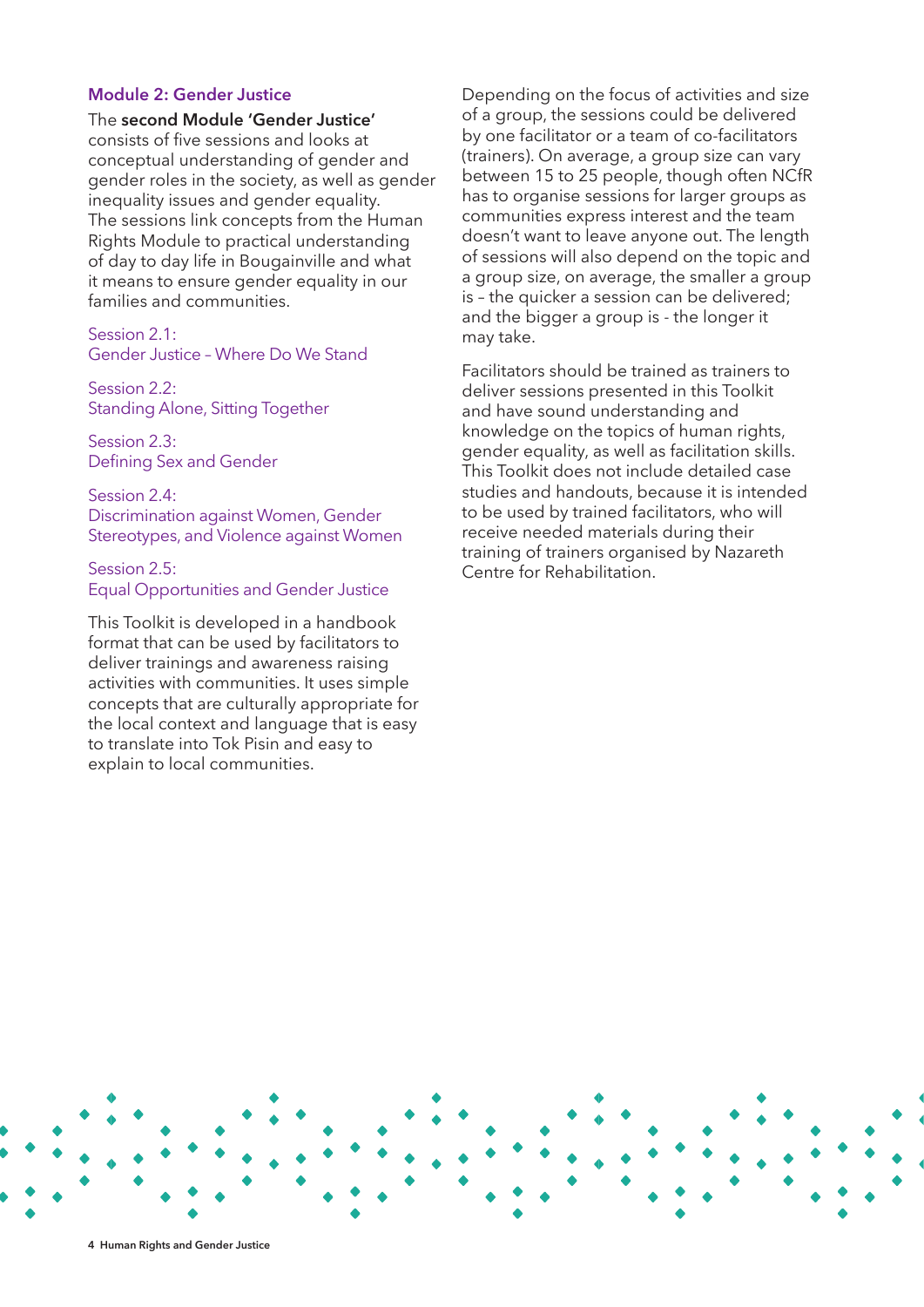### Module 2: Gender Justice

The **second Module 'Gender Justice'** consists of five sessions and looks at conceptual understanding of gender and gender roles in the society, as well as gender inequality issues and gender equality. The sessions link concepts from the Human Rights Module to practical understanding of day to day life in Bougainville and what it means to ensure gender equality in our families and communities.

Session 2.1:
Gender Justice – Where Do We Stand

Session 2.2:
Standing Alone, Sitting Together

Session 2.3:
Defining Sex and Gender

Session 2.4:
Discrimination against Women, Gender Stereotypes, and Violence against Women

Session 2.5:
Equal Opportunities and Gender Justice

This Toolkit is developed in a handbook format that can be used by facilitators to deliver trainings and awareness raising activities with communities. It uses simple concepts that are culturally appropriate for the local context and language that is easy to translate into Tok Pisin and easy to explain to local communities.

Depending on the focus of activities and size of a group, the sessions could be delivered by one facilitator or a team of co-facilitators (trainers). On average, a group size can vary between 15 to 25 people, though often NCfR has to organise sessions for larger groups as communities express interest and the team doesn't want to leave anyone out. The length of sessions will also depend on the topic and a group size, on average, the smaller a group is – the quicker a session can be delivered; and the bigger a group is - the longer it may take.

Facilitators should be trained as trainers to deliver sessions presented in this Toolkit and have sound understanding and knowledge on the topics of human rights, gender equality, as well as facilitation skills. This Toolkit does not include detailed case studies and handouts, because it is intended to be used by trained facilitators, who will receive needed materials during their training of trainers organised by Nazareth Centre for Rehabilitation.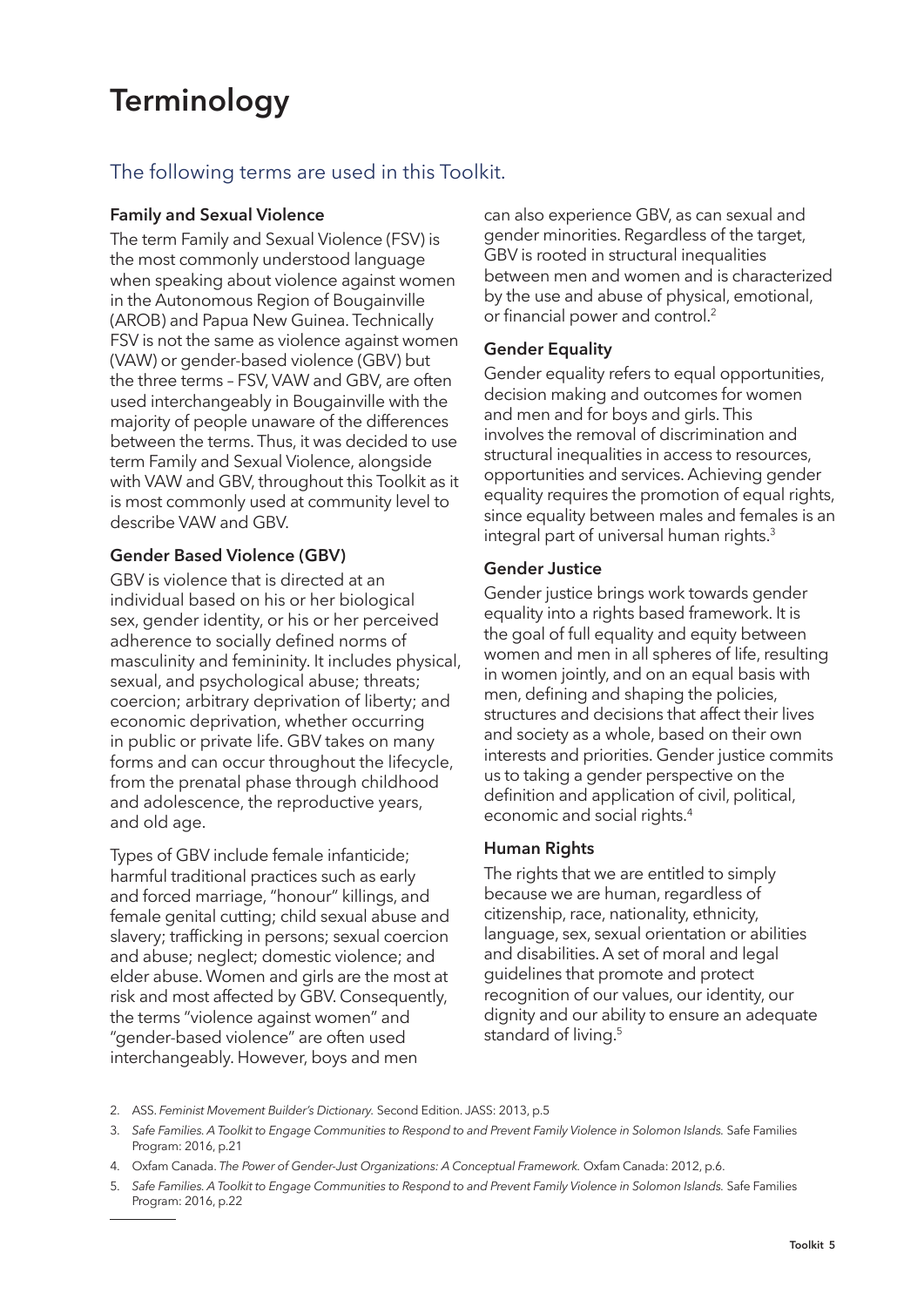# Terminology

## The following terms are used in this Toolkit.

### Family and Sexual Violence

The term Family and Sexual Violence (FSV) is the most commonly understood language when speaking about violence against women in the Autonomous Region of Bougainville (AROB) and Papua New Guinea. Technically FSV is not the same as violence against women (VAW) or gender-based violence (GBV) but the three terms – FSV, VAW and GBV, are often used interchangeably in Bougainville with the majority of people unaware of the differences between the terms. Thus, it was decided to use term Family and Sexual Violence, alongside with VAW and GBV, throughout this Toolkit as it is most commonly used at community level to describe VAW and GBV.

### Gender Based Violence (GBV)

GBV is violence that is directed at an individual based on his or her biological sex, gender identity, or his or her perceived adherence to socially defined norms of masculinity and femininity. It includes physical, sexual, and psychological abuse; threats; coercion; arbitrary deprivation of liberty; and economic deprivation, whether occurring in public or private life. GBV takes on many forms and can occur throughout the lifecycle, from the prenatal phase through childhood and adolescence, the reproductive years, and old age.

Types of GBV include female infanticide; harmful traditional practices such as early and forced marriage, "honour" killings, and female genital cutting; child sexual abuse and slavery; trafficking in persons; sexual coercion and abuse; neglect; domestic violence; and elder abuse. Women and girls are the most at risk and most affected by GBV. Consequently, the terms "violence against women" and "gender-based violence" are often used interchangeably. However, boys and men can also experience GBV, as can sexual and gender minorities. Regardless of the target, GBV is rooted in structural inequalities between men and women and is characterized by the use and abuse of physical, emotional, or financial power and control.[2]

### Gender Equality

Gender equality refers to equal opportunities, decision making and outcomes for women and men and for boys and girls. This involves the removal of discrimination and structural inequalities in access to resources, opportunities and services. Achieving gender equality requires the promotion of equal rights, since equality between males and females is an integral part of universal human rights.[3]

### Gender Justice

Gender justice brings work towards gender equality into a rights based framework. It is the goal of full equality and equity between women and men in all spheres of life, resulting in women jointly, and on an equal basis with men, defining and shaping the policies, structures and decisions that affect their lives and society as a whole, based on their own interests and priorities. Gender justice commits us to taking a gender perspective on the definition and application of civil, political, economic and social rights.[4]

### Human Rights

The rights that we are entitled to simply because we are human, regardless of citizenship, race, nationality, ethnicity, language, sex, sexual orientation or abilities and disabilities. A set of moral and legal guidelines that promote and protect recognition of our values, our identity, our dignity and our ability to ensure an adequate standard of living.[5]

2. ASS. *Feminist Movement Builder's Dictionary.* Second Edition. JASS: 2013, p.5
3. *Safe Families. A Toolkit to Engage Communities to Respond to and Prevent Family Violence in Solomon Islands.* Safe Families Program: 2016, p.21
4. Oxfam Canada. *The Power of Gender-Just Organizations: A Conceptual Framework.* Oxfam Canada: 2012, p.6.
5. *Safe Families. A Toolkit to Engage Communities to Respond to and Prevent Family Violence in Solomon Islands.* Safe Families Program: 2016, p.22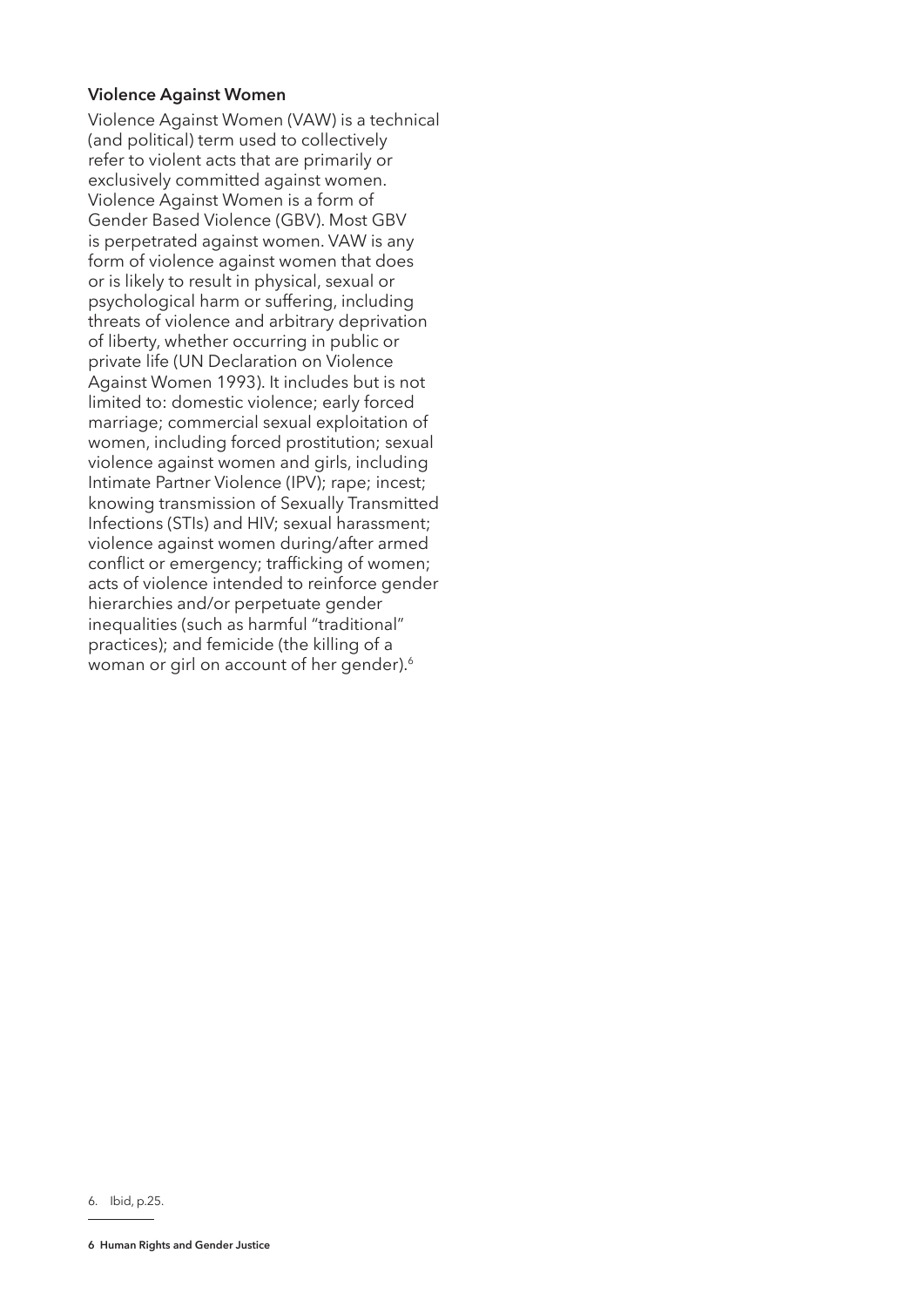### Violence Against Women

Violence Against Women (VAW) is a technical (and political) term used to collectively refer to violent acts that are primarily or exclusively committed against women. Violence Against Women is a form of Gender Based Violence (GBV). Most GBV is perpetrated against women. VAW is any form of violence against women that does or is likely to result in physical, sexual or psychological harm or suffering, including threats of violence and arbitrary deprivation of liberty, whether occurring in public or private life (UN Declaration on Violence Against Women 1993). It includes but is not limited to: domestic violence; early forced marriage; commercial sexual exploitation of women, including forced prostitution; sexual violence against women and girls, including Intimate Partner Violence (IPV); rape; incest; knowing transmission of Sexually Transmitted Infections (STIs) and HIV; sexual harassment; violence against women during/after armed conflict or emergency; trafficking of women; acts of violence intended to reinforce gender hierarchies and/or perpetuate gender inequalities (such as harmful "traditional" practices); and femicide (the killing of a woman or girl on account of her gender).[6]

6. Ibid, p.25.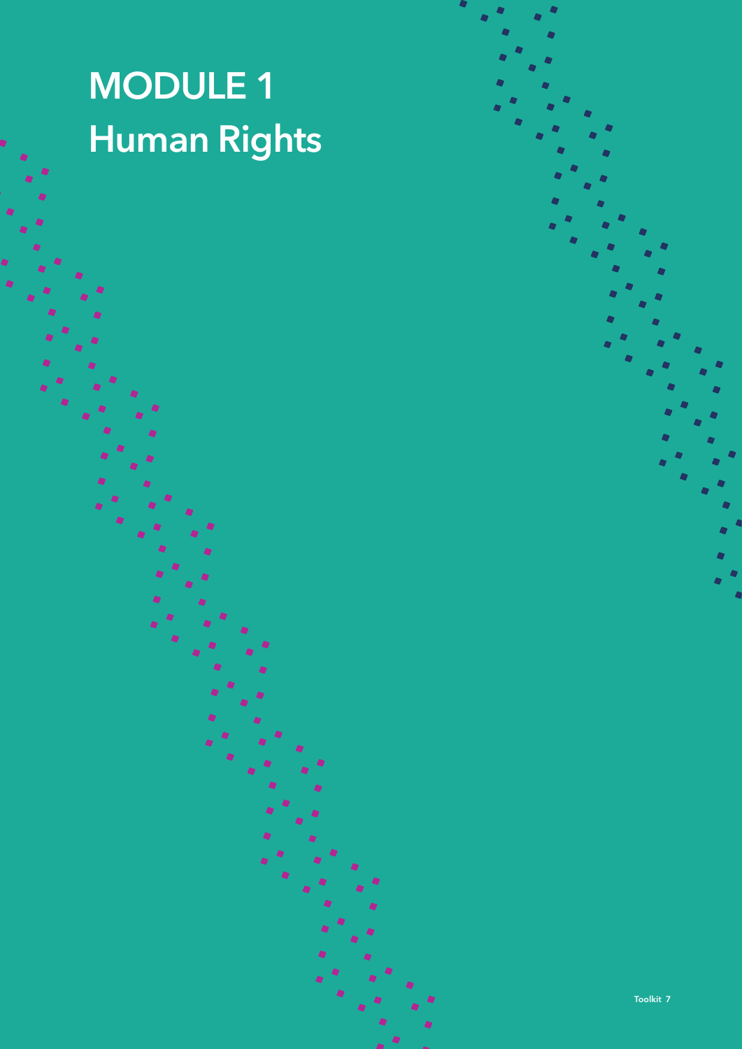# MODULE 1
## Human Rights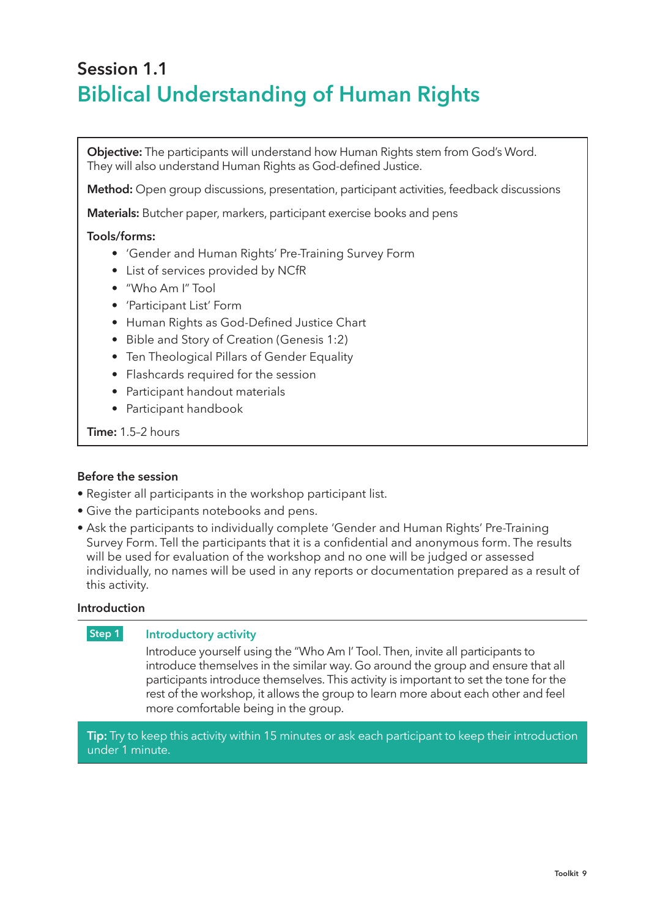## Session 1.1
# Biblical Understanding of Human Rights

**Objective:** The participants will understand how Human Rights stem from God's Word. They will also understand Human Rights as God-defined Justice.

**Method:** Open group discussions, presentation, participant activities, feedback discussions

**Materials:** Butcher paper, markers, participant exercise books and pens

**Tools/forms:**

- 'Gender and Human Rights' Pre-Training Survey Form
- List of services provided by NCfR
- "Who Am I" Tool
- 'Participant List' Form
- Human Rights as God-Defined Justice Chart
- Bible and Story of Creation (Genesis 1:2)
- Ten Theological Pillars of Gender Equality
- Flashcards required for the session
- Participant handout materials
- Participant handbook

**Time:** 1.5–2 hours

### Before the session

- Register all participants in the workshop participant list.
- Give the participants notebooks and pens.
- Ask the participants to individually complete 'Gender and Human Rights' Pre-Training Survey Form. Tell the participants that it is a confidential and anonymous form. The results will be used for evaluation of the workshop and no one will be judged or assessed individually, no names will be used in any reports or documentation prepared as a result of this activity.

### Introduction

**Step 1** **Introductory activity**

Introduce yourself using the "Who Am I' Tool. Then, invite all participants to introduce themselves in the similar way. Go around the group and ensure that all participants introduce themselves. This activity is important to set the tone for the rest of the workshop, it allows the group to learn more about each other and feel more comfortable being in the group.

**Tip:** Try to keep this activity within 15 minutes or ask each participant to keep their introduction under 1 minute.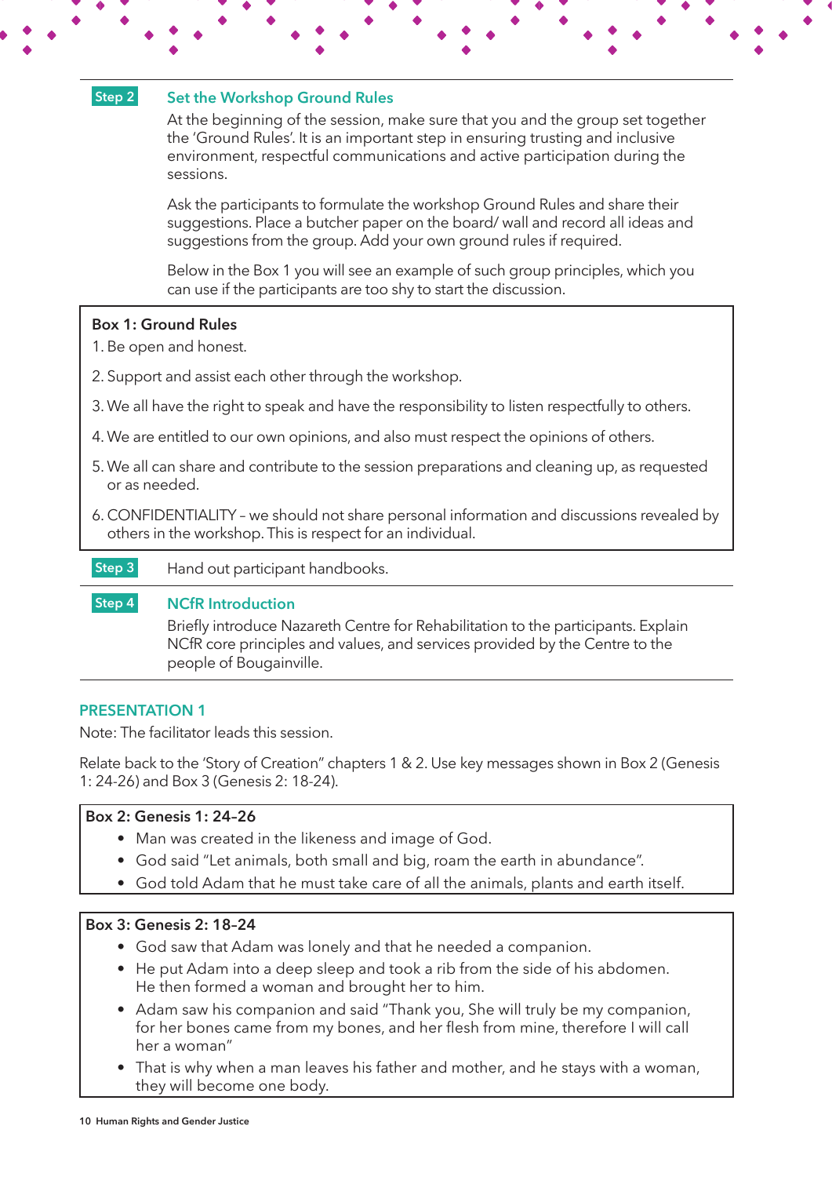**Step 2** **Set the Workshop Ground Rules**

At the beginning of the session, make sure that you and the group set together the 'Ground Rules'. It is an important step in ensuring trusting and inclusive environment, respectful communications and active participation during the sessions.

Ask the participants to formulate the workshop Ground Rules and share their suggestions. Place a butcher paper on the board/ wall and record all ideas and suggestions from the group. Add your own ground rules if required.

Below in the Box 1 you will see an example of such group principles, which you can use if the participants are too shy to start the discussion.

**Box 1: Ground Rules**

1. Be open and honest.
2. Support and assist each other through the workshop.
3. We all have the right to speak and have the responsibility to listen respectfully to others.
4. We are entitled to our own opinions, and also must respect the opinions of others.
5. We all can share and contribute to the session preparations and cleaning up, as requested or as needed.
6. CONFIDENTIALITY – we should not share personal information and discussions revealed by others in the workshop. This is respect for an individual.

**Step 3** Hand out participant handbooks.

**Step 4** **NCfR Introduction**

Briefly introduce Nazareth Centre for Rehabilitation to the participants. Explain NCfR core principles and values, and services provided by the Centre to the people of Bougainville.

## PRESENTATION 1

Note: The facilitator leads this session.

Relate back to the 'Story of Creation" chapters 1 & 2. Use key messages shown in Box 2 (Genesis 1: 24-26) and Box 3 (Genesis 2: 18-24).

**Box 2: Genesis 1: 24–26**

- Man was created in the likeness and image of God.
- God said "Let animals, both small and big, roam the earth in abundance".
- God told Adam that he must take care of all the animals, plants and earth itself.

**Box 3: Genesis 2: 18–24**

- God saw that Adam was lonely and that he needed a companion.
- He put Adam into a deep sleep and took a rib from the side of his abdomen. He then formed a woman and brought her to him.
- Adam saw his companion and said "Thank you, She will truly be my companion, for her bones came from my bones, and her flesh from mine, therefore I will call her a woman"
- That is why when a man leaves his father and mother, and he stays with a woman, they will become one body.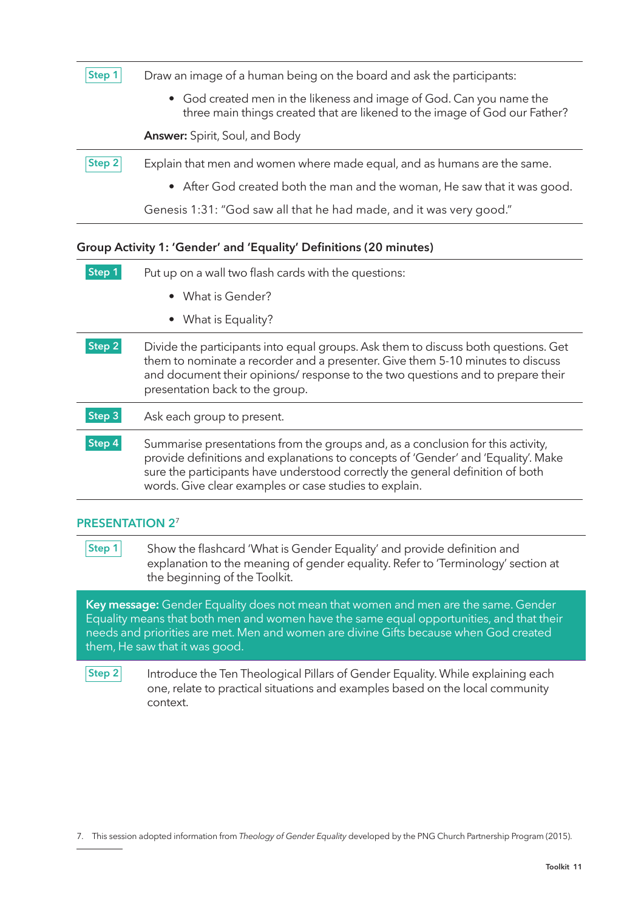| | |
|---|---|
| **Step 1** | Draw an image of a human being on the board and ask the participants:<br>• God created men in the likeness and image of God. Can you name the three main things created that are likened to the image of God our Father?<br>**Answer:** Spirit, Soul, and Body |
| **Step 2** | Explain that men and women where made equal, and as humans are the same.<br>• After God created both the man and the woman, He saw that it was good.<br>Genesis 1:31: "God saw all that he had made, and it was very good." |

### Group Activity 1: 'Gender' and 'Equality' Definitions (20 minutes)

| | |
|---|---|
| **Step 1** | Put up on a wall two flash cards with the questions:<br>• What is Gender?<br>• What is Equality? |
| **Step 2** | Divide the participants into equal groups. Ask them to discuss both questions. Get them to nominate a recorder and a presenter. Give them 5-10 minutes to discuss and document their opinions/ response to the two questions and to prepare their presentation back to the group. |
| **Step 3** | Ask each group to present. |
| **Step 4** | Summarise presentations from the groups and, as a conclusion for this activity, provide definitions and explanations to concepts of 'Gender' and 'Equality'. Make sure the participants have understood correctly the general definition of both words. Give clear examples or case studies to explain. |

## PRESENTATION 2[7]

| | |
|---|---|
| **Step 1** | Show the flashcard 'What is Gender Equality' and provide definition and explanation to the meaning of gender equality. Refer to 'Terminology' section at the beginning of the Toolkit. |

**Key message:** Gender Equality does not mean that women and men are the same. Gender Equality means that both men and women have the same equal opportunities, and that their needs and priorities are met. Men and women are divine Gifts because when God created them, He saw that it was good.

| | |
|---|---|
| **Step 2** | Introduce the Ten Theological Pillars of Gender Equality. While explaining each one, relate to practical situations and examples based on the local community context. |

7. This session adopted information from *Theology of Gender Equality* developed by the PNG Church Partnership Program (2015).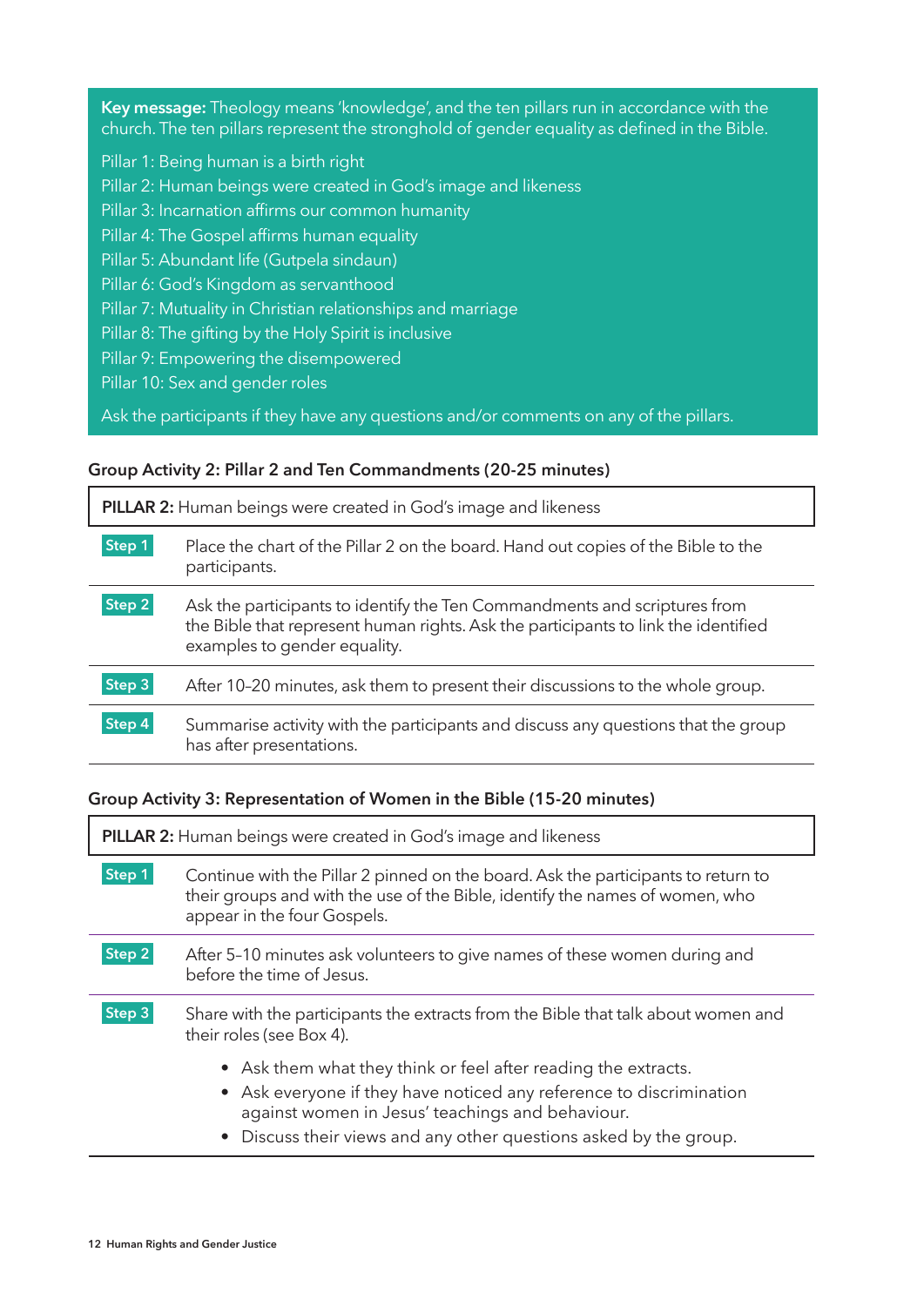**Key message:** Theology means 'knowledge', and the ten pillars run in accordance with the church. The ten pillars represent the stronghold of gender equality as defined in the Bible.

Pillar 1: Being human is a birth right
Pillar 2: Human beings were created in God's image and likeness
Pillar 3: Incarnation affirms our common humanity
Pillar 4: The Gospel affirms human equality
Pillar 5: Abundant life (Gutpela sindaun)
Pillar 6: God's Kingdom as servanthood
Pillar 7: Mutuality in Christian relationships and marriage
Pillar 8: The gifting by the Holy Spirit is inclusive
Pillar 9: Empowering the disempowered
Pillar 10: Sex and gender roles

Ask the participants if they have any questions and/or comments on any of the pillars.

### Group Activity 2: Pillar 2 and Ten Commandments (20-25 minutes)

| **PILLAR 2:** Human beings were created in God's image and likeness | |
|---|---|
| Step 1 | Place the chart of the Pillar 2 on the board. Hand out copies of the Bible to the participants. |
| Step 2 | Ask the participants to identify the Ten Commandments and scriptures from the Bible that represent human rights. Ask the participants to link the identified examples to gender equality. |
| Step 3 | After 10–20 minutes, ask them to present their discussions to the whole group. |
| Step 4 | Summarise activity with the participants and discuss any questions that the group has after presentations. |

### Group Activity 3: Representation of Women in the Bible (15-20 minutes)

| **PILLAR 2:** Human beings were created in God's image and likeness | |
|---|---|
| Step 1 | Continue with the Pillar 2 pinned on the board. Ask the participants to return to their groups and with the use of the Bible, identify the names of women, who appear in the four Gospels. |
| Step 2 | After 5–10 minutes ask volunteers to give names of these women during and before the time of Jesus. |
| Step 3 | Share with the participants the extracts from the Bible that talk about women and their roles (see Box 4).<br>• Ask them what they think or feel after reading the extracts.<br>• Ask everyone if they have noticed any reference to discrimination against women in Jesus' teachings and behaviour.<br>• Discuss their views and any other questions asked by the group. |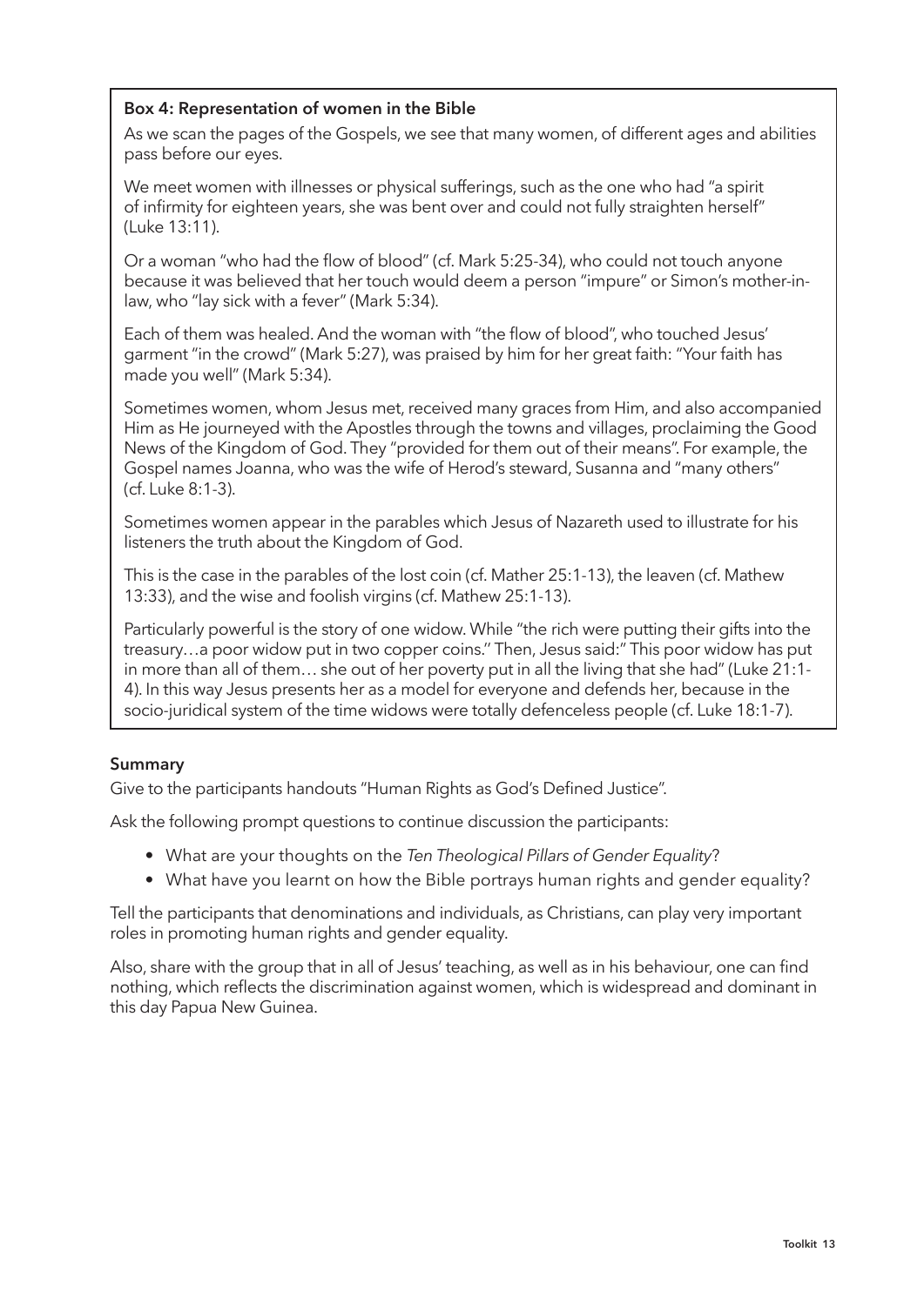**Box 4: Representation of women in the Bible**

As we scan the pages of the Gospels, we see that many women, of different ages and abilities pass before our eyes.

We meet women with illnesses or physical sufferings, such as the one who had "a spirit of infirmity for eighteen years, she was bent over and could not fully straighten herself" (Luke 13:11).

Or a woman "who had the flow of blood" (cf. Mark 5:25-34), who could not touch anyone because it was believed that her touch would deem a person "impure" or Simon's mother-in-law, who "lay sick with a fever" (Mark 5:34).

Each of them was healed. And the woman with "the flow of blood", who touched Jesus' garment "in the crowd" (Mark 5:27), was praised by him for her great faith: "Your faith has made you well" (Mark 5:34).

Sometimes women, whom Jesus met, received many graces from Him, and also accompanied Him as He journeyed with the Apostles through the towns and villages, proclaiming the Good News of the Kingdom of God. They "provided for them out of their means". For example, the Gospel names Joanna, who was the wife of Herod's steward, Susanna and "many others" (cf. Luke 8:1-3).

Sometimes women appear in the parables which Jesus of Nazareth used to illustrate for his listeners the truth about the Kingdom of God.

This is the case in the parables of the lost coin (cf. Mather 25:1-13), the leaven (cf. Mathew 13:33), and the wise and foolish virgins (cf. Mathew 25:1-13).

Particularly powerful is the story of one widow. While "the rich were putting their gifts into the treasury…a poor widow put in two copper coins." Then, Jesus said:" This poor widow has put in more than all of them… she out of her poverty put in all the living that she had" (Luke 21:1-4). In this way Jesus presents her as a model for everyone and defends her, because in the socio-juridical system of the time widows were totally defenceless people (cf. Luke 18:1-7).

**Summary**

Give to the participants handouts "Human Rights as God's Defined Justice".

Ask the following prompt questions to continue discussion the participants:

- What are your thoughts on the *Ten Theological Pillars of Gender Equality*?
- What have you learnt on how the Bible portrays human rights and gender equality?

Tell the participants that denominations and individuals, as Christians, can play very important roles in promoting human rights and gender equality.

Also, share with the group that in all of Jesus' teaching, as well as in his behaviour, one can find nothing, which reflects the discrimination against women, which is widespread and dominant in this day Papua New Guinea.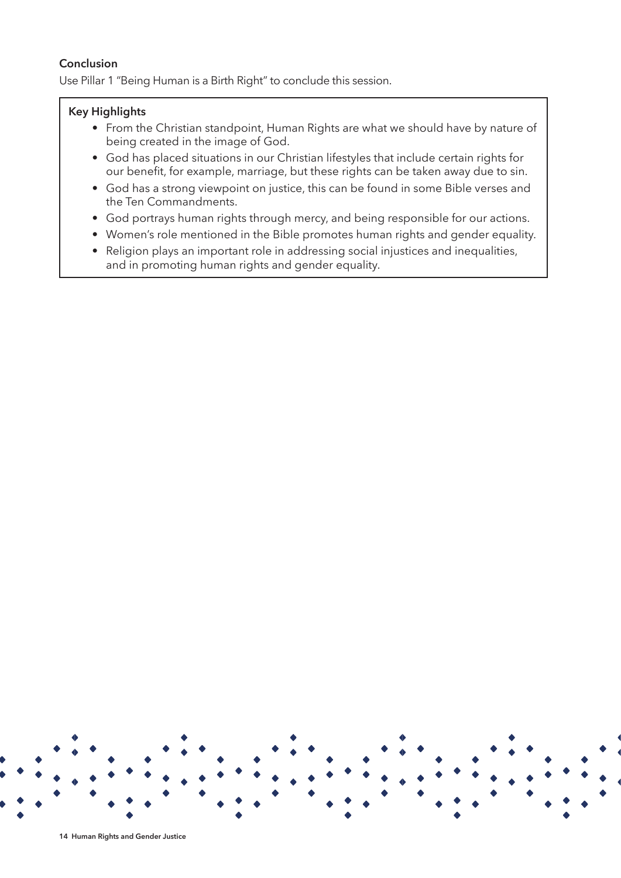### Conclusion

Use Pillar 1 "Being Human is a Birth Right" to conclude this session.

**Key Highlights**

- From the Christian standpoint, Human Rights are what we should have by nature of being created in the image of God.
- God has placed situations in our Christian lifestyles that include certain rights for our benefit, for example, marriage, but these rights can be taken away due to sin.
- God has a strong viewpoint on justice, this can be found in some Bible verses and the Ten Commandments.
- God portrays human rights through mercy, and being responsible for our actions.
- Women's role mentioned in the Bible promotes human rights and gender equality.
- Religion plays an important role in addressing social injustices and inequalities, and in promoting human rights and gender equality.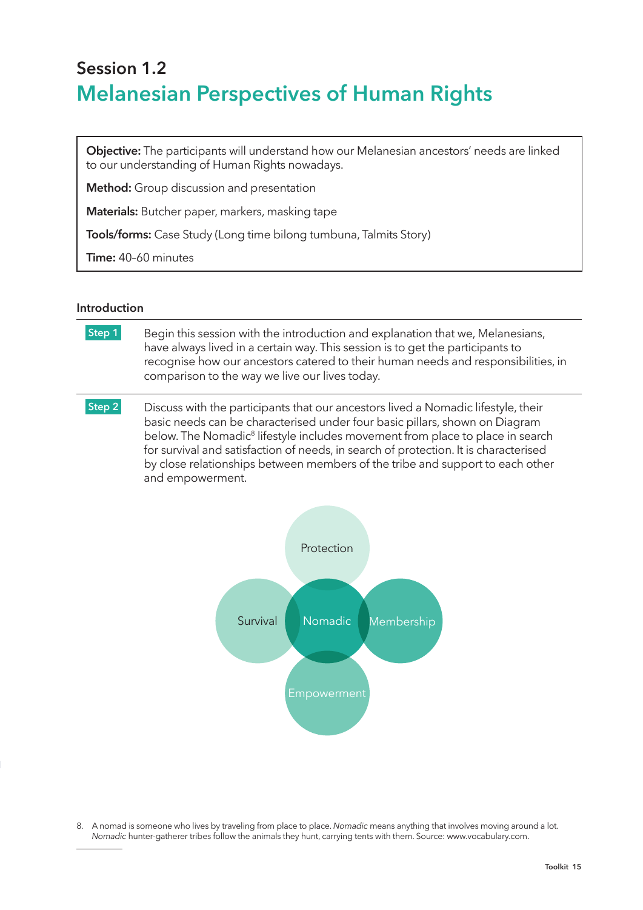## Session 1.2

# Melanesian Perspectives of Human Rights

**Objective:** The participants will understand how our Melanesian ancestors' needs are linked to our understanding of Human Rights nowadays.

**Method:** Group discussion and presentation

**Materials:** Butcher paper, markers, masking tape

**Tools/forms:** Case Study (Long time bilong tumbuna, Talmits Story)

**Time:** 40–60 minutes

### Introduction

**Step 1** Begin this session with the introduction and explanation that we, Melanesians, have always lived in a certain way. This session is to get the participants to recognise how our ancestors catered to their human needs and responsibilities, in comparison to the way we live our lives today.

**Step 2** Discuss with the participants that our ancestors lived a Nomadic lifestyle, their basic needs can be characterised under four basic pillars, shown on Diagram below. The Nomadic[8] lifestyle includes movement from place to place in search for survival and satisfaction of needs, in search of protection. It is characterised by close relationships between members of the tribe and support to each other and empowerment.

Protection

Survival

Nomadic

Membership

Empowerment

8. A nomad is someone who lives by traveling from place to place. *Nomadic* means anything that involves moving around a lot. *Nomadic* hunter-gatherer tribes follow the animals they hunt, carrying tents with them. Source: www.vocabulary.com.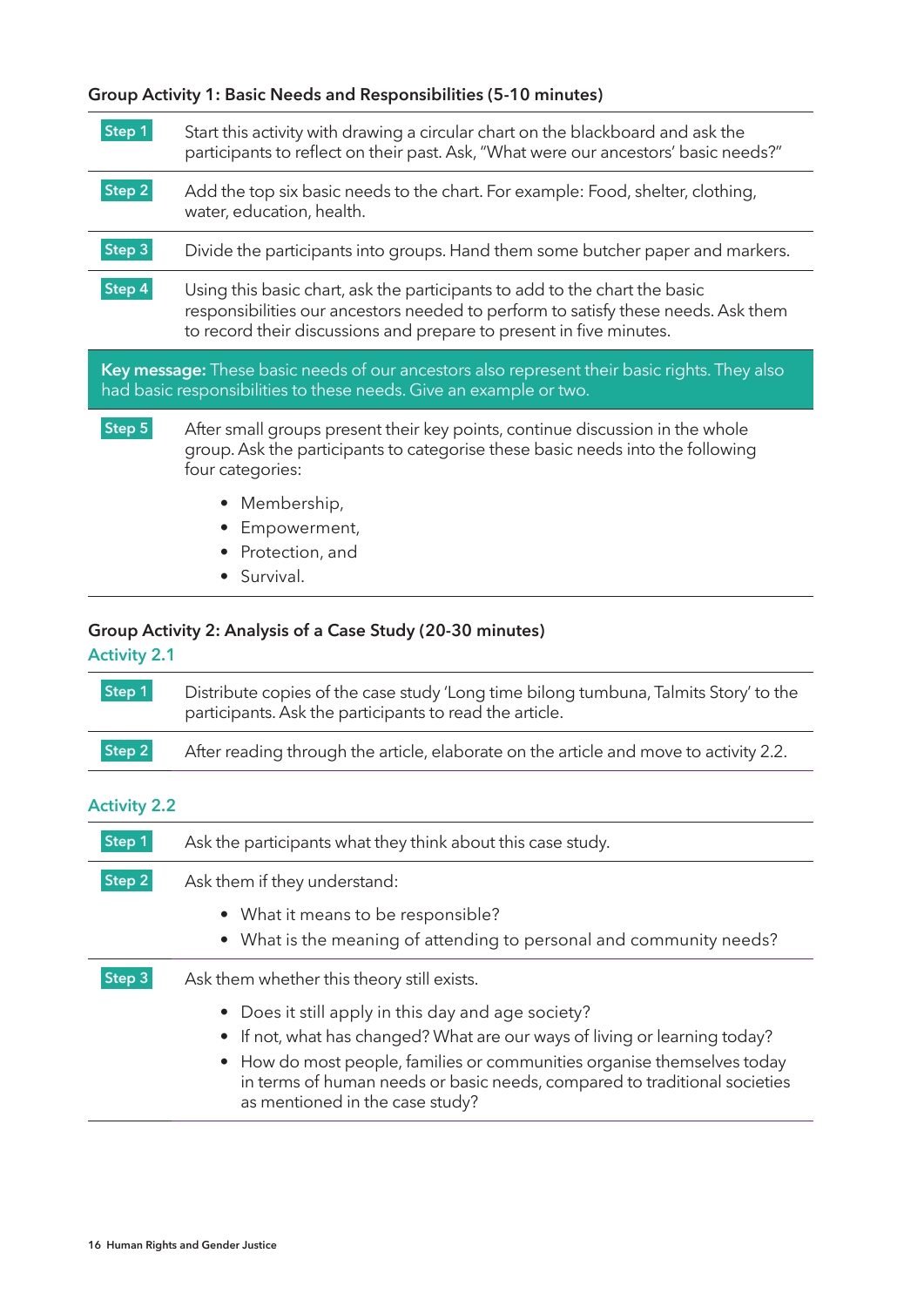### Group Activity 1: Basic Needs and Responsibilities (5-10 minutes)

**Step 1** Start this activity with drawing a circular chart on the blackboard and ask the participants to reflect on their past. Ask, "What were our ancestors' basic needs?"

**Step 2** Add the top six basic needs to the chart. For example: Food, shelter, clothing, water, education, health.

**Step 3** Divide the participants into groups. Hand them some butcher paper and markers.

**Step 4** Using this basic chart, ask the participants to add to the chart the basic responsibilities our ancestors needed to perform to satisfy these needs. Ask them to record their discussions and prepare to present in five minutes.

**Key message:** These basic needs of our ancestors also represent their basic rights. They also had basic responsibilities to these needs. Give an example or two.

**Step 5** After small groups present their key points, continue discussion in the whole group. Ask the participants to categorise these basic needs into the following four categories:

- Membership,
- Empowerment,
- Protection, and
- Survival.

### Group Activity 2: Analysis of a Case Study (20-30 minutes)

#### Activity 2.1

**Step 1** Distribute copies of the case study 'Long time bilong tumbuna, Talmits Story' to the participants. Ask the participants to read the article.

**Step 2** After reading through the article, elaborate on the article and move to activity 2.2.

#### Activity 2.2

**Step 1** Ask the participants what they think about this case study.

**Step 2** Ask them if they understand:

- What it means to be responsible?
- What is the meaning of attending to personal and community needs?

**Step 3** Ask them whether this theory still exists.

- Does it still apply in this day and age society?
- If not, what has changed? What are our ways of living or learning today?
- How do most people, families or communities organise themselves today in terms of human needs or basic needs, compared to traditional societies as mentioned in the case study?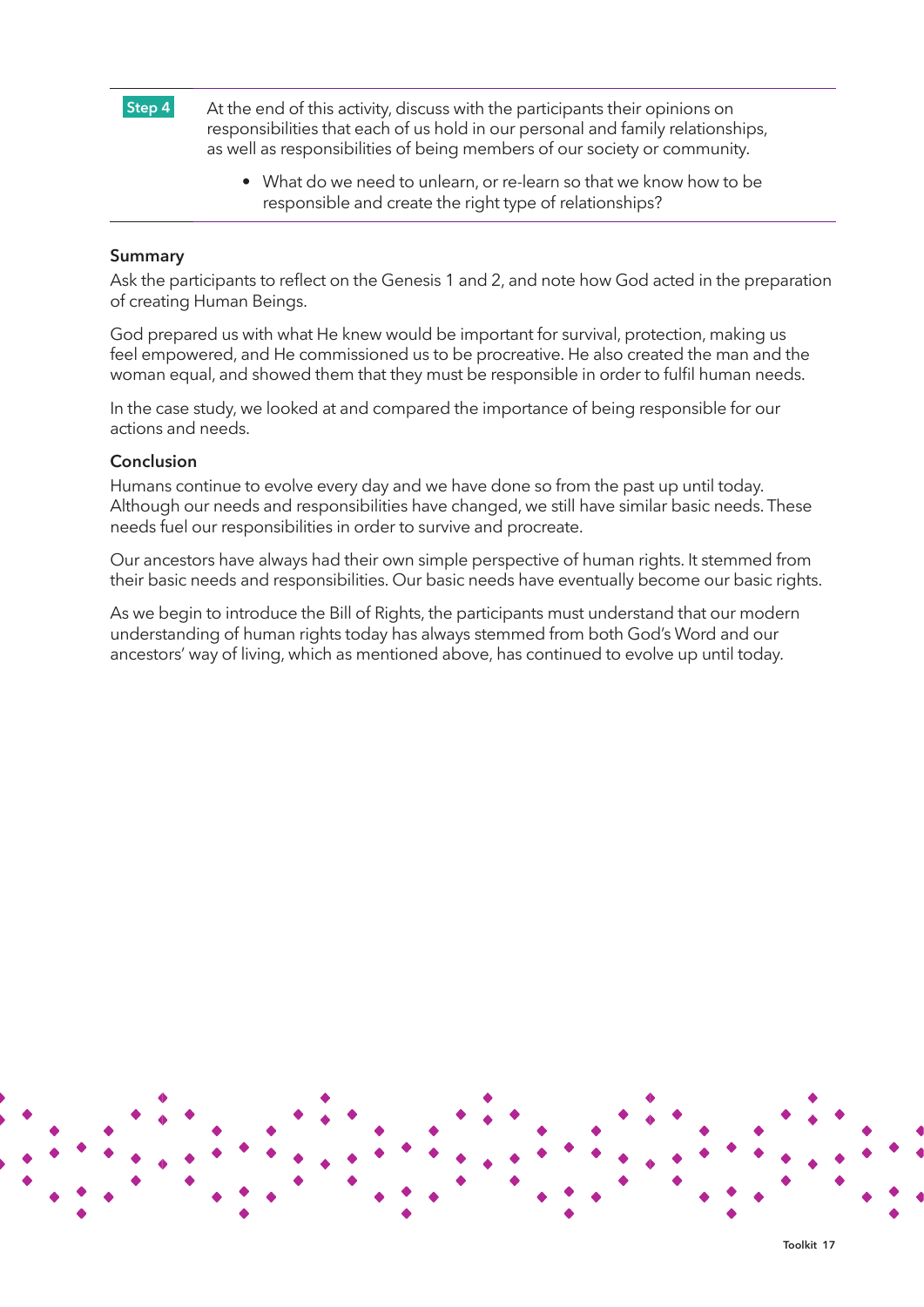**Step 4** At the end of this activity, discuss with the participants their opinions on responsibilities that each of us hold in our personal and family relationships, as well as responsibilities of being members of our society or community.

- What do we need to unlearn, or re-learn so that we know how to be responsible and create the right type of relationships?

### Summary

Ask the participants to reflect on the Genesis 1 and 2, and note how God acted in the preparation of creating Human Beings.

God prepared us with what He knew would be important for survival, protection, making us feel empowered, and He commissioned us to be procreative. He also created the man and the woman equal, and showed them that they must be responsible in order to fulfil human needs.

In the case study, we looked at and compared the importance of being responsible for our actions and needs.

### Conclusion

Humans continue to evolve every day and we have done so from the past up until today. Although our needs and responsibilities have changed, we still have similar basic needs. These needs fuel our responsibilities in order to survive and procreate.

Our ancestors have always had their own simple perspective of human rights. It stemmed from their basic needs and responsibilities. Our basic needs have eventually become our basic rights.

As we begin to introduce the Bill of Rights, the participants must understand that our modern understanding of human rights today has always stemmed from both God's Word and our ancestors' way of living, which as mentioned above, has continued to evolve up until today.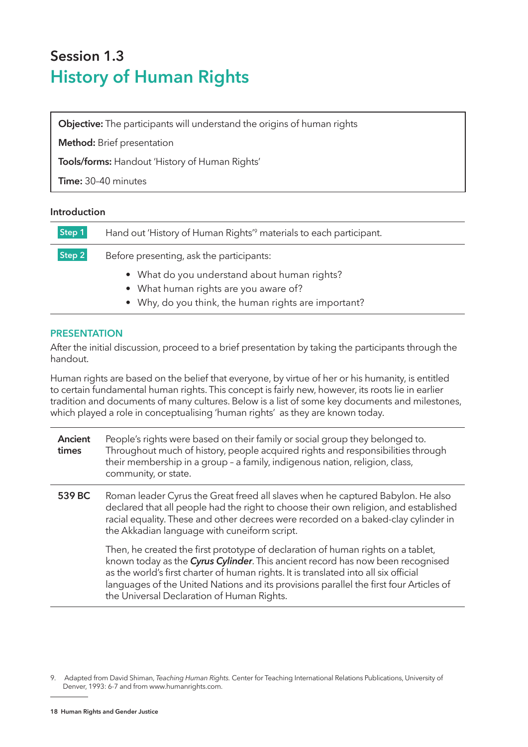## Session 1.3
# History of Human Rights

| |
|---|
| **Objective:** The participants will understand the origins of human rights |
| **Method:** Brief presentation |
| **Tools/forms:** Handout 'History of Human Rights' |
| **Time:** 30–40 minutes |

### Introduction

| | |
|---|---|
| **Step 1** | Hand out 'History of Human Rights'[9] materials to each participant. |
| **Step 2** | Before presenting, ask the participants:<br>• What do you understand about human rights?<br>• What human rights are you aware of?<br>• Why, do you think, the human rights are important? |

### PRESENTATION

After the initial discussion, proceed to a brief presentation by taking the participants through the handout.

Human rights are based on the belief that everyone, by virtue of her or his humanity, is entitled to certain fundamental human rights. This concept is fairly new, however, its roots lie in earlier tradition and documents of many cultures. Below is a list of some key documents and milestones, which played a role in conceptualising 'human rights' as they are known today.

| | |
|---|---|
| **Ancient times** | People's rights were based on their family or social group they belonged to. Throughout much of history, people acquired rights and responsibilities through their membership in a group – a family, indigenous nation, religion, class, community, or state. |
| **539 BC** | Roman leader Cyrus the Great freed all slaves when he captured Babylon. He also declared that all people had the right to choose their own religion, and established racial equality. These and other decrees were recorded on a baked-clay cylinder in the Akkadian language with cuneiform script.<br><br>Then, he created the first prototype of declaration of human rights on a tablet, known today as the ***Cyrus Cylinder***. This ancient record has now been recognised as the world's first charter of human rights. It is translated into all six official languages of the United Nations and its provisions parallel the first four Articles of the Universal Declaration of Human Rights. |

9. Adapted from David Shiman, *Teaching Human Rights.* Center for Teaching International Relations Publications, University of Denver, 1993: 6-7 and from www.humanrights.com.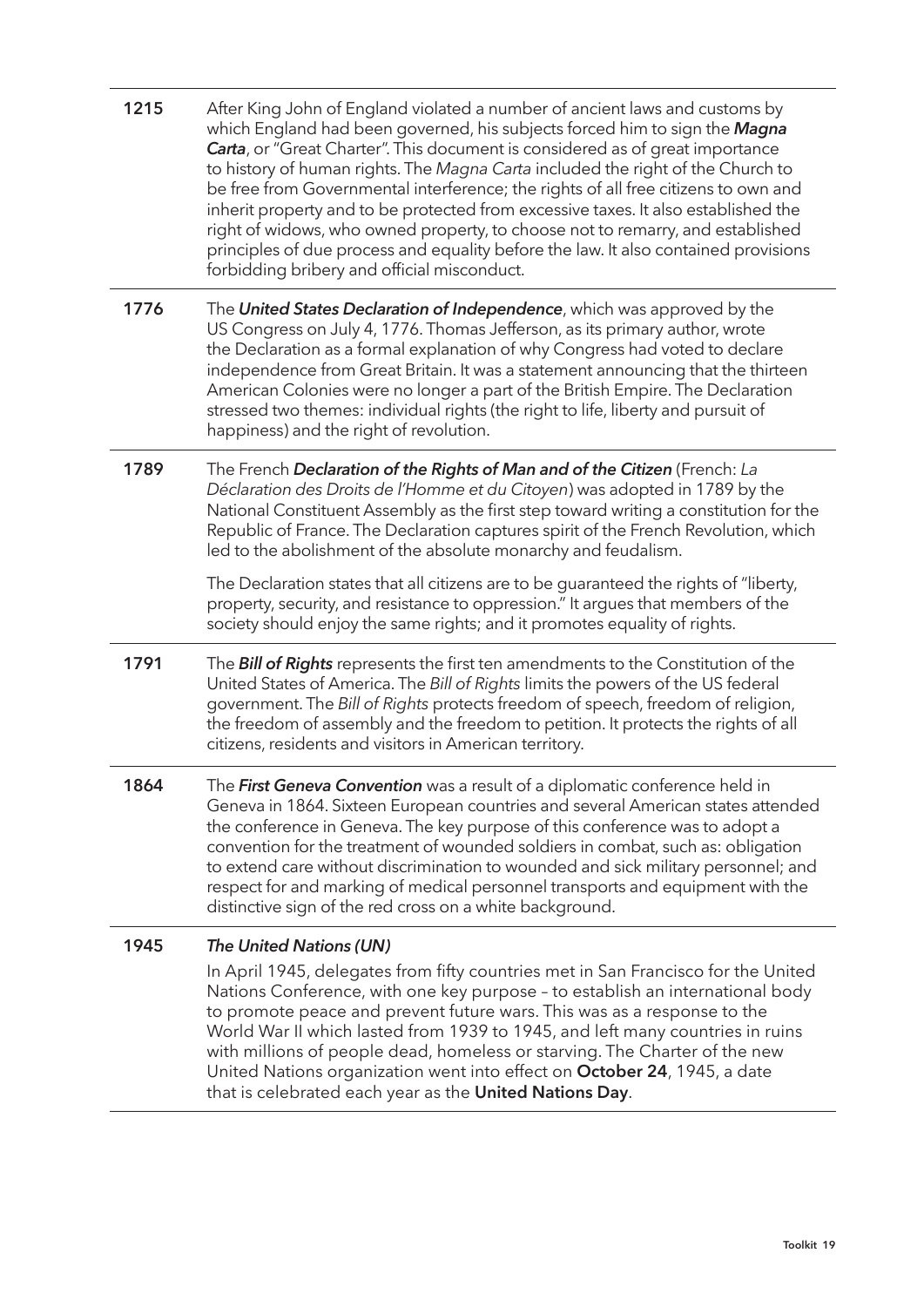| | |
|---|---|
| **1215** | After King John of England violated a number of ancient laws and customs by which England had been governed, his subjects forced him to sign the ***Magna Carta***, or "Great Charter". This document is considered as of great importance to history of human rights. The *Magna Carta* included the right of the Church to be free from Governmental interference; the rights of all free citizens to own and inherit property and to be protected from excessive taxes. It also established the right of widows, who owned property, to choose not to remarry, and established principles of due process and equality before the law. It also contained provisions forbidding bribery and official misconduct. |
| **1776** | The ***United States Declaration of Independence***, which was approved by the US Congress on July 4, 1776. Thomas Jefferson, as its primary author, wrote the Declaration as a formal explanation of why Congress had voted to declare independence from Great Britain. It was a statement announcing that the thirteen American Colonies were no longer a part of the British Empire. The Declaration stressed two themes: individual rights (the right to life, liberty and pursuit of happiness) and the right of revolution. |
| **1789** | The French ***Declaration of the Rights of Man and of the Citizen*** (French: *La Déclaration des Droits de l'Homme et du Citoyen*) was adopted in 1789 by the National Constituent Assembly as the first step toward writing a constitution for the Republic of France. The Declaration captures spirit of the French Revolution, which led to the abolishment of the absolute monarchy and feudalism.<br><br>The Declaration states that all citizens are to be guaranteed the rights of "liberty, property, security, and resistance to oppression." It argues that members of the society should enjoy the same rights; and it promotes equality of rights. |
| **1791** | The ***Bill of Rights*** represents the first ten amendments to the Constitution of the United States of America. The *Bill of Rights* limits the powers of the US federal government. The *Bill of Rights* protects freedom of speech, freedom of religion, the freedom of assembly and the freedom to petition. It protects the rights of all citizens, residents and visitors in American territory. |
| **1864** | The ***First Geneva Convention*** was a result of a diplomatic conference held in Geneva in 1864. Sixteen European countries and several American states attended the conference in Geneva. The key purpose of this conference was to adopt a convention for the treatment of wounded soldiers in combat, such as: obligation to extend care without discrimination to wounded and sick military personnel; and respect for and marking of medical personnel transports and equipment with the distinctive sign of the red cross on a white background. |
| **1945** | ***The United Nations (UN)***<br><br>In April 1945, delegates from fifty countries met in San Francisco for the United Nations Conference, with one key purpose – to establish an international body to promote peace and prevent future wars. This was as a response to the World War II which lasted from 1939 to 1945, and left many countries in ruins with millions of people dead, homeless or starving. The Charter of the new United Nations organization went into effect on **October 24**, 1945, a date that is celebrated each year as the **United Nations Day**. |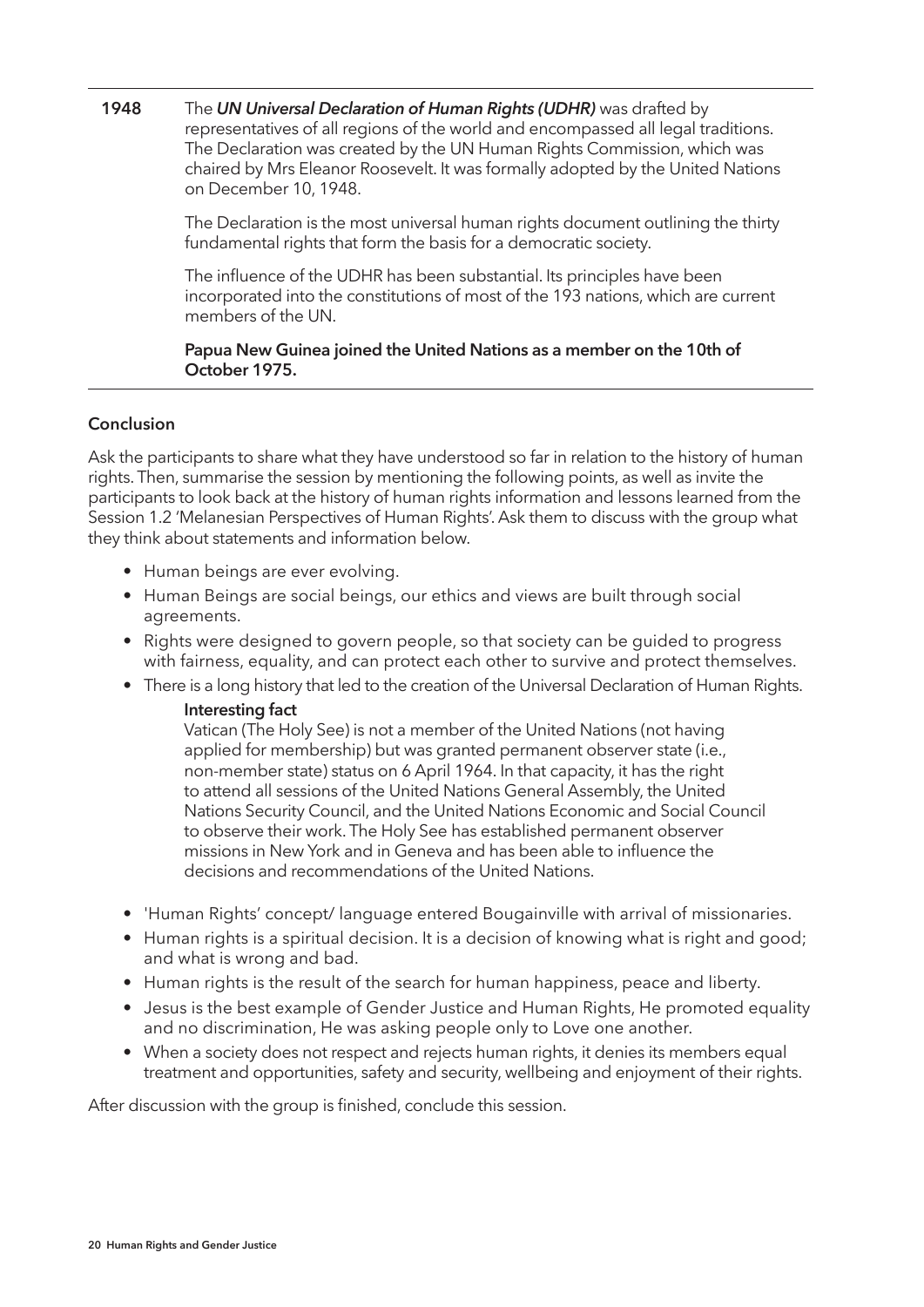**1948** The ***UN Universal Declaration of Human Rights (UDHR)*** was drafted by representatives of all regions of the world and encompassed all legal traditions. The Declaration was created by the UN Human Rights Commission, which was chaired by Mrs Eleanor Roosevelt. It was formally adopted by the United Nations on December 10, 1948.

The Declaration is the most universal human rights document outlining the thirty fundamental rights that form the basis for a democratic society.

The influence of the UDHR has been substantial. Its principles have been incorporated into the constitutions of most of the 193 nations, which are current members of the UN.

**Papua New Guinea joined the United Nations as a member on the 10th of October 1975.**

### Conclusion

Ask the participants to share what they have understood so far in relation to the history of human rights. Then, summarise the session by mentioning the following points, as well as invite the participants to look back at the history of human rights information and lessons learned from the Session 1.2 'Melanesian Perspectives of Human Rights'. Ask them to discuss with the group what they think about statements and information below.

- Human beings are ever evolving.
- Human Beings are social beings, our ethics and views are built through social agreements.
- Rights were designed to govern people, so that society can be guided to progress with fairness, equality, and can protect each other to survive and protect themselves.
- There is a long history that led to the creation of the Universal Declaration of Human Rights.

  **Interesting fact**

  Vatican (The Holy See) is not a member of the United Nations (not having applied for membership) but was granted permanent observer state (i.e., non-member state) status on 6 April 1964. In that capacity, it has the right to attend all sessions of the United Nations General Assembly, the United Nations Security Council, and the United Nations Economic and Social Council to observe their work. The Holy See has established permanent observer missions in New York and in Geneva and has been able to influence the decisions and recommendations of the United Nations.

- 'Human Rights' concept/ language entered Bougainville with arrival of missionaries.
- Human rights is a spiritual decision. It is a decision of knowing what is right and good; and what is wrong and bad.
- Human rights is the result of the search for human happiness, peace and liberty.
- Jesus is the best example of Gender Justice and Human Rights, He promoted equality and no discrimination, He was asking people only to Love one another.
- When a society does not respect and rejects human rights, it denies its members equal treatment and opportunities, safety and security, wellbeing and enjoyment of their rights.

After discussion with the group is finished, conclude this session.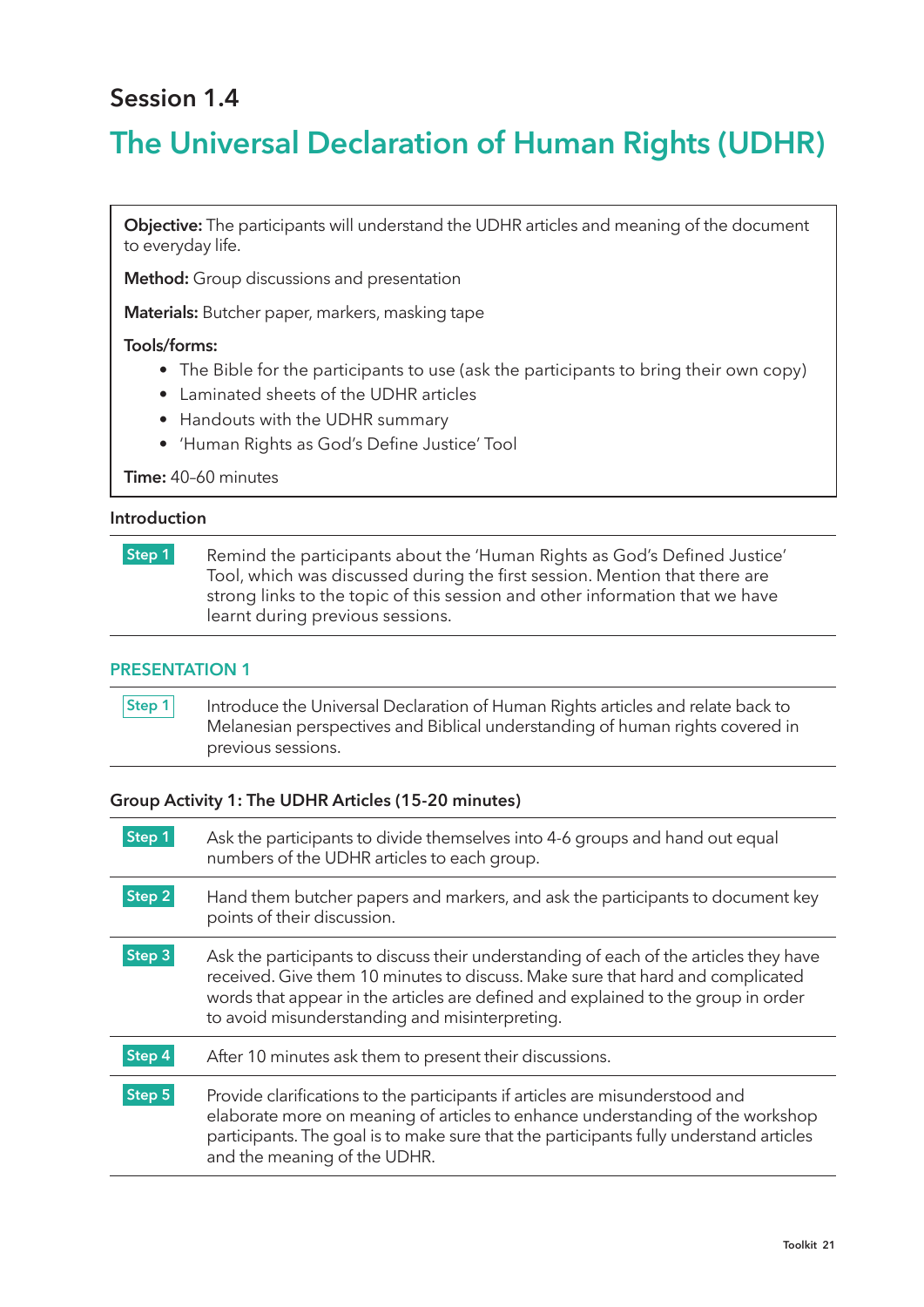## Session 1.4

# The Universal Declaration of Human Rights (UDHR)

**Objective:** The participants will understand the UDHR articles and meaning of the document to everyday life.

**Method:** Group discussions and presentation

**Materials:** Butcher paper, markers, masking tape

**Tools/forms:**

- The Bible for the participants to use (ask the participants to bring their own copy)
- Laminated sheets of the UDHR articles
- Handouts with the UDHR summary
- 'Human Rights as God's Define Justice' Tool

**Time:** 40–60 minutes

### Introduction

**Step 1** Remind the participants about the 'Human Rights as God's Defined Justice' Tool, which was discussed during the first session. Mention that there are strong links to the topic of this session and other information that we have learnt during previous sessions.

### PRESENTATION 1

**Step 1** Introduce the Universal Declaration of Human Rights articles and relate back to Melanesian perspectives and Biblical understanding of human rights covered in previous sessions.

### Group Activity 1: The UDHR Articles (15-20 minutes)

**Step 1** Ask the participants to divide themselves into 4-6 groups and hand out equal numbers of the UDHR articles to each group.

**Step 2** Hand them butcher papers and markers, and ask the participants to document key points of their discussion.

**Step 3** Ask the participants to discuss their understanding of each of the articles they have received. Give them 10 minutes to discuss. Make sure that hard and complicated words that appear in the articles are defined and explained to the group in order to avoid misunderstanding and misinterpreting.

**Step 4** After 10 minutes ask them to present their discussions.

**Step 5** Provide clarifications to the participants if articles are misunderstood and elaborate more on meaning of articles to enhance understanding of the workshop participants. The goal is to make sure that the participants fully understand articles and the meaning of the UDHR.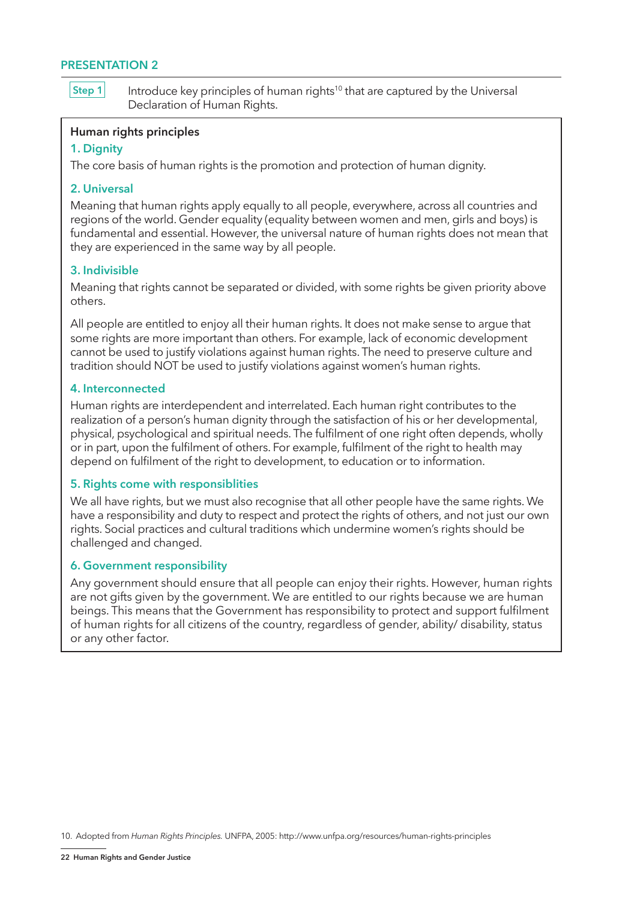## PRESENTATION 2

**Step 1** Introduce key principles of human rights[10] that are captured by the Universal Declaration of Human Rights.

### Human rights principles

#### 1. Dignity

The core basis of human rights is the promotion and protection of human dignity.

#### 2. Universal

Meaning that human rights apply equally to all people, everywhere, across all countries and regions of the world. Gender equality (equality between women and men, girls and boys) is fundamental and essential. However, the universal nature of human rights does not mean that they are experienced in the same way by all people.

#### 3. Indivisible

Meaning that rights cannot be separated or divided, with some rights be given priority above others.

All people are entitled to enjoy all their human rights. It does not make sense to argue that some rights are more important than others. For example, lack of economic development cannot be used to justify violations against human rights. The need to preserve culture and tradition should NOT be used to justify violations against women's human rights.

#### 4. Interconnected

Human rights are interdependent and interrelated. Each human right contributes to the realization of a person's human dignity through the satisfaction of his or her developmental, physical, psychological and spiritual needs. The fulfilment of one right often depends, wholly or in part, upon the fulfilment of others. For example, fulfilment of the right to health may depend on fulfilment of the right to development, to education or to information.

#### 5. Rights come with responsiblities

We all have rights, but we must also recognise that all other people have the same rights. We have a responsibility and duty to respect and protect the rights of others, and not just our own rights. Social practices and cultural traditions which undermine women's rights should be challenged and changed.

#### 6. Government responsibility

Any government should ensure that all people can enjoy their rights. However, human rights are not gifts given by the government. We are entitled to our rights because we are human beings. This means that the Government has responsibility to protect and support fulfilment of human rights for all citizens of the country, regardless of gender, ability/ disability, status or any other factor.

10. Adopted from *Human Rights Principles.* UNFPA, 2005: http://www.unfpa.org/resources/human-rights-principles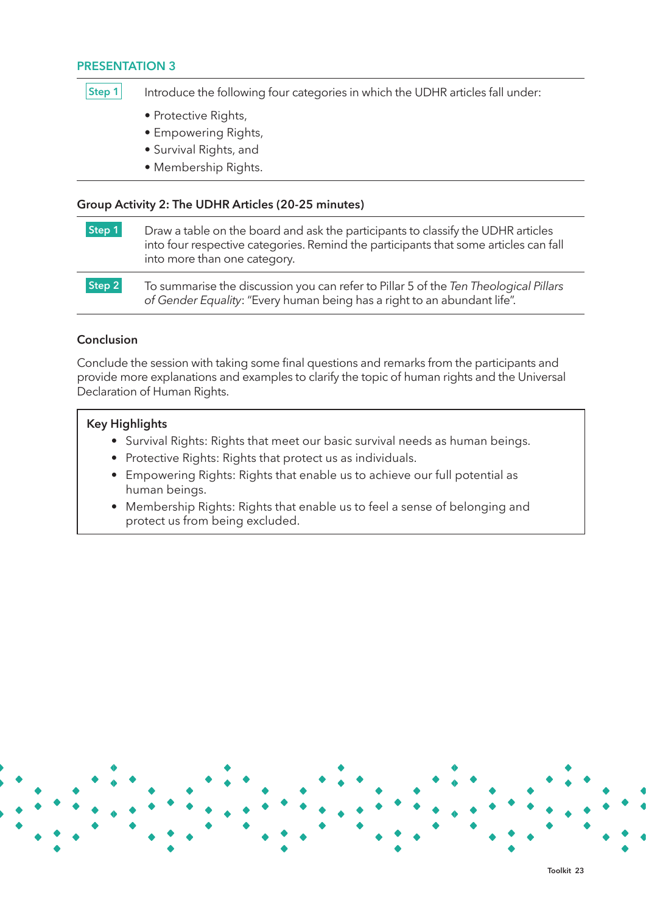## PRESENTATION 3

**Step 1** Introduce the following four categories in which the UDHR articles fall under:

- Protective Rights,
- Empowering Rights,
- Survival Rights, and
- Membership Rights.

### Group Activity 2: The UDHR Articles (20-25 minutes)

**Step 1** Draw a table on the board and ask the participants to classify the UDHR articles into four respective categories. Remind the participants that some articles can fall into more than one category.

**Step 2** To summarise the discussion you can refer to Pillar 5 of the *Ten Theological Pillars of Gender Equality*: "Every human being has a right to an abundant life".

### Conclusion

Conclude the session with taking some final questions and remarks from the participants and provide more explanations and examples to clarify the topic of human rights and the Universal Declaration of Human Rights.

**Key Highlights**

- Survival Rights: Rights that meet our basic survival needs as human beings.
- Protective Rights: Rights that protect us as individuals.
- Empowering Rights: Rights that enable us to achieve our full potential as human beings.
- Membership Rights: Rights that enable us to feel a sense of belonging and protect us from being excluded.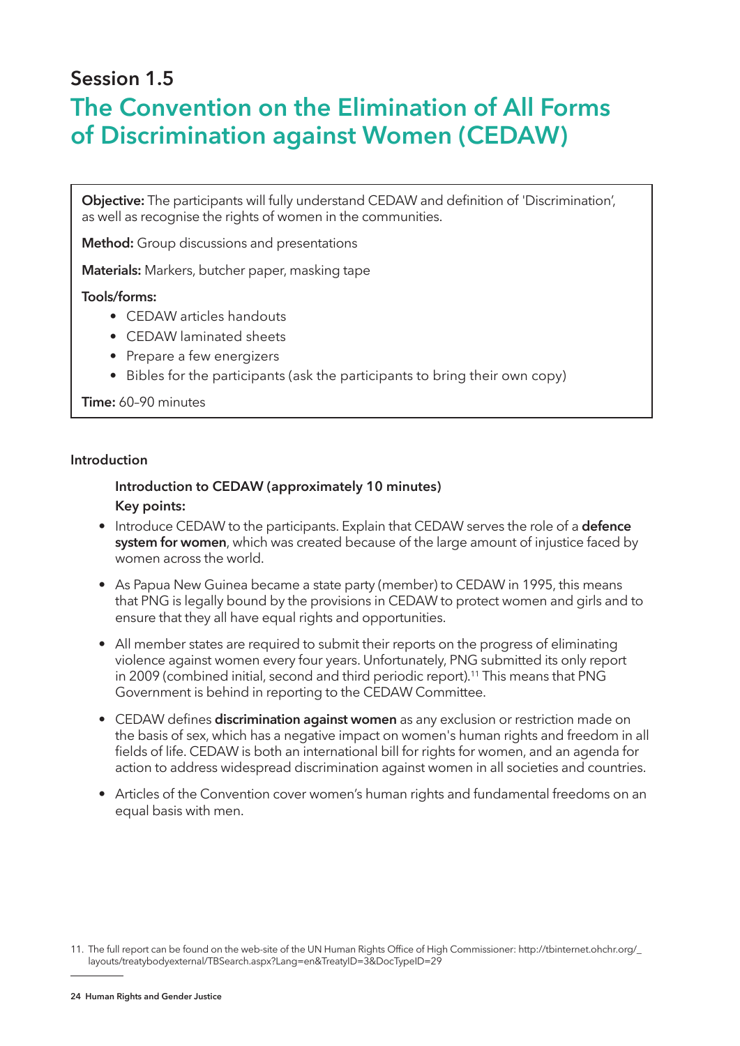## Session 1.5

# The Convention on the Elimination of All Forms of Discrimination against Women (CEDAW)

**Objective:** The participants will fully understand CEDAW and definition of 'Discrimination', as well as recognise the rights of women in the communities.

**Method:** Group discussions and presentations

**Materials:** Markers, butcher paper, masking tape

**Tools/forms:**

- CEDAW articles handouts
- CEDAW laminated sheets
- Prepare a few energizers
- Bibles for the participants (ask the participants to bring their own copy)

**Time:** 60–90 minutes

### Introduction

**Introduction to CEDAW (approximately 10 minutes)**

**Key points:**

- Introduce CEDAW to the participants. Explain that CEDAW serves the role of a **defence system for women**, which was created because of the large amount of injustice faced by women across the world.
- As Papua New Guinea became a state party (member) to CEDAW in 1995, this means that PNG is legally bound by the provisions in CEDAW to protect women and girls and to ensure that they all have equal rights and opportunities.
- All member states are required to submit their reports on the progress of eliminating violence against women every four years. Unfortunately, PNG submitted its only report in 2009 (combined initial, second and third periodic report).[11] This means that PNG Government is behind in reporting to the CEDAW Committee.
- CEDAW defines **discrimination against women** as any exclusion or restriction made on the basis of sex, which has a negative impact on women's human rights and freedom in all fields of life. CEDAW is both an international bill for rights for women, and an agenda for action to address widespread discrimination against women in all societies and countries.
- Articles of the Convention cover women's human rights and fundamental freedoms on an equal basis with men.

11. The full report can be found on the web-site of the UN Human Rights Office of High Commissioner: http://tbinternet.ohchr.org/_layouts/treatybodyexternal/TBSearch.aspx?Lang=en&TreatyID=3&DocTypeID=29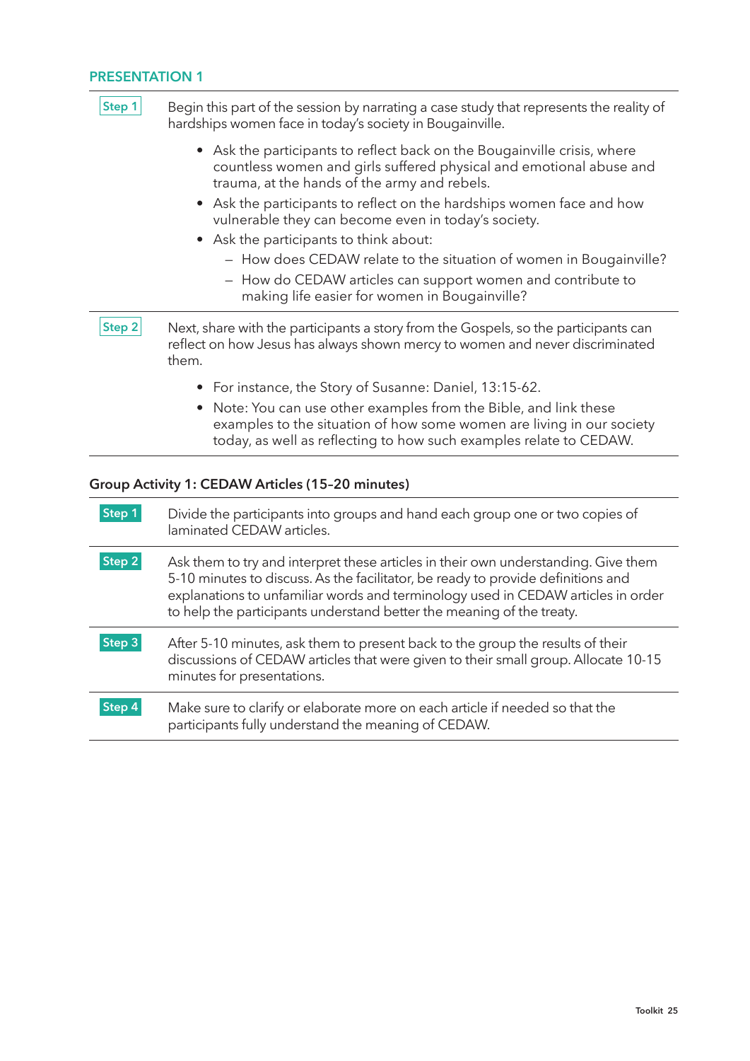## PRESENTATION 1

**Step 1** Begin this part of the session by narrating a case study that represents the reality of hardships women face in today's society in Bougainville.

- Ask the participants to reflect back on the Bougainville crisis, where countless women and girls suffered physical and emotional abuse and trauma, at the hands of the army and rebels.
- Ask the participants to reflect on the hardships women face and how vulnerable they can become even in today's society.
- Ask the participants to think about:
  - How does CEDAW relate to the situation of women in Bougainville?
  - How do CEDAW articles can support women and contribute to making life easier for women in Bougainville?

**Step 2** Next, share with the participants a story from the Gospels, so the participants can reflect on how Jesus has always shown mercy to women and never discriminated them.

- For instance, the Story of Susanne: Daniel, 13:15-62.
- Note: You can use other examples from the Bible, and link these examples to the situation of how some women are living in our society today, as well as reflecting to how such examples relate to CEDAW.

### Group Activity 1: CEDAW Articles (15–20 minutes)

**Step 1** Divide the participants into groups and hand each group one or two copies of laminated CEDAW articles.

**Step 2** Ask them to try and interpret these articles in their own understanding. Give them 5-10 minutes to discuss. As the facilitator, be ready to provide definitions and explanations to unfamiliar words and terminology used in CEDAW articles in order to help the participants understand better the meaning of the treaty.

**Step 3** After 5-10 minutes, ask them to present back to the group the results of their discussions of CEDAW articles that were given to their small group. Allocate 10-15 minutes for presentations.

**Step 4** Make sure to clarify or elaborate more on each article if needed so that the participants fully understand the meaning of CEDAW.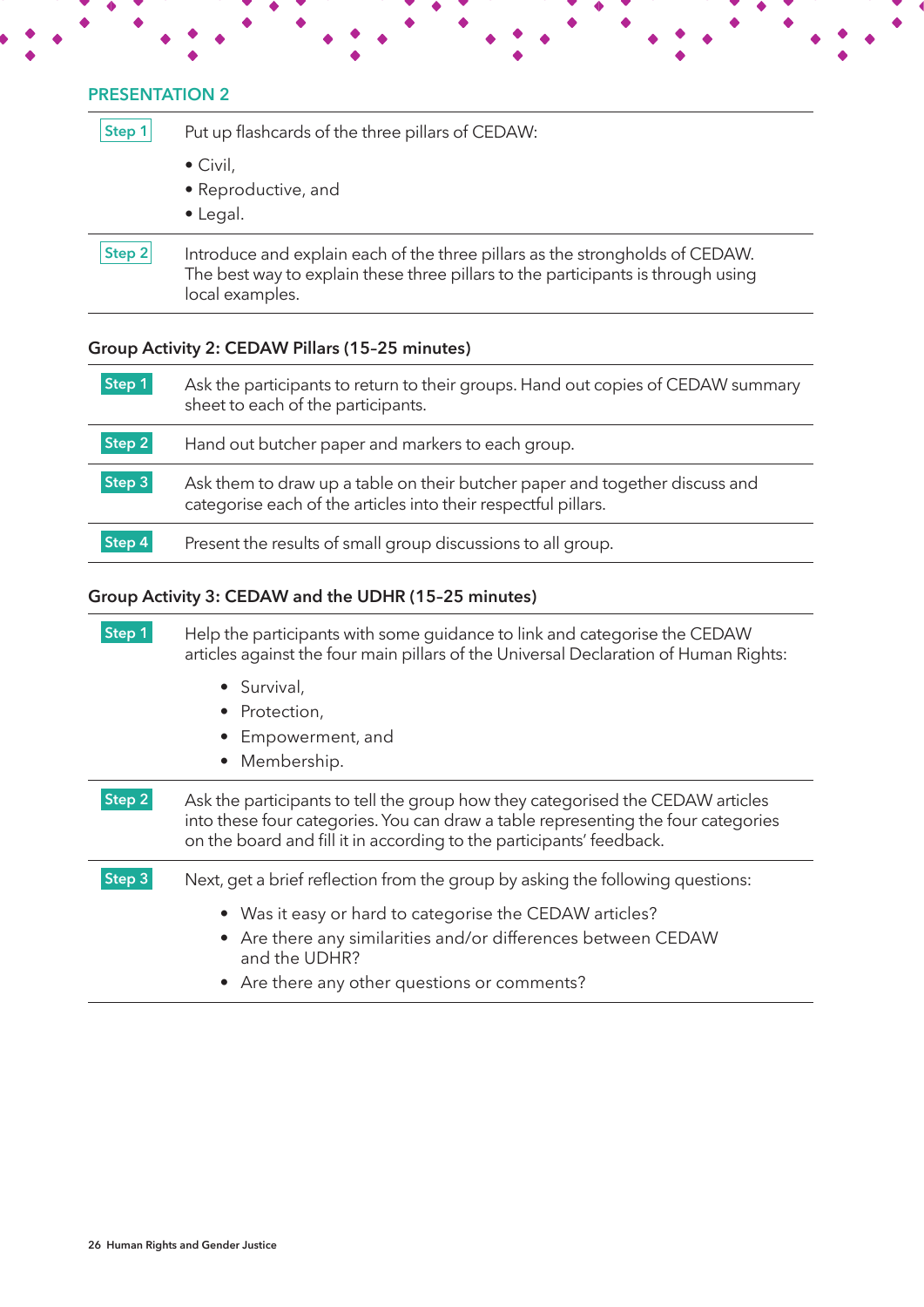## PRESENTATION 2

| | |
|---|---|
| Step 1 | Put up flashcards of the three pillars of CEDAW:<br>• Civil,<br>• Reproductive, and<br>• Legal. |
| Step 2 | Introduce and explain each of the three pillars as the strongholds of CEDAW. The best way to explain these three pillars to the participants is through using local examples. |

### Group Activity 2: CEDAW Pillars (15–25 minutes)

| | |
|---|---|
| Step 1 | Ask the participants to return to their groups. Hand out copies of CEDAW summary sheet to each of the participants. |
| Step 2 | Hand out butcher paper and markers to each group. |
| Step 3 | Ask them to draw up a table on their butcher paper and together discuss and categorise each of the articles into their respectful pillars. |
| Step 4 | Present the results of small group discussions to all group. |

### Group Activity 3: CEDAW and the UDHR (15–25 minutes)

| | |
|---|---|
| Step 1 | Help the participants with some guidance to link and categorise the CEDAW articles against the four main pillars of the Universal Declaration of Human Rights:<br>• Survival,<br>• Protection,<br>• Empowerment, and<br>• Membership. |
| Step 2 | Ask the participants to tell the group how they categorised the CEDAW articles into these four categories. You can draw a table representing the four categories on the board and fill it in according to the participants' feedback. |
| Step 3 | Next, get a brief reflection from the group by asking the following questions:<br>• Was it easy or hard to categorise the CEDAW articles?<br>• Are there any similarities and/or differences between CEDAW and the UDHR?<br>• Are there any other questions or comments? |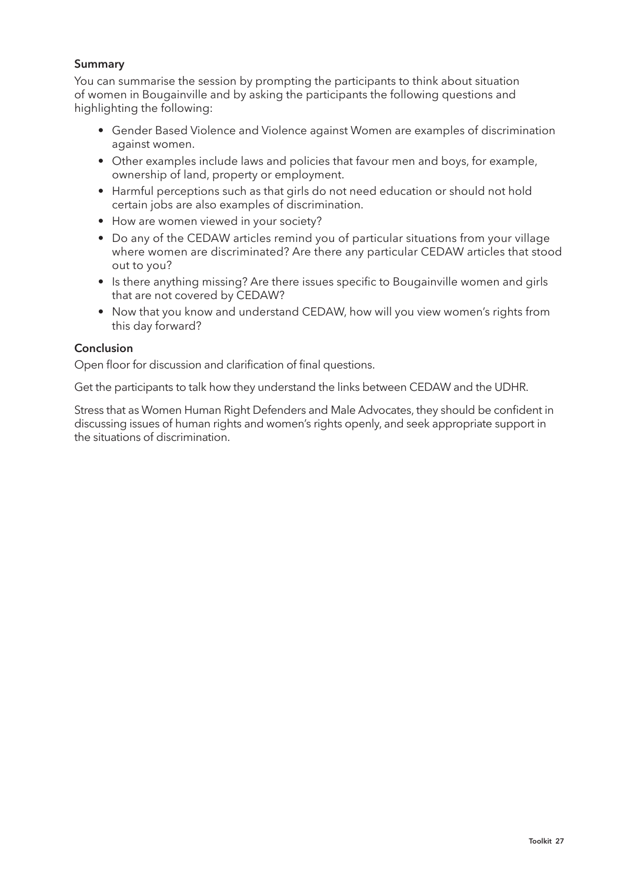### Summary

You can summarise the session by prompting the participants to think about situation of women in Bougainville and by asking the participants the following questions and highlighting the following:

- Gender Based Violence and Violence against Women are examples of discrimination against women.
- Other examples include laws and policies that favour men and boys, for example, ownership of land, property or employment.
- Harmful perceptions such as that girls do not need education or should not hold certain jobs are also examples of discrimination.
- How are women viewed in your society?
- Do any of the CEDAW articles remind you of particular situations from your village where women are discriminated? Are there any particular CEDAW articles that stood out to you?
- Is there anything missing? Are there issues specific to Bougainville women and girls that are not covered by CEDAW?
- Now that you know and understand CEDAW, how will you view women's rights from this day forward?

### Conclusion

Open floor for discussion and clarification of final questions.

Get the participants to talk how they understand the links between CEDAW and the UDHR.

Stress that as Women Human Right Defenders and Male Advocates, they should be confident in discussing issues of human rights and women's rights openly, and seek appropriate support in the situations of discrimination.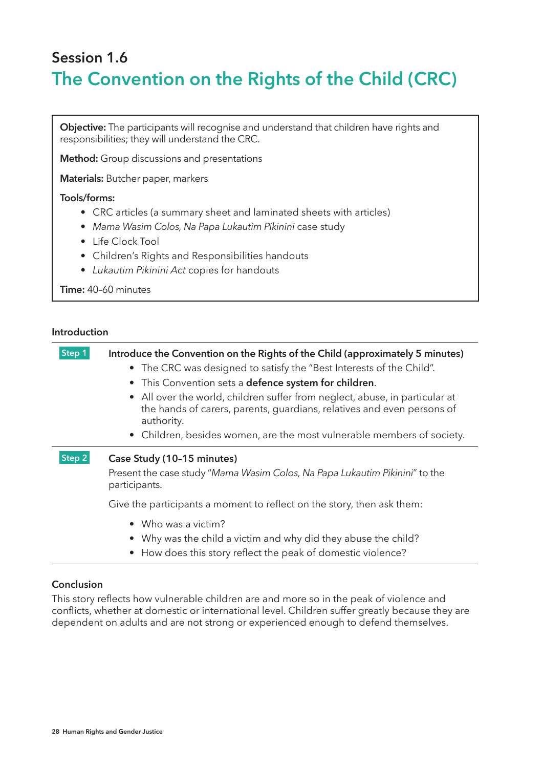## Session 1.6

# The Convention on the Rights of the Child (CRC)

**Objective:** The participants will recognise and understand that children have rights and responsibilities; they will understand the CRC.

**Method:** Group discussions and presentations

**Materials:** Butcher paper, markers

**Tools/forms:**

- CRC articles (a summary sheet and laminated sheets with articles)
- *Mama Wasim Colos, Na Papa Lukautim Pikinini* case study
- Life Clock Tool
- Children's Rights and Responsibilities handouts
- *Lukautim Pikinini Act* copies for handouts

**Time:** 40–60 minutes

### Introduction

**Step 1** **Introduce the Convention on the Rights of the Child (approximately 5 minutes)**

- The CRC was designed to satisfy the "Best Interests of the Child".
- This Convention sets a **defence system for children**.
- All over the world, children suffer from neglect, abuse, in particular at the hands of carers, parents, guardians, relatives and even persons of authority.
- Children, besides women, are the most vulnerable members of society.

**Step 2** **Case Study (10–15 minutes)**

Present the case study "*Mama Wasim Colos, Na Papa Lukautim Pikinini*" to the participants.

Give the participants a moment to reflect on the story, then ask them:

- Who was a victim?
- Why was the child a victim and why did they abuse the child?
- How does this story reflect the peak of domestic violence?

### Conclusion

This story reflects how vulnerable children are and more so in the peak of violence and conflicts, whether at domestic or international level. Children suffer greatly because they are dependent on adults and are not strong or experienced enough to defend themselves.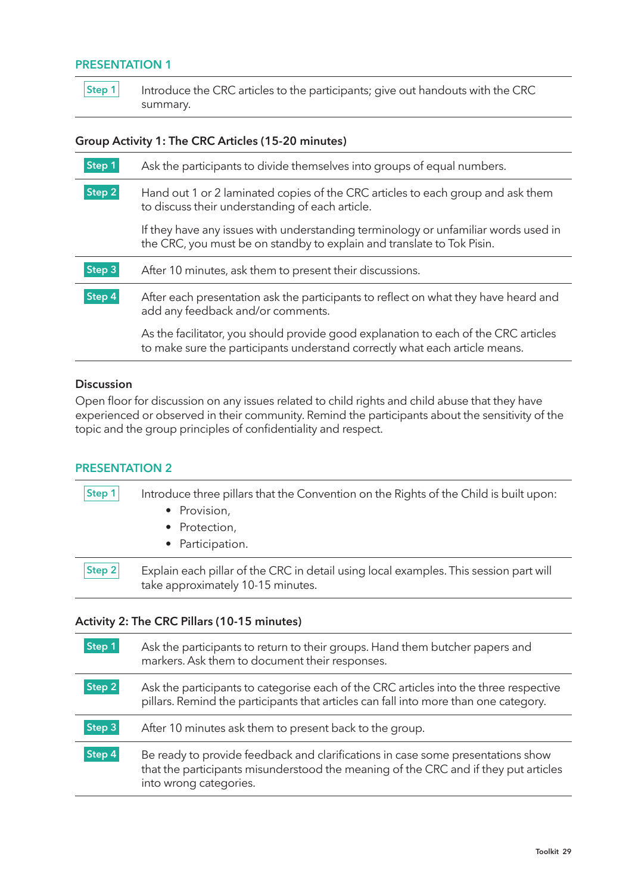## PRESENTATION 1

| | |
|---|---|
| Step 1 | Introduce the CRC articles to the participants; give out handouts with the CRC summary. |

### Group Activity 1: The CRC Articles (15-20 minutes)

| | |
|---|---|
| Step 1 | Ask the participants to divide themselves into groups of equal numbers. |
| Step 2 | Hand out 1 or 2 laminated copies of the CRC articles to each group and ask them to discuss their understanding of each article.<br><br>If they have any issues with understanding terminology or unfamiliar words used in the CRC, you must be on standby to explain and translate to Tok Pisin. |
| Step 3 | After 10 minutes, ask them to present their discussions. |
| Step 4 | After each presentation ask the participants to reflect on what they have heard and add any feedback and/or comments.<br><br>As the facilitator, you should provide good explanation to each of the CRC articles to make sure the participants understand correctly what each article means. |

### Discussion

Open floor for discussion on any issues related to child rights and child abuse that they have experienced or observed in their community. Remind the participants about the sensitivity of the topic and the group principles of confidentiality and respect.

## PRESENTATION 2

| | |
|---|---|
| Step 1 | Introduce three pillars that the Convention on the Rights of the Child is built upon:<br>• Provision,<br>• Protection,<br>• Participation. |
| Step 2 | Explain each pillar of the CRC in detail using local examples. This session part will take approximately 10-15 minutes. |

### Activity 2: The CRC Pillars (10-15 minutes)

| | |
|---|---|
| Step 1 | Ask the participants to return to their groups. Hand them butcher papers and markers. Ask them to document their responses. |
| Step 2 | Ask the participants to categorise each of the CRC articles into the three respective pillars. Remind the participants that articles can fall into more than one category. |
| Step 3 | After 10 minutes ask them to present back to the group. |
| Step 4 | Be ready to provide feedback and clarifications in case some presentations show that the participants misunderstood the meaning of the CRC and if they put articles into wrong categories. |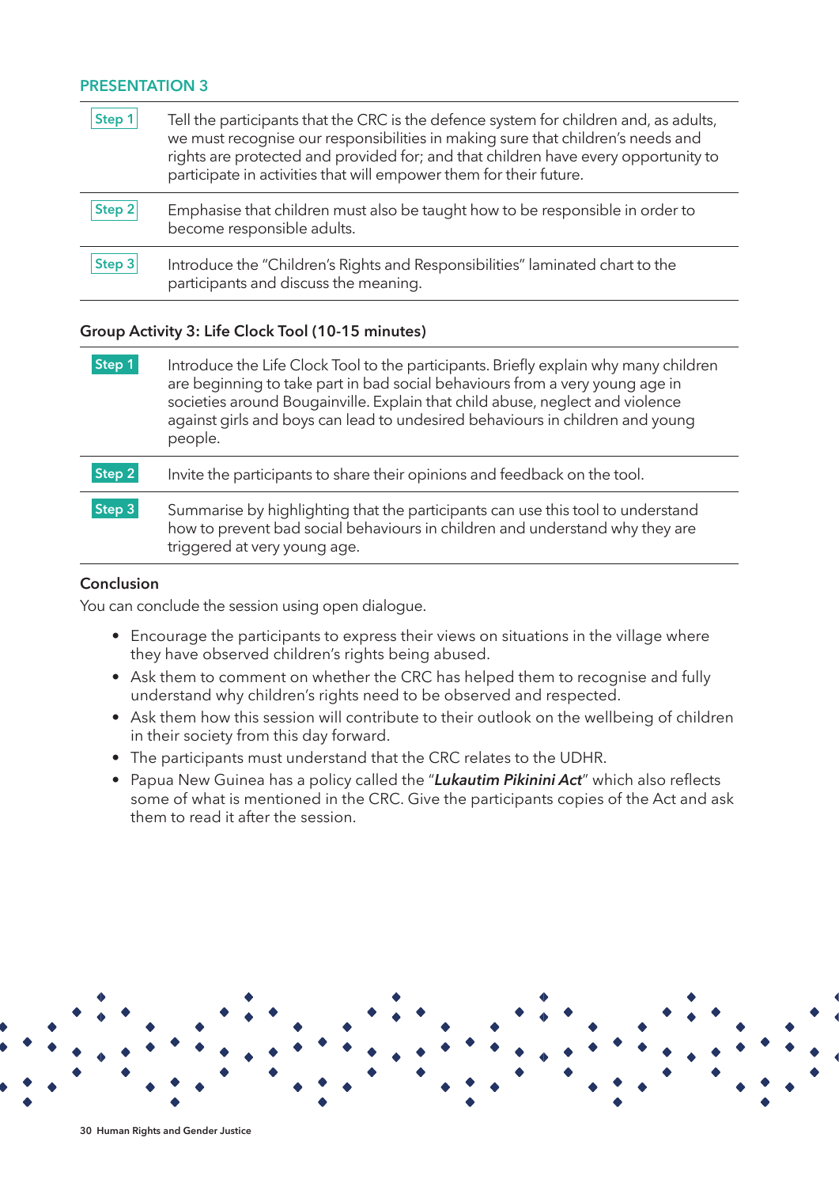## PRESENTATION 3

| | |
|---|---|
| Step 1 | Tell the participants that the CRC is the defence system for children and, as adults, we must recognise our responsibilities in making sure that children's needs and rights are protected and provided for; and that children have every opportunity to participate in activities that will empower them for their future. |
| Step 2 | Emphasise that children must also be taught how to be responsible in order to become responsible adults. |
| Step 3 | Introduce the "Children's Rights and Responsibilities" laminated chart to the participants and discuss the meaning. |

### Group Activity 3: Life Clock Tool (10-15 minutes)

| | |
|---|---|
| Step 1 | Introduce the Life Clock Tool to the participants. Briefly explain why many children are beginning to take part in bad social behaviours from a very young age in societies around Bougainville. Explain that child abuse, neglect and violence against girls and boys can lead to undesired behaviours in children and young people. |
| Step 2 | Invite the participants to share their opinions and feedback on the tool. |
| Step 3 | Summarise by highlighting that the participants can use this tool to understand how to prevent bad social behaviours in children and understand why they are triggered at very young age. |

### Conclusion

You can conclude the session using open dialogue.

- Encourage the participants to express their views on situations in the village where they have observed children's rights being abused.
- Ask them to comment on whether the CRC has helped them to recognise and fully understand why children's rights need to be observed and respected.
- Ask them how this session will contribute to their outlook on the wellbeing of children in their society from this day forward.
- The participants must understand that the CRC relates to the UDHR.
- Papua New Guinea has a policy called the "***Lukautim Pikinini Act***" which also reflects some of what is mentioned in the CRC. Give the participants copies of the Act and ask them to read it after the session.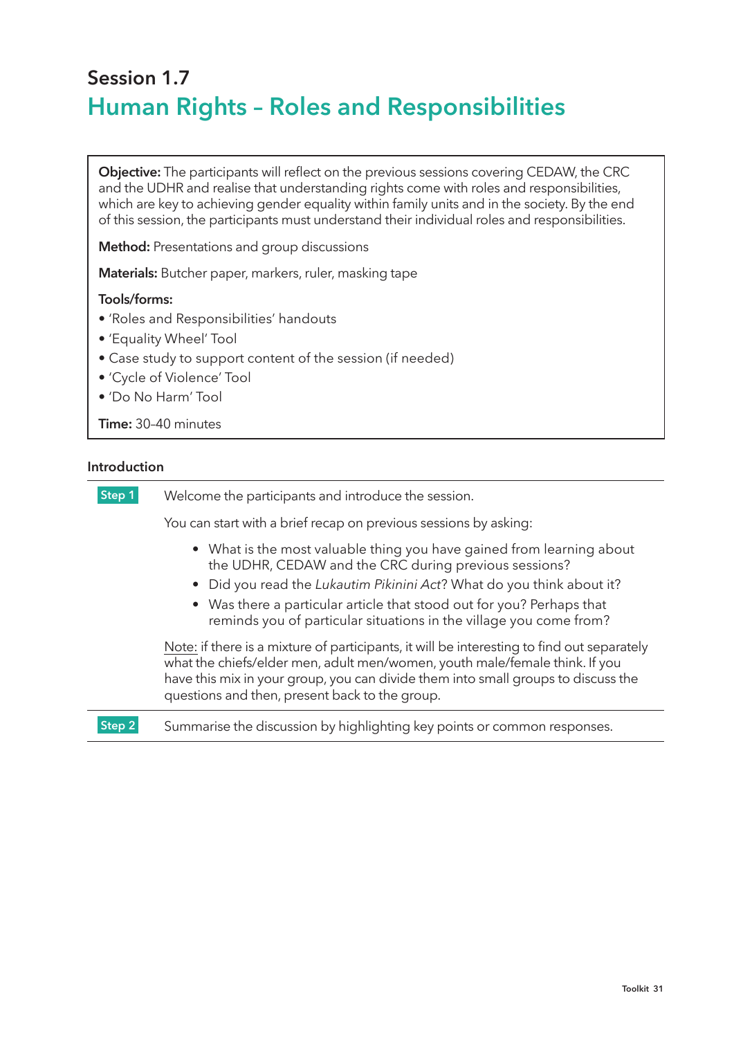## Session 1.7

# Human Rights – Roles and Responsibilities

**Objective:** The participants will reflect on the previous sessions covering CEDAW, the CRC and the UDHR and realise that understanding rights come with roles and responsibilities, which are key to achieving gender equality within family units and in the society. By the end of this session, the participants must understand their individual roles and responsibilities.

**Method:** Presentations and group discussions

**Materials:** Butcher paper, markers, ruler, masking tape

**Tools/forms:**

- 'Roles and Responsibilities' handouts
- 'Equality Wheel' Tool
- Case study to support content of the session (if needed)
- 'Cycle of Violence' Tool
- 'Do No Harm' Tool

**Time:** 30–40 minutes

### Introduction

**Step 1** Welcome the participants and introduce the session.

You can start with a brief recap on previous sessions by asking:

- What is the most valuable thing you have gained from learning about the UDHR, CEDAW and the CRC during previous sessions?
- Did you read the *Lukautim Pikinini Act*? What do you think about it?
- Was there a particular article that stood out for you? Perhaps that reminds you of particular situations in the village you come from?

Note: if there is a mixture of participants, it will be interesting to find out separately what the chiefs/elder men, adult men/women, youth male/female think. If you have this mix in your group, you can divide them into small groups to discuss the questions and then, present back to the group.

**Step 2** Summarise the discussion by highlighting key points or common responses.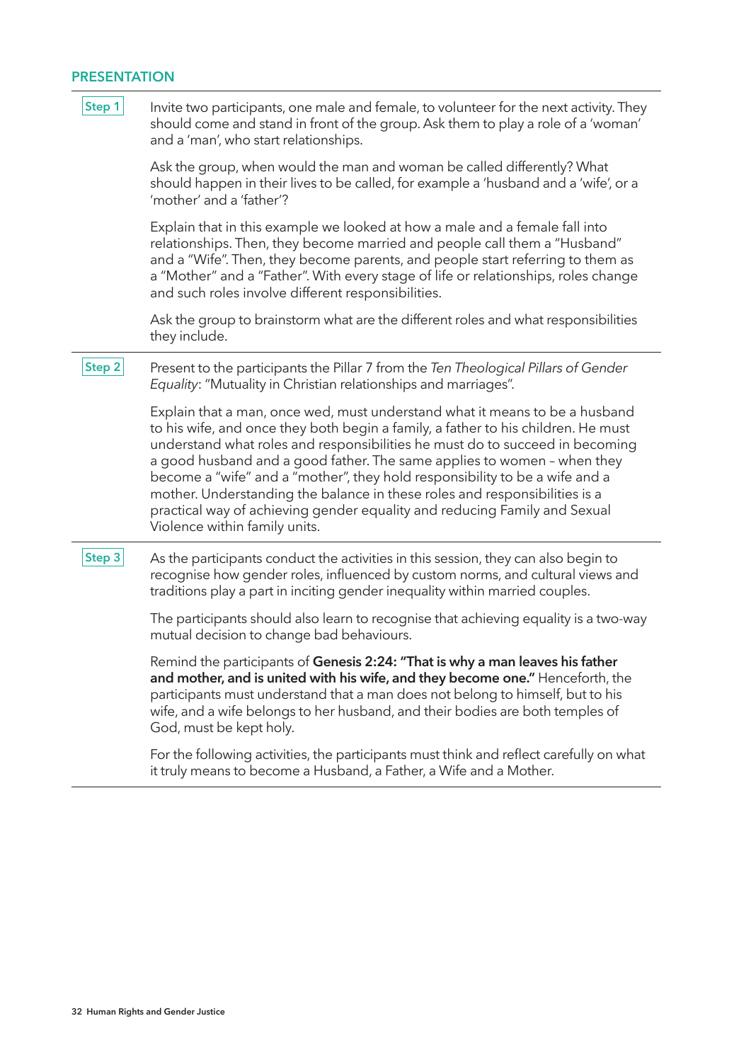## PRESENTATION

**Step 1**

Invite two participants, one male and female, to volunteer for the next activity. They should come and stand in front of the group. Ask them to play a role of a 'woman' and a 'man', who start relationships.

Ask the group, when would the man and woman be called differently? What should happen in their lives to be called, for example a 'husband and a 'wife', or a 'mother' and a 'father'?

Explain that in this example we looked at how a male and a female fall into relationships. Then, they become married and people call them a "Husband" and a "Wife". Then, they become parents, and people start referring to them as a "Mother" and a "Father". With every stage of life or relationships, roles change and such roles involve different responsibilities.

Ask the group to brainstorm what are the different roles and what responsibilities they include.

**Step 2**

Present to the participants the Pillar 7 from the *Ten Theological Pillars of Gender Equality*: "Mutuality in Christian relationships and marriages".

Explain that a man, once wed, must understand what it means to be a husband to his wife, and once they both begin a family, a father to his children. He must understand what roles and responsibilities he must do to succeed in becoming a good husband and a good father. The same applies to women – when they become a "wife" and a "mother", they hold responsibility to be a wife and a mother. Understanding the balance in these roles and responsibilities is a practical way of achieving gender equality and reducing Family and Sexual Violence within family units.

**Step 3**

As the participants conduct the activities in this session, they can also begin to recognise how gender roles, influenced by custom norms, and cultural views and traditions play a part in inciting gender inequality within married couples.

The participants should also learn to recognise that achieving equality is a two-way mutual decision to change bad behaviours.

Remind the participants of **Genesis 2:24: "That is why a man leaves his father and mother, and is united with his wife, and they become one."** Henceforth, the participants must understand that a man does not belong to himself, but to his wife, and a wife belongs to her husband, and their bodies are both temples of God, must be kept holy.

For the following activities, the participants must think and reflect carefully on what it truly means to become a Husband, a Father, a Wife and a Mother.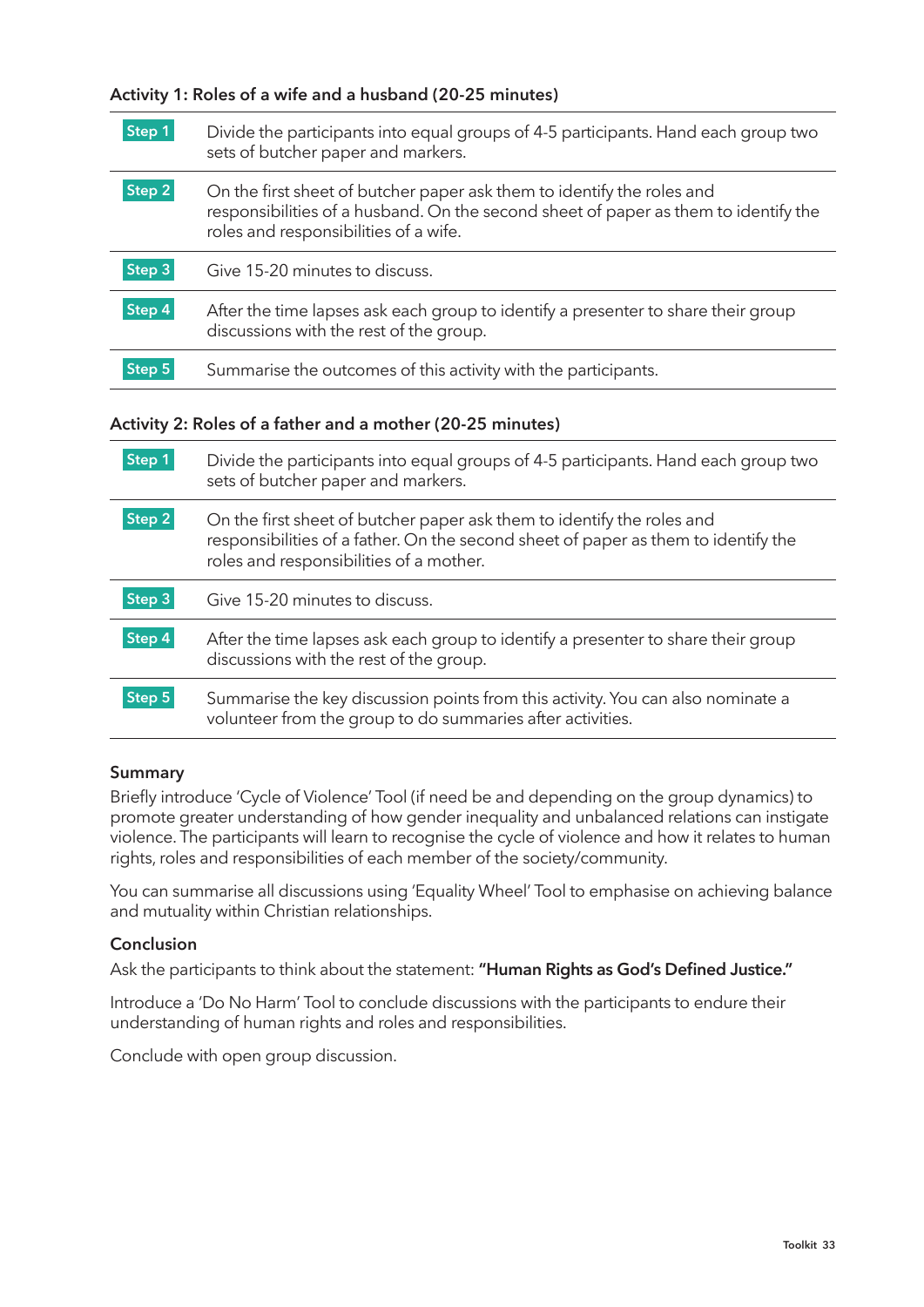### Activity 1: Roles of a wife and a husband (20-25 minutes)

| | |
|---|---|
| Step 1 | Divide the participants into equal groups of 4-5 participants. Hand each group two sets of butcher paper and markers. |
| Step 2 | On the first sheet of butcher paper ask them to identify the roles and responsibilities of a husband. On the second sheet of paper as them to identify the roles and responsibilities of a wife. |
| Step 3 | Give 15-20 minutes to discuss. |
| Step 4 | After the time lapses ask each group to identify a presenter to share their group discussions with the rest of the group. |
| Step 5 | Summarise the outcomes of this activity with the participants. |

### Activity 2: Roles of a father and a mother (20-25 minutes)

| | |
|---|---|
| Step 1 | Divide the participants into equal groups of 4-5 participants. Hand each group two sets of butcher paper and markers. |
| Step 2 | On the first sheet of butcher paper ask them to identify the roles and responsibilities of a father. On the second sheet of paper as them to identify the roles and responsibilities of a mother. |
| Step 3 | Give 15-20 minutes to discuss. |
| Step 4 | After the time lapses ask each group to identify a presenter to share their group discussions with the rest of the group. |
| Step 5 | Summarise the key discussion points from this activity. You can also nominate a volunteer from the group to do summaries after activities. |

### Summary

Briefly introduce 'Cycle of Violence' Tool (if need be and depending on the group dynamics) to promote greater understanding of how gender inequality and unbalanced relations can instigate violence. The participants will learn to recognise the cycle of violence and how it relates to human rights, roles and responsibilities of each member of the society/community.

You can summarise all discussions using 'Equality Wheel' Tool to emphasise on achieving balance and mutuality within Christian relationships.

### Conclusion

Ask the participants to think about the statement: **"Human Rights as God's Defined Justice."**

Introduce a 'Do No Harm' Tool to conclude discussions with the participants to endure their understanding of human rights and roles and responsibilities.

Conclude with open group discussion.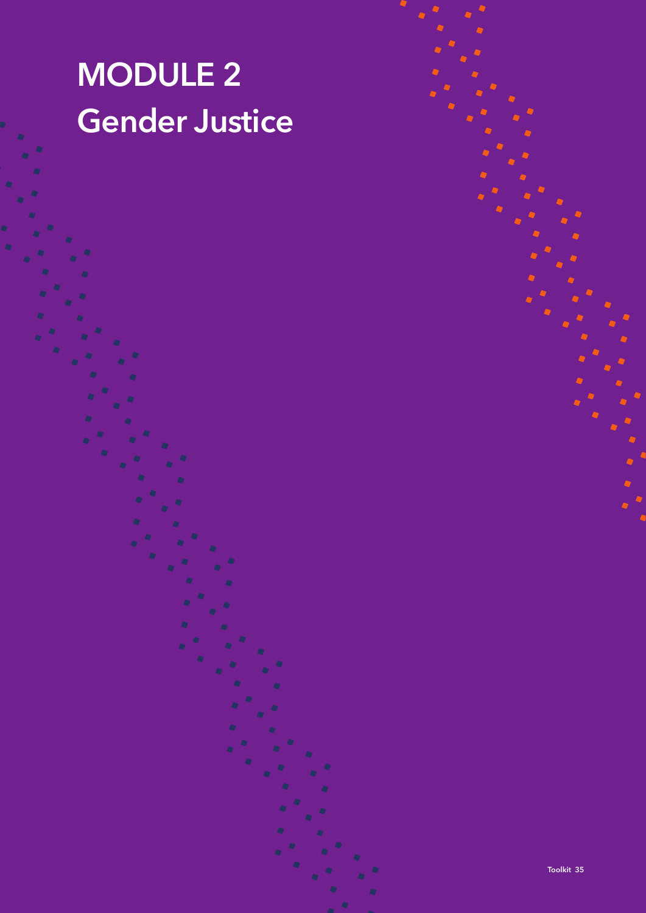# MODULE 2
# Gender Justice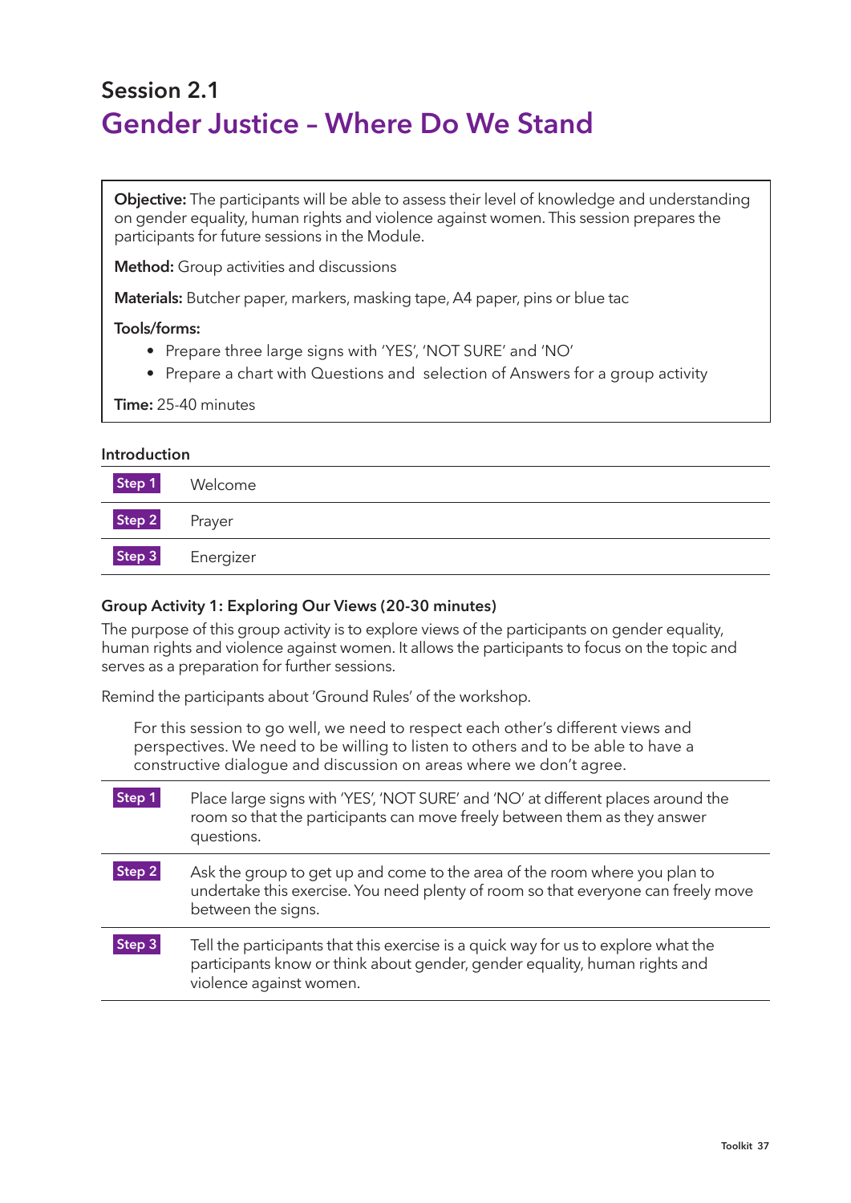## Session 2.1

# Gender Justice – Where Do We Stand

**Objective:** The participants will be able to assess their level of knowledge and understanding on gender equality, human rights and violence against women. This session prepares the participants for future sessions in the Module.

**Method:** Group activities and discussions

**Materials:** Butcher paper, markers, masking tape, A4 paper, pins or blue tac

**Tools/forms:**

- Prepare three large signs with 'YES', 'NOT SURE' and 'NO'
- Prepare a chart with Questions and selection of Answers for a group activity

**Time:** 25-40 minutes

### Introduction

| | |
|---|---|
| Step 1 | Welcome |
| Step 2 | Prayer |
| Step 3 | Energizer |

### Group Activity 1: Exploring Our Views (20-30 minutes)

The purpose of this group activity is to explore views of the participants on gender equality, human rights and violence against women. It allows the participants to focus on the topic and serves as a preparation for further sessions.

Remind the participants about 'Ground Rules' of the workshop.

> For this session to go well, we need to respect each other's different views and perspectives. We need to be willing to listen to others and to be able to have a constructive dialogue and discussion on areas where we don't agree.

| | |
|---|---|
| Step 1 | Place large signs with 'YES', 'NOT SURE' and 'NO' at different places around the room so that the participants can move freely between them as they answer questions. |
| Step 2 | Ask the group to get up and come to the area of the room where you plan to undertake this exercise. You need plenty of room so that everyone can freely move between the signs. |
| Step 3 | Tell the participants that this exercise is a quick way for us to explore what the participants know or think about gender, gender equality, human rights and violence against women. |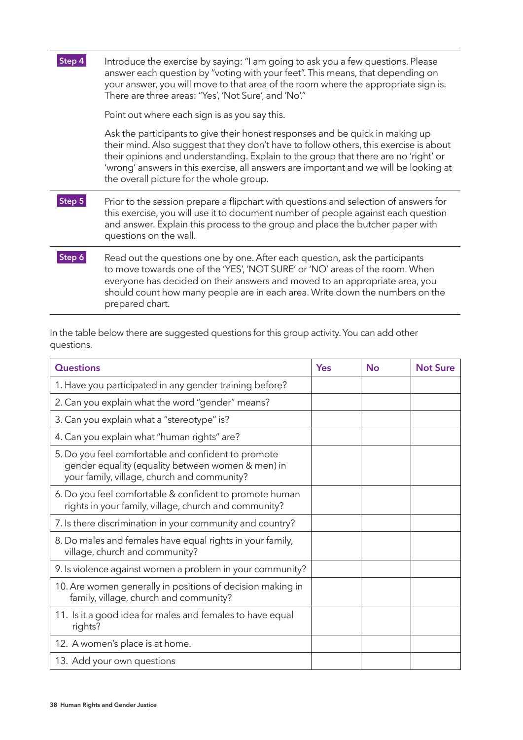| | |
|---|---|
| **Step 4** | Introduce the exercise by saying: "I am going to ask you a few questions. Please answer each question by "voting with your feet". This means, that depending on your answer, you will move to that area of the room where the appropriate sign is. There are three areas: "Yes', 'Not Sure', and 'No'." <br><br> Point out where each sign is as you say this. <br><br> Ask the participants to give their honest responses and be quick in making up their mind. Also suggest that they don't have to follow others, this exercise is about their opinions and understanding. Explain to the group that there are no 'right' or 'wrong' answers in this exercise, all answers are important and we will be looking at the overall picture for the whole group. |
| **Step 5** | Prior to the session prepare a flipchart with questions and selection of answers for this exercise, you will use it to document number of people against each question and answer. Explain this process to the group and place the butcher paper with questions on the wall. |
| **Step 6** | Read out the questions one by one. After each question, ask the participants to move towards one of the 'YES', 'NOT SURE' or 'NO' areas of the room. When everyone has decided on their answers and moved to an appropriate area, you should count how many people are in each area. Write down the numbers on the prepared chart. |

In the table below there are suggested questions for this group activity. You can add other questions.

| Questions | Yes | No | Not Sure |
|---|---|---|---|
| 1. Have you participated in any gender training before? | | | |
| 2. Can you explain what the word "gender" means? | | | |
| 3. Can you explain what a "stereotype" is? | | | |
| 4. Can you explain what "human rights" are? | | | |
| 5. Do you feel comfortable and confident to promote gender equality (equality between women & men) in your family, village, church and community? | | | |
| 6. Do you feel comfortable & confident to promote human rights in your family, village, church and community? | | | |
| 7. Is there discrimination in your community and country? | | | |
| 8. Do males and females have equal rights in your family, village, church and community? | | | |
| 9. Is violence against women a problem in your community? | | | |
| 10. Are women generally in positions of decision making in family, village, church and community? | | | |
| 11. Is it a good idea for males and females to have equal rights? | | | |
| 12. A women's place is at home. | | | |
| 13. Add your own questions | | | |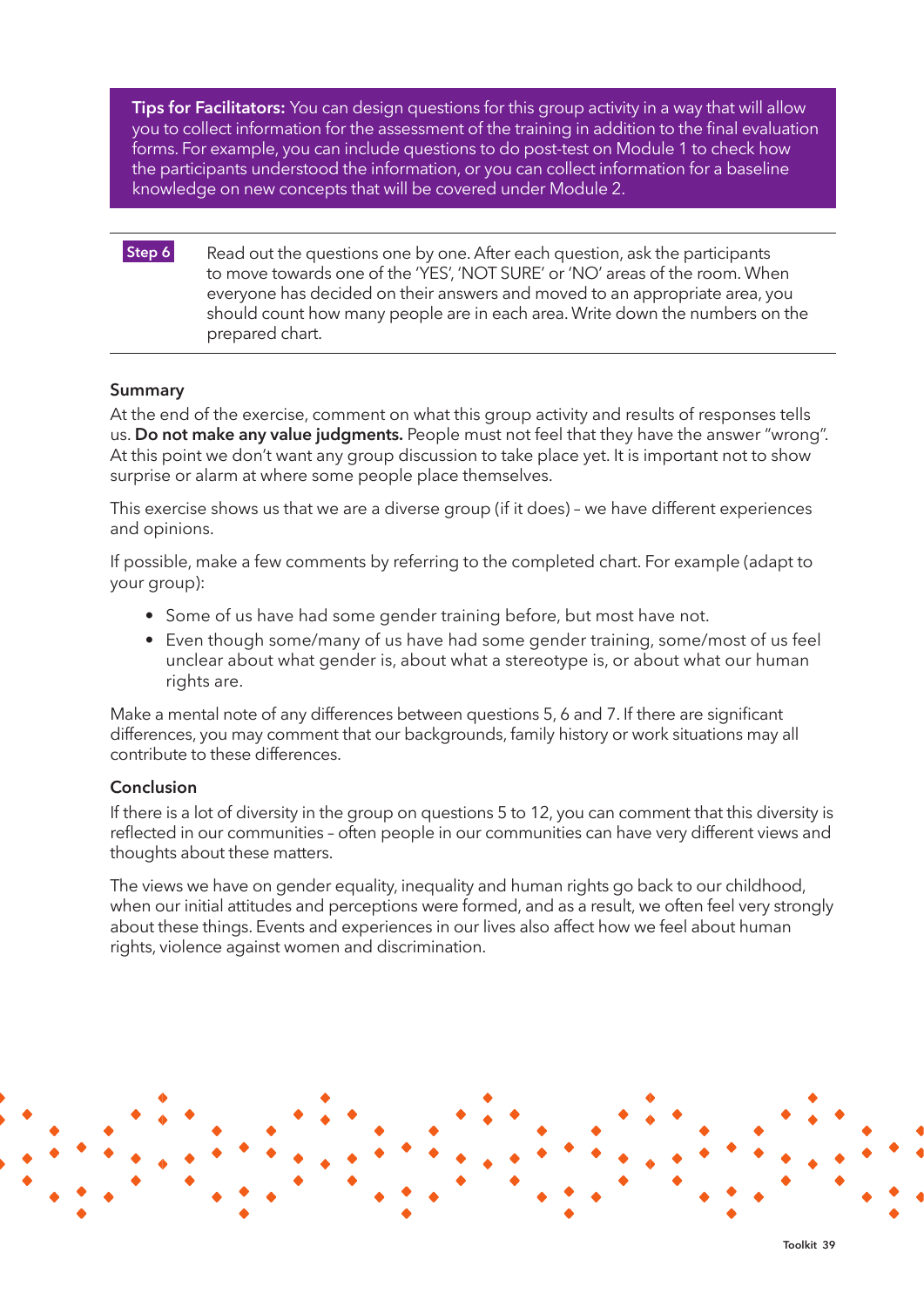**Tips for Facilitators:** You can design questions for this group activity in a way that will allow you to collect information for the assessment of the training in addition to the final evaluation forms. For example, you can include questions to do post-test on Module 1 to check how the participants understood the information, or you can collect information for a baseline knowledge on new concepts that will be covered under Module 2.

**Step 6** Read out the questions one by one. After each question, ask the participants to move towards one of the 'YES', 'NOT SURE' or 'NO' areas of the room. When everyone has decided on their answers and moved to an appropriate area, you should count how many people are in each area. Write down the numbers on the prepared chart.

### Summary

At the end of the exercise, comment on what this group activity and results of responses tells us. **Do not make any value judgments.** People must not feel that they have the answer "wrong". At this point we don't want any group discussion to take place yet. It is important not to show surprise or alarm at where some people place themselves.

This exercise shows us that we are a diverse group (if it does) – we have different experiences and opinions.

If possible, make a few comments by referring to the completed chart. For example (adapt to your group):

- Some of us have had some gender training before, but most have not.
- Even though some/many of us have had some gender training, some/most of us feel unclear about what gender is, about what a stereotype is, or about what our human rights are.

Make a mental note of any differences between questions 5, 6 and 7. If there are significant differences, you may comment that our backgrounds, family history or work situations may all contribute to these differences.

### Conclusion

If there is a lot of diversity in the group on questions 5 to 12, you can comment that this diversity is reflected in our communities – often people in our communities can have very different views and thoughts about these matters.

The views we have on gender equality, inequality and human rights go back to our childhood, when our initial attitudes and perceptions were formed, and as a result, we often feel very strongly about these things. Events and experiences in our lives also affect how we feel about human rights, violence against women and discrimination.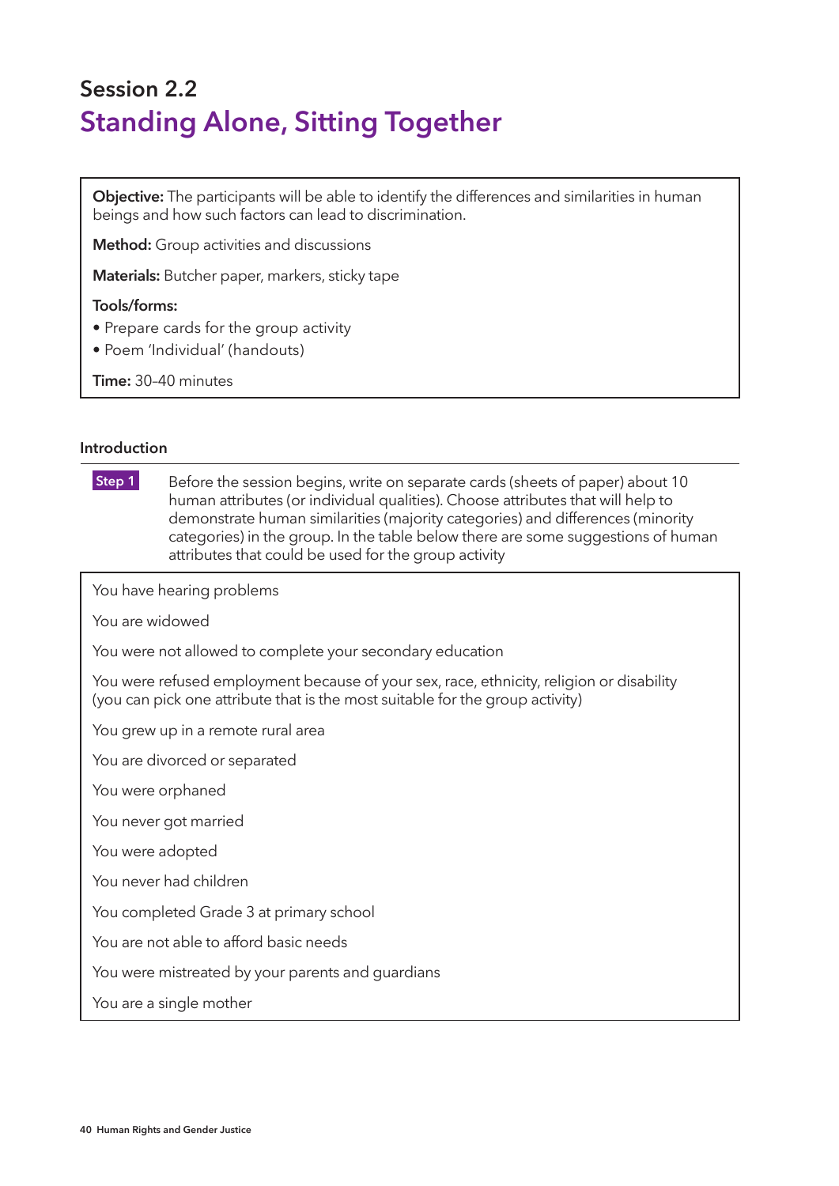## Session 2.2
# Standing Alone, Sitting Together

**Objective:** The participants will be able to identify the differences and similarities in human beings and how such factors can lead to discrimination.

**Method:** Group activities and discussions

**Materials:** Butcher paper, markers, sticky tape

**Tools/forms:**
- Prepare cards for the group activity
- Poem 'Individual' (handouts)

**Time:** 30–40 minutes

### Introduction

**Step 1** Before the session begins, write on separate cards (sheets of paper) about 10 human attributes (or individual qualities). Choose attributes that will help to demonstrate human similarities (majority categories) and differences (minority categories) in the group. In the table below there are some suggestions of human attributes that could be used for the group activity

| |
|---|
| You have hearing problems |
| You are widowed |
| You were not allowed to complete your secondary education |
| You were refused employment because of your sex, race, ethnicity, religion or disability (you can pick one attribute that is the most suitable for the group activity) |
| You grew up in a remote rural area |
| You are divorced or separated |
| You were orphaned |
| You never got married |
| You were adopted |
| You never had children |
| You completed Grade 3 at primary school |
| You are not able to afford basic needs |
| You were mistreated by your parents and guardians |
| You are a single mother |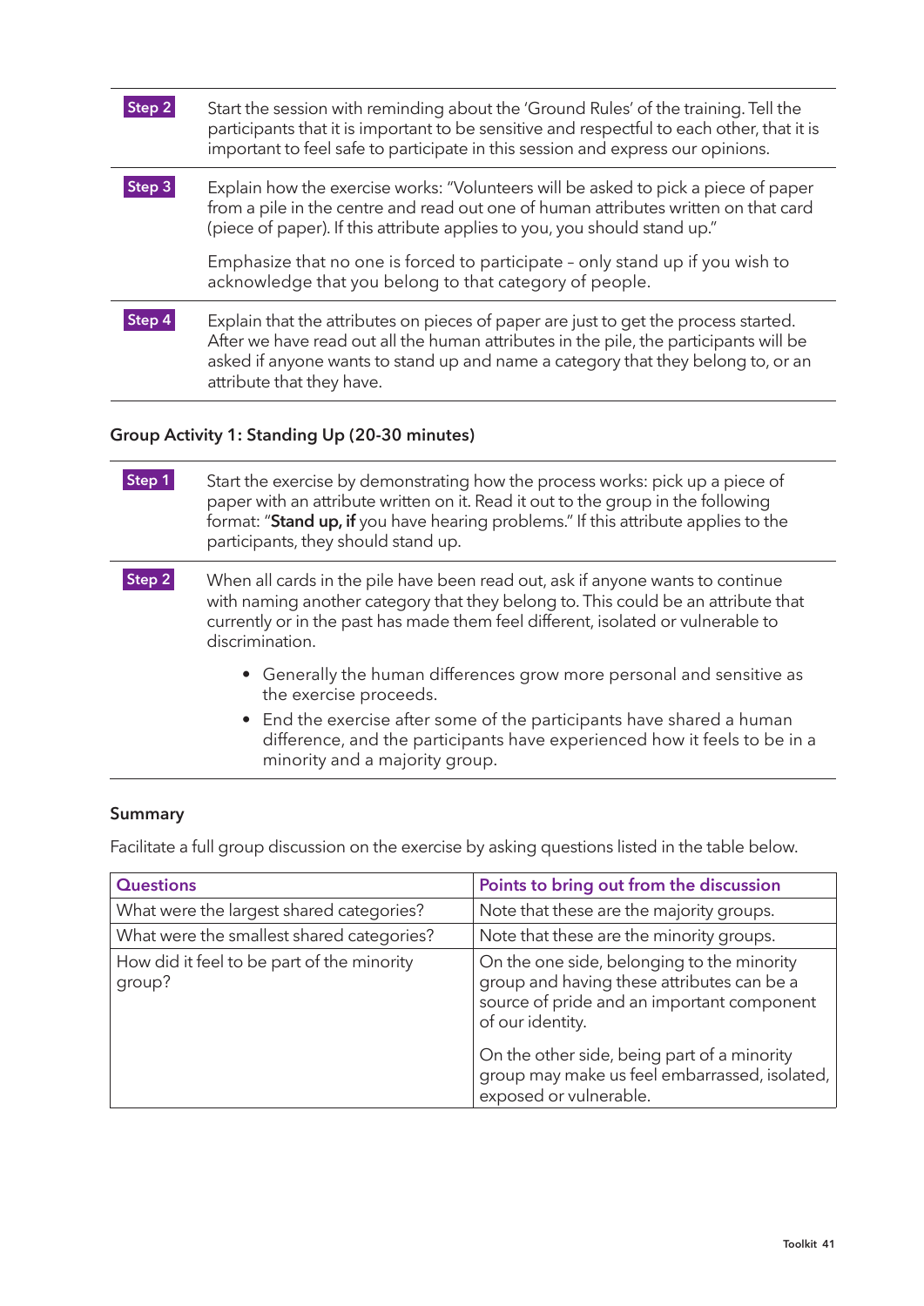| | |
|---|---|
| **Step 2** | Start the session with reminding about the 'Ground Rules' of the training. Tell the participants that it is important to be sensitive and respectful to each other, that it is important to feel safe to participate in this session and express our opinions. |
| **Step 3** | Explain how the exercise works: "Volunteers will be asked to pick a piece of paper from a pile in the centre and read out one of human attributes written on that card (piece of paper). If this attribute applies to you, you should stand up." Emphasize that no one is forced to participate – only stand up if you wish to acknowledge that you belong to that category of people. |
| **Step 4** | Explain that the attributes on pieces of paper are just to get the process started. After we have read out all the human attributes in the pile, the participants will be asked if anyone wants to stand up and name a category that they belong to, or an attribute that they have. |

### Group Activity 1: Standing Up (20-30 minutes)

| | |
|---|---|
| **Step 1** | Start the exercise by demonstrating how the process works: pick up a piece of paper with an attribute written on it. Read it out to the group in the following format: "**Stand up, if** you have hearing problems." If this attribute applies to the participants, they should stand up. |
| **Step 2** | When all cards in the pile have been read out, ask if anyone wants to continue with naming another category that they belong to. This could be an attribute that currently or in the past has made them feel different, isolated or vulnerable to discrimination. <br>• Generally the human differences grow more personal and sensitive as the exercise proceeds.<br>• End the exercise after some of the participants have shared a human difference, and the participants have experienced how it feels to be in a minority and a majority group. |

### Summary

Facilitate a full group discussion on the exercise by asking questions listed in the table below.

| Questions | Points to bring out from the discussion |
|---|---|
| What were the largest shared categories? | Note that these are the majority groups. |
| What were the smallest shared categories? | Note that these are the minority groups. |
| How did it feel to be part of the minority group? | On the one side, belonging to the minority group and having these attributes can be a source of pride and an important component of our identity.<br><br>On the other side, being part of a minority group may make us feel embarrassed, isolated, exposed or vulnerable. |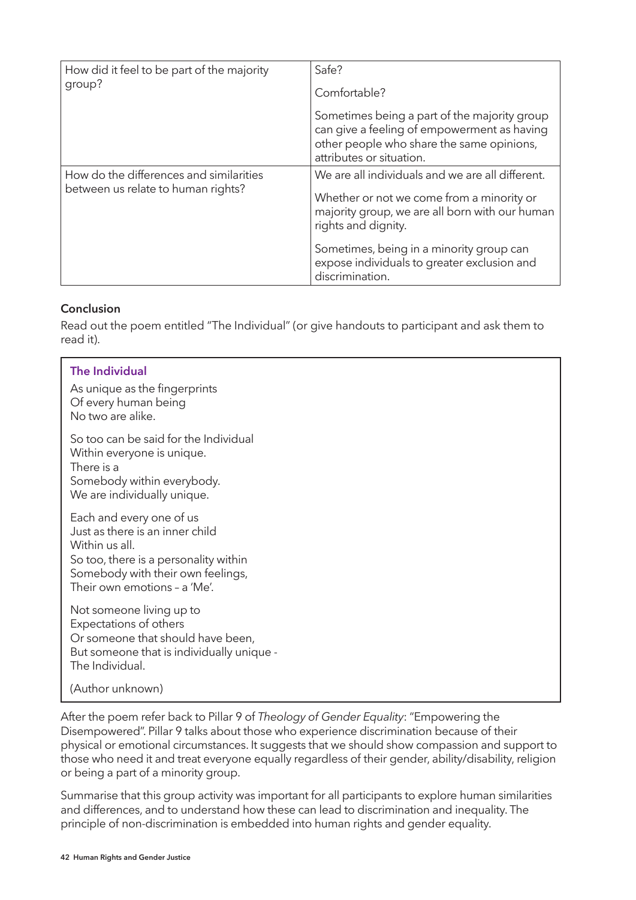| How did it feel to be part of the majority group? | Safe?<br><br>Comfortable?<br><br>Sometimes being a part of the majority group can give a feeling of empowerment as having other people who share the same opinions, attributes or situation. |
|---|---|
| How do the differences and similarities between us relate to human rights? | We are all individuals and we are all different.<br><br>Whether or not we come from a minority or majority group, we are all born with our human rights and dignity.<br><br>Sometimes, being in a minority group can expose individuals to greater exclusion and discrimination. |

**Conclusion**

Read out the poem entitled "The Individual" (or give handouts to participant and ask them to read it).

> **The Individual**
>
> As unique as the fingerprints
> Of every human being
> No two are alike.
>
> So too can be said for the Individual
> Within everyone is unique.
> There is a
> Somebody within everybody.
> We are individually unique.
>
> Each and every one of us
> Just as there is an inner child
> Within us all.
> So too, there is a personality within
> Somebody with their own feelings,
> Their own emotions – a 'Me'.
>
> Not someone living up to
> Expectations of others
> Or someone that should have been,
> But someone that is individually unique -
> The Individual.
>
> (Author unknown)

After the poem refer back to Pillar 9 of *Theology of Gender Equality*: "Empowering the Disempowered". Pillar 9 talks about those who experience discrimination because of their physical or emotional circumstances. It suggests that we should show compassion and support to those who need it and treat everyone equally regardless of their gender, ability/disability, religion or being a part of a minority group.

Summarise that this group activity was important for all participants to explore human similarities and differences, and to understand how these can lead to discrimination and inequality. The principle of non-discrimination is embedded into human rights and gender equality.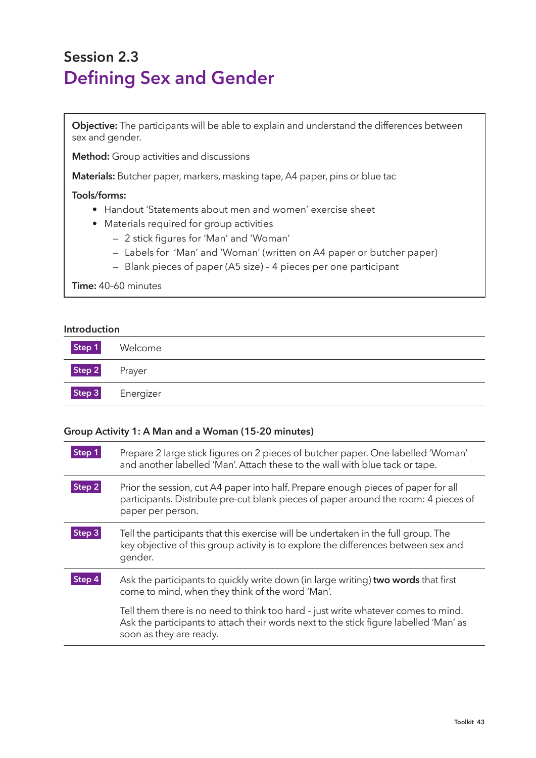## Session 2.3
# Defining Sex and Gender

**Objective:** The participants will be able to explain and understand the differences between sex and gender.

**Method:** Group activities and discussions

**Materials:** Butcher paper, markers, masking tape, A4 paper, pins or blue tac

**Tools/forms:**

- Handout 'Statements about men and women' exercise sheet
- Materials required for group activities
  - 2 stick figures for 'Man' and 'Woman'
  - Labels for 'Man' and 'Woman' (written on A4 paper or butcher paper)
  - Blank pieces of paper (A5 size) – 4 pieces per one participant

**Time:** 40-60 minutes

### Introduction

| | |
|---|---|
| Step 1 | Welcome |
| Step 2 | Prayer |
| Step 3 | Energizer |

### Group Activity 1: A Man and a Woman (15-20 minutes)

| | |
|---|---|
| Step 1 | Prepare 2 large stick figures on 2 pieces of butcher paper. One labelled 'Woman' and another labelled 'Man'. Attach these to the wall with blue tack or tape. |
| Step 2 | Prior the session, cut A4 paper into half. Prepare enough pieces of paper for all participants. Distribute pre-cut blank pieces of paper around the room: 4 pieces of paper per person. |
| Step 3 | Tell the participants that this exercise will be undertaken in the full group. The key objective of this group activity is to explore the differences between sex and gender. |
| Step 4 | Ask the participants to quickly write down (in large writing) **two words** that first come to mind, when they think of the word 'Man'. Tell them there is no need to think too hard – just write whatever comes to mind. Ask the participants to attach their words next to the stick figure labelled 'Man' as soon as they are ready. |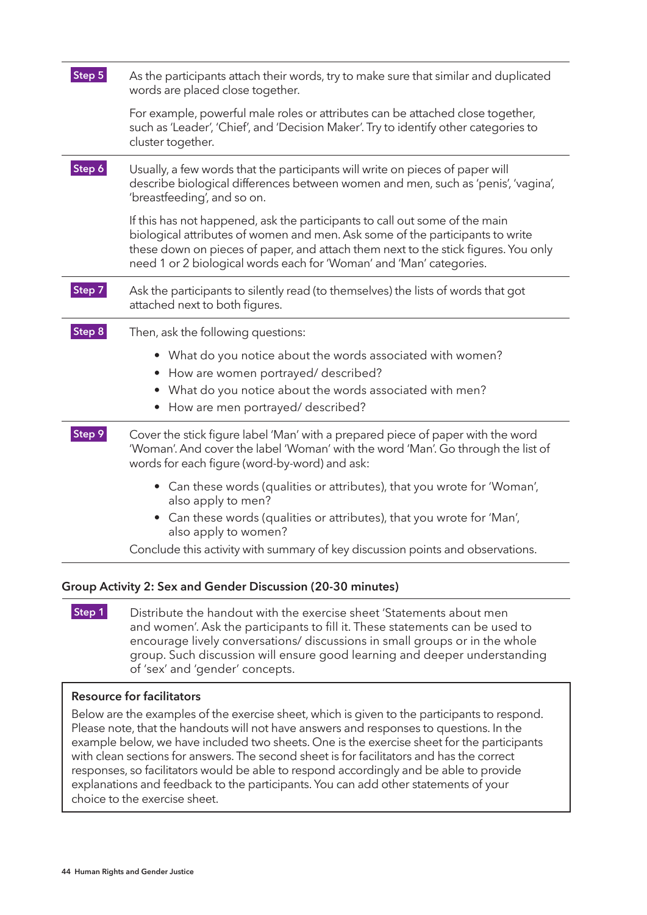**Step 5** As the participants attach their words, try to make sure that similar and duplicated words are placed close together.

For example, powerful male roles or attributes can be attached close together, such as 'Leader', 'Chief', and 'Decision Maker'. Try to identify other categories to cluster together.

**Step 6** Usually, a few words that the participants will write on pieces of paper will describe biological differences between women and men, such as 'penis', 'vagina', 'breastfeeding', and so on.

If this has not happened, ask the participants to call out some of the main biological attributes of women and men. Ask some of the participants to write these down on pieces of paper, and attach them next to the stick figures. You only need 1 or 2 biological words each for 'Woman' and 'Man' categories.

**Step 7** Ask the participants to silently read (to themselves) the lists of words that got attached next to both figures.

**Step 8** Then, ask the following questions:

- What do you notice about the words associated with women?
- How are women portrayed/ described?
- What do you notice about the words associated with men?
- How are men portrayed/ described?

**Step 9** Cover the stick figure label 'Man' with a prepared piece of paper with the word 'Woman'. And cover the label 'Woman' with the word 'Man'. Go through the list of words for each figure (word-by-word) and ask:

- Can these words (qualities or attributes), that you wrote for 'Woman', also apply to men?
- Can these words (qualities or attributes), that you wrote for 'Man', also apply to women?

Conclude this activity with summary of key discussion points and observations.

### Group Activity 2: Sex and Gender Discussion (20-30 minutes)

**Step 1** Distribute the handout with the exercise sheet 'Statements about men and women'. Ask the participants to fill it. These statements can be used to encourage lively conversations/ discussions in small groups or in the whole group. Such discussion will ensure good learning and deeper understanding of 'sex' and 'gender' concepts.

**Resource for facilitators**

Below are the examples of the exercise sheet, which is given to the participants to respond. Please note, that the handouts will not have answers and responses to questions. In the example below, we have included two sheets. One is the exercise sheet for the participants with clean sections for answers. The second sheet is for facilitators and has the correct responses, so facilitators would be able to respond accordingly and be able to provide explanations and feedback to the participants. You can add other statements of your choice to the exercise sheet.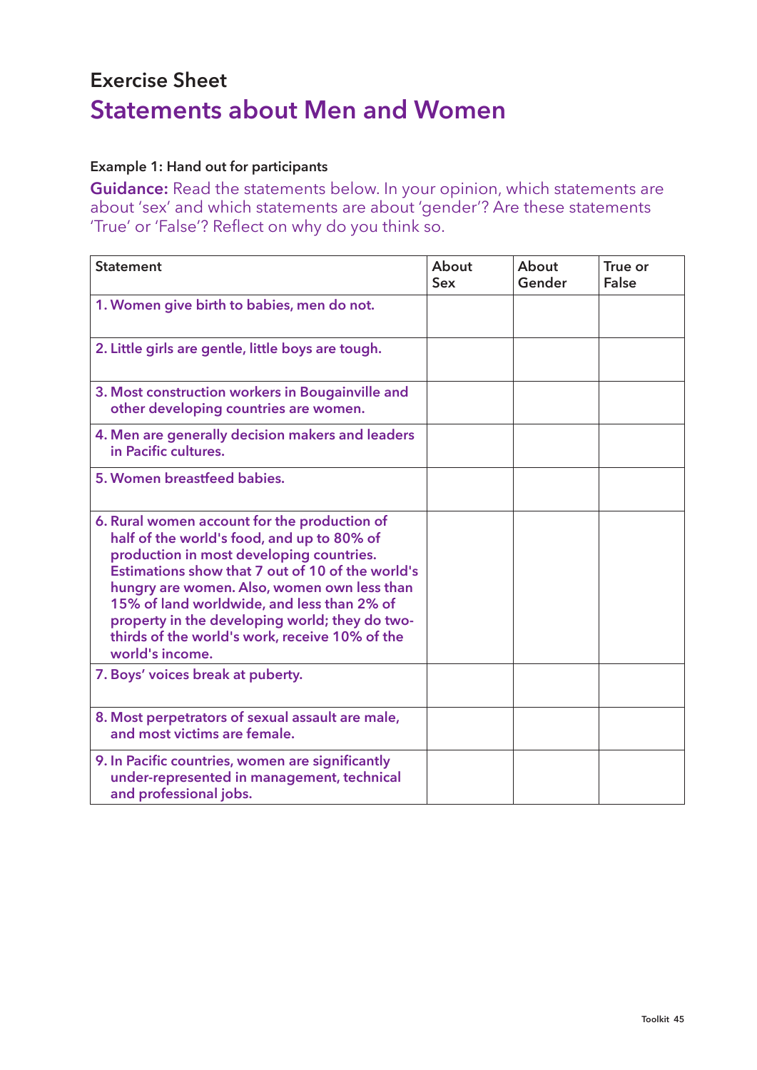Exercise Sheet

# Statements about Men and Women

**Example 1: Hand out for participants**

**Guidance:** Read the statements below. In your opinion, which statements are about 'sex' and which statements are about 'gender'? Are these statements 'True' or 'False'? Reflect on why do you think so.

| Statement | About Sex | About Gender | True or False |
|---|---|---|---|
| 1. Women give birth to babies, men do not. | | | |
| 2. Little girls are gentle, little boys are tough. | | | |
| 3. Most construction workers in Bougainville and other developing countries are women. | | | |
| 4. Men are generally decision makers and leaders in Pacific cultures. | | | |
| 5. Women breastfeed babies. | | | |
| 6. Rural women account for the production of half of the world's food, and up to 80% of production in most developing countries. Estimations show that 7 out of 10 of the world's hungry are women. Also, women own less than 15% of land worldwide, and less than 2% of property in the developing world; they do two-thirds of the world's work, receive 10% of the world's income. | | | |
| 7. Boys' voices break at puberty. | | | |
| 8. Most perpetrators of sexual assault are male, and most victims are female. | | | |
| 9. In Pacific countries, women are significantly under-represented in management, technical and professional jobs. | | | |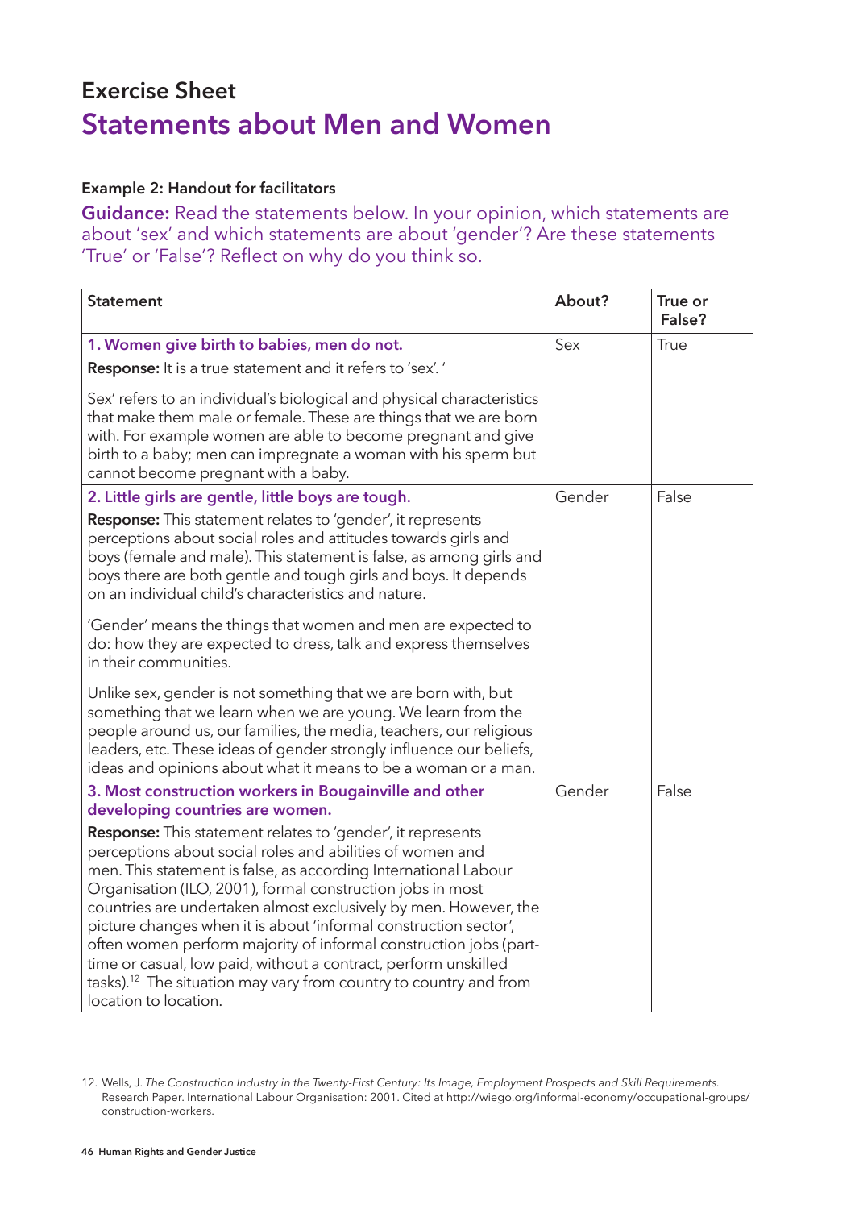# Exercise Sheet

## Statements about Men and Women

**Example 2: Handout for facilitators**

**Guidance:** Read the statements below. In your opinion, which statements are about 'sex' and which statements are about 'gender'? Are these statements 'True' or 'False'? Reflect on why do you think so.

| Statement | About? | True or False? |
|---|---|---|
| **1. Women give birth to babies, men do not.**<br>**Response:** It is a true statement and it refers to 'sex'. '<br><br>Sex' refers to an individual's biological and physical characteristics that make them male or female. These are things that we are born with. For example women are able to become pregnant and give birth to a baby; men can impregnate a woman with his sperm but cannot become pregnant with a baby. | Sex | True |
| **2. Little girls are gentle, little boys are tough.**<br>**Response:** This statement relates to 'gender', it represents perceptions about social roles and attitudes towards girls and boys (female and male). This statement is false, as among girls and boys there are both gentle and tough girls and boys. It depends on an individual child's characteristics and nature.<br><br>'Gender' means the things that women and men are expected to do: how they are expected to dress, talk and express themselves in their communities.<br><br>Unlike sex, gender is not something that we are born with, but something that we learn when we are young. We learn from the people around us, our families, the media, teachers, our religious leaders, etc. These ideas of gender strongly influence our beliefs, ideas and opinions about what it means to be a woman or a man. | Gender | False |
| **3. Most construction workers in Bougainville and other developing countries are women.**<br>**Response:** This statement relates to 'gender', it represents perceptions about social roles and abilities of women and men. This statement is false, as according International Labour Organisation (ILO, 2001), formal construction jobs in most countries are undertaken almost exclusively by men. However, the picture changes when it is about 'informal construction sector', often women perform majority of informal construction jobs (part-time or casual, low paid, without a contract, perform unskilled tasks).[12] The situation may vary from country to country and from location to location. | Gender | False |

12. Wells, J. *The Construction Industry in the Twenty-First Century: Its Image, Employment Prospects and Skill Requirements.* Research Paper. International Labour Organisation: 2001. Cited at http://wiego.org/informal-economy/occupational-groups/construction-workers.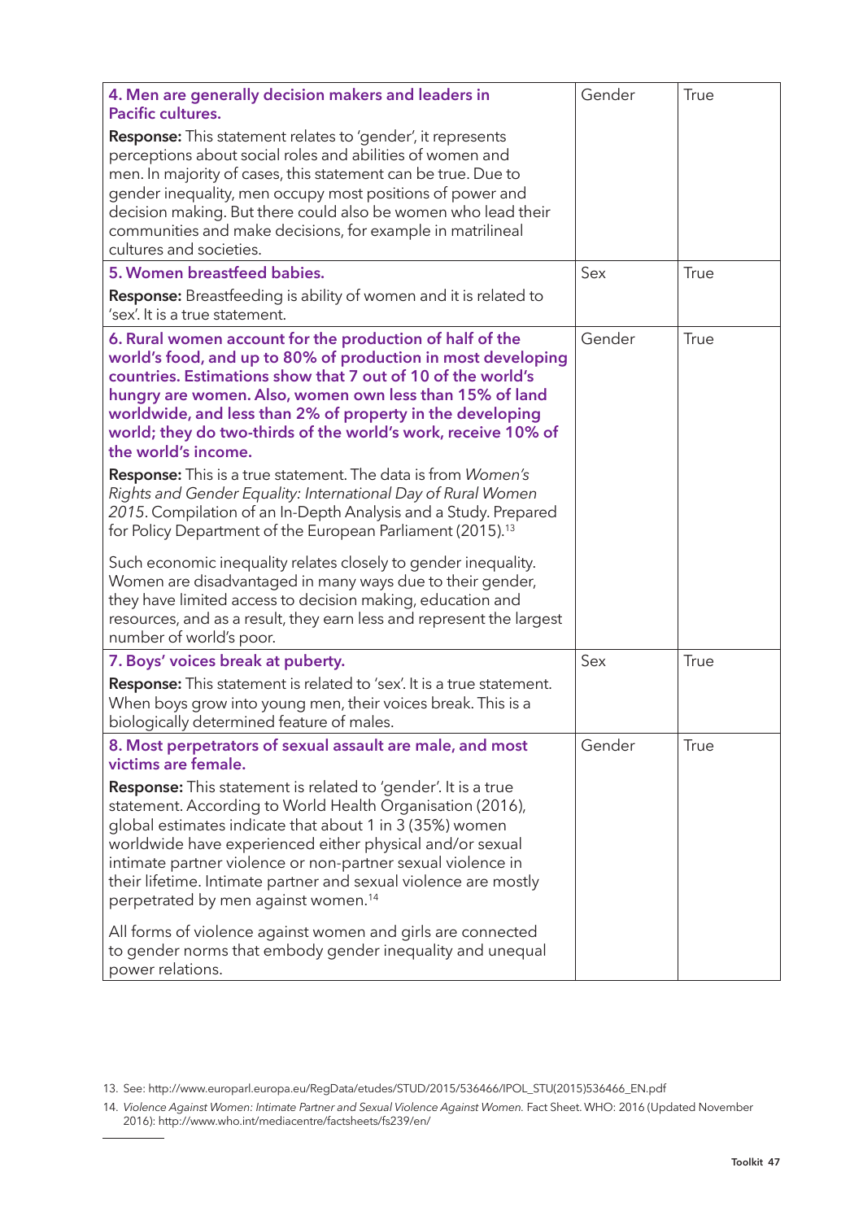| | | |
|---|---|---|
| **4. Men are generally decision makers and leaders in Pacific cultures.**<br><br>**Response:** This statement relates to 'gender', it represents perceptions about social roles and abilities of women and men. In majority of cases, this statement can be true. Due to gender inequality, men occupy most positions of power and decision making. But there could also be women who lead their communities and make decisions, for example in matrilineal cultures and societies. | Gender | True |
| **5. Women breastfeed babies.**<br><br>**Response:** Breastfeeding is ability of women and it is related to 'sex'. It is a true statement. | Sex | True |
| **6. Rural women account for the production of half of the world's food, and up to 80% of production in most developing countries. Estimations show that 7 out of 10 of the world's hungry are women. Also, women own less than 15% of land worldwide, and less than 2% of property in the developing world; they do two-thirds of the world's work, receive 10% of the world's income.**<br><br>**Response:** This is a true statement. The data is from *Women's Rights and Gender Equality: International Day of Rural Women 2015*. Compilation of an In-Depth Analysis and a Study. Prepared for Policy Department of the European Parliament (2015).[13]<br><br>Such economic inequality relates closely to gender inequality. Women are disadvantaged in many ways due to their gender, they have limited access to decision making, education and resources, and as a result, they earn less and represent the largest number of world's poor. | Gender | True |
| **7. Boys' voices break at puberty.**<br><br>**Response:** This statement is related to 'sex'. It is a true statement. When boys grow into young men, their voices break. This is a biologically determined feature of males. | Sex | True |
| **8. Most perpetrators of sexual assault are male, and most victims are female.**<br><br>**Response:** This statement is related to 'gender'. It is a true statement. According to World Health Organisation (2016), global estimates indicate that about 1 in 3 (35%) women worldwide have experienced either physical and/or sexual intimate partner violence or non-partner sexual violence in their lifetime. Intimate partner and sexual violence are mostly perpetrated by men against women.[14]<br><br>All forms of violence against women and girls are connected to gender norms that embody gender inequality and unequal power relations. | Gender | True |

13. See: http://www.europarl.europa.eu/RegData/etudes/STUD/2015/536466/IPOL_STU(2015)536466_EN.pdf

14. *Violence Against Women: Intimate Partner and Sexual Violence Against Women.* Fact Sheet. WHO: 2016 (Updated November 2016): http://www.who.int/mediacentre/factsheets/fs239/en/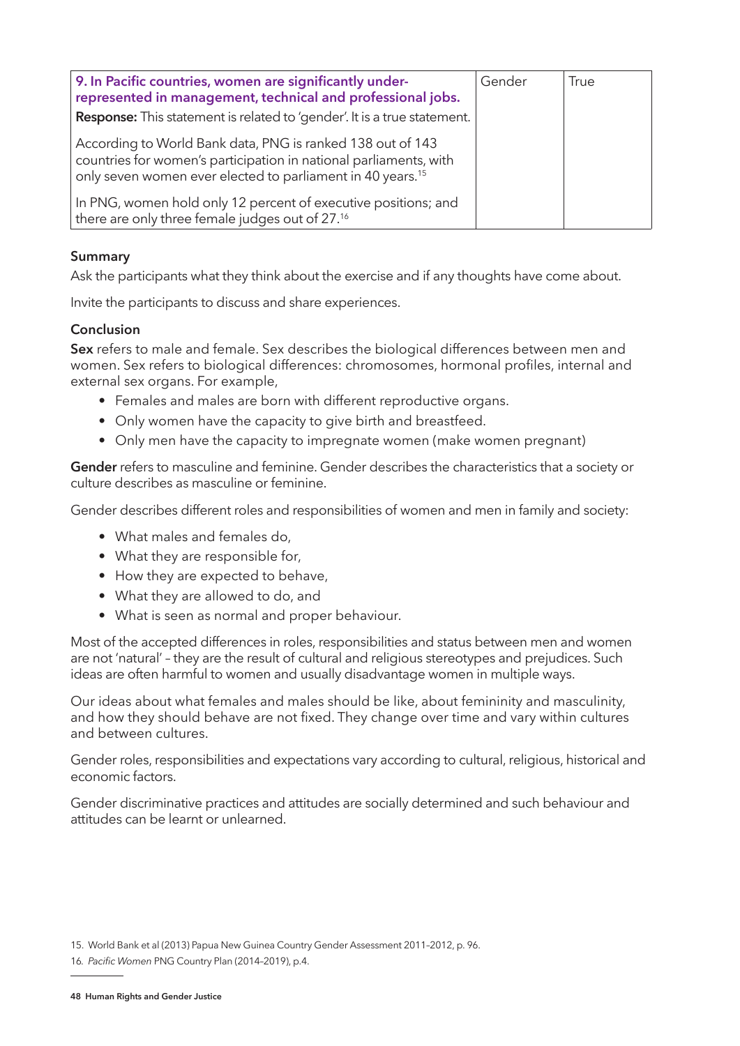| | | |
|---|---|---|
| **9. In Pacific countries, women are significantly under-represented in management, technical and professional jobs.**<br>**Response:** This statement is related to 'gender'. It is a true statement.<br><br>According to World Bank data, PNG is ranked 138 out of 143 countries for women's participation in national parliaments, with only seven women ever elected to parliament in 40 years.[15]<br><br>In PNG, women hold only 12 percent of executive positions; and there are only three female judges out of 27.[16] | Gender | True |

**Summary**

Ask the participants what they think about the exercise and if any thoughts have come about.

Invite the participants to discuss and share experiences.

**Conclusion**

**Sex** refers to male and female. Sex describes the biological differences between men and women. Sex refers to biological differences: chromosomes, hormonal profiles, internal and external sex organs. For example,

- Females and males are born with different reproductive organs.
- Only women have the capacity to give birth and breastfeed.
- Only men have the capacity to impregnate women (make women pregnant)

**Gender** refers to masculine and feminine. Gender describes the characteristics that a society or culture describes as masculine or feminine.

Gender describes different roles and responsibilities of women and men in family and society:

- What males and females do,
- What they are responsible for,
- How they are expected to behave,
- What they are allowed to do, and
- What is seen as normal and proper behaviour.

Most of the accepted differences in roles, responsibilities and status between men and women are not 'natural' – they are the result of cultural and religious stereotypes and prejudices. Such ideas are often harmful to women and usually disadvantage women in multiple ways.

Our ideas about what females and males should be like, about femininity and masculinity, and how they should behave are not fixed. They change over time and vary within cultures and between cultures.

Gender roles, responsibilities and expectations vary according to cultural, religious, historical and economic factors.

Gender discriminative practices and attitudes are socially determined and such behaviour and attitudes can be learnt or unlearned.

15. World Bank et al (2013) Papua New Guinea Country Gender Assessment 2011–2012, p. 96.

16. *Pacific Women* PNG Country Plan (2014–2019), p.4.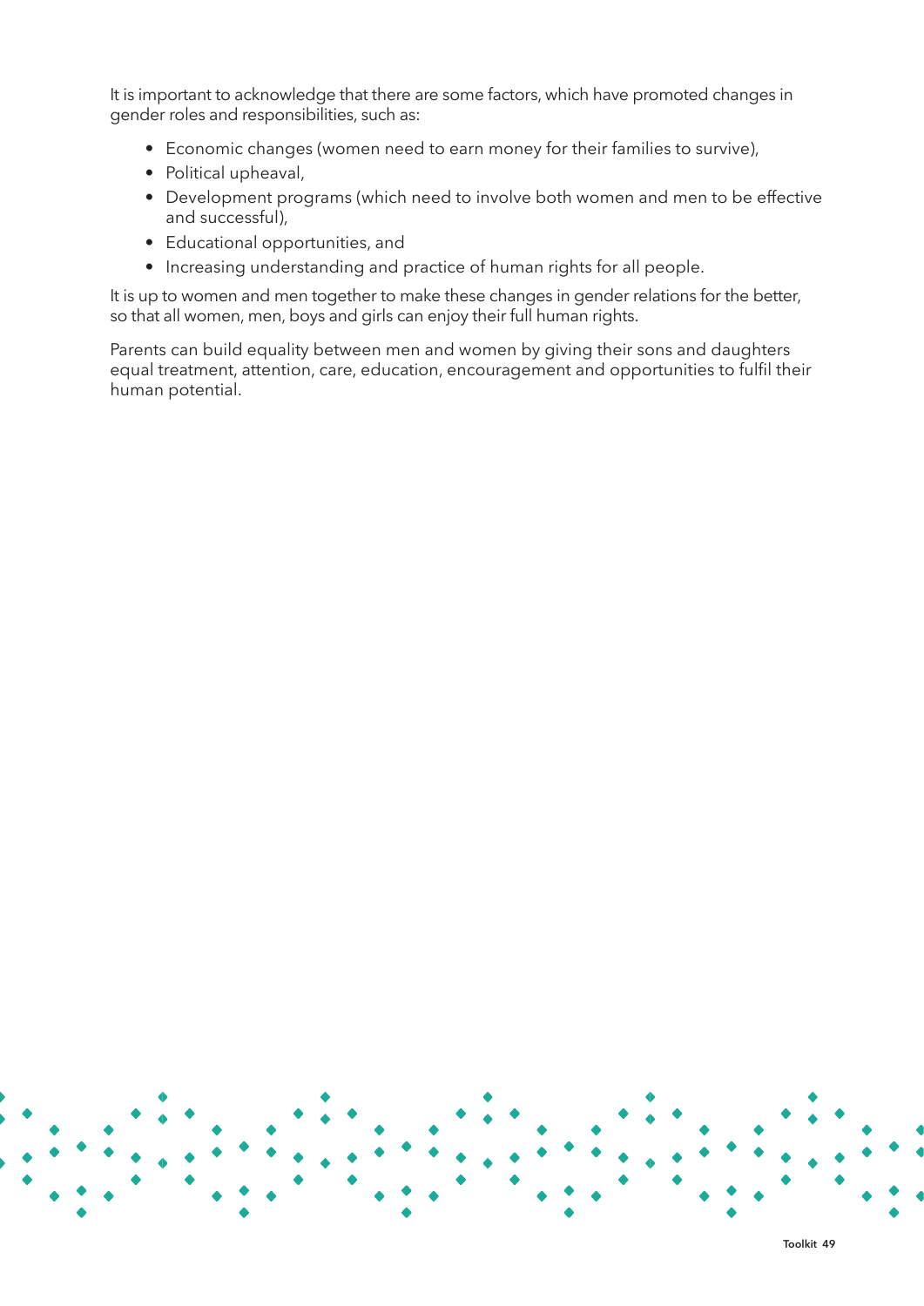It is important to acknowledge that there are some factors, which have promoted changes in gender roles and responsibilities, such as:

- Economic changes (women need to earn money for their families to survive),
- Political upheaval,
- Development programs (which need to involve both women and men to be effective and successful),
- Educational opportunities, and
- Increasing understanding and practice of human rights for all people.

It is up to women and men together to make these changes in gender relations for the better, so that all women, men, boys and girls can enjoy their full human rights.

Parents can build equality between men and women by giving their sons and daughters equal treatment, attention, care, education, encouragement and opportunities to fulfil their human potential.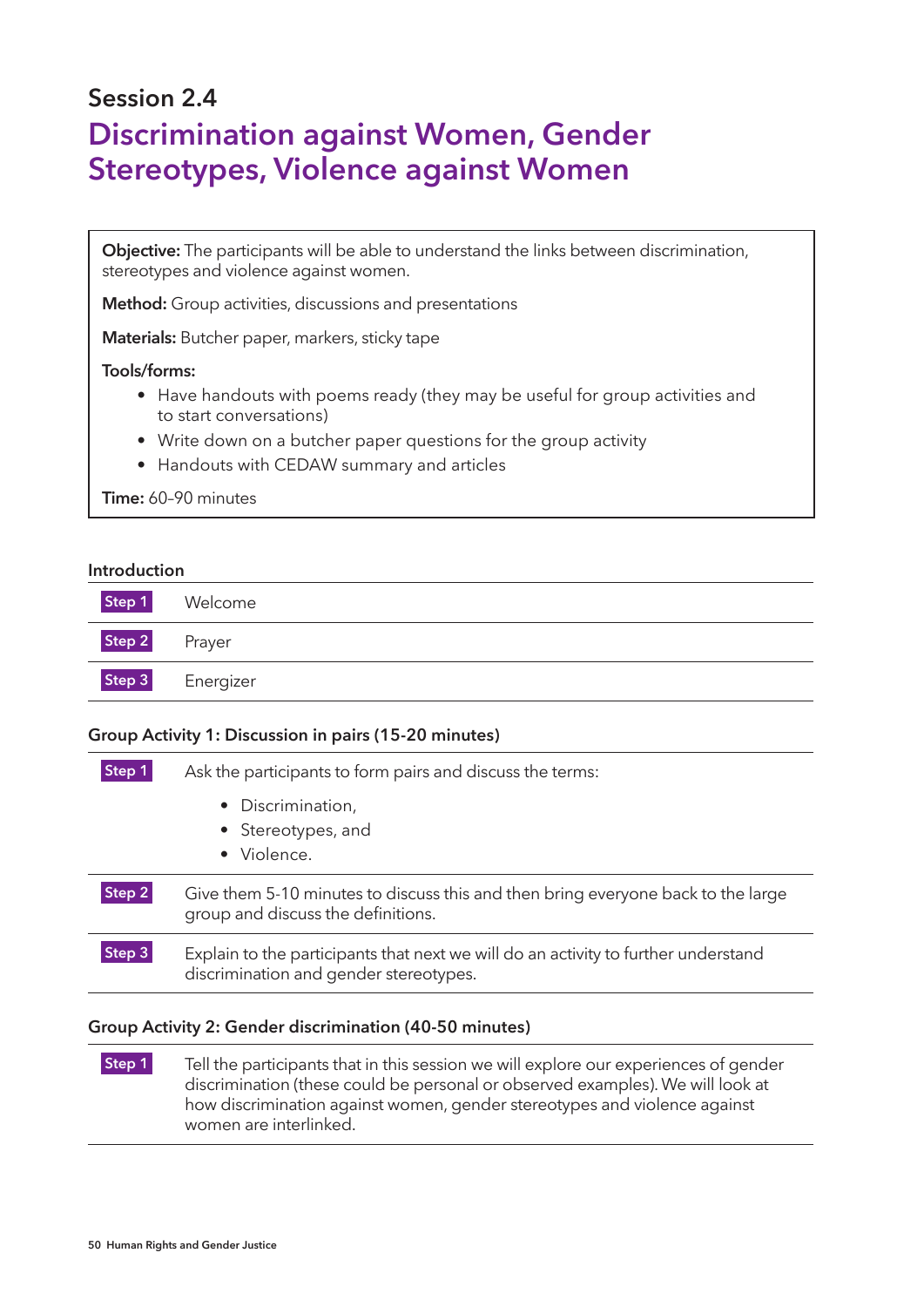# Session 2.4

## Discrimination against Women, Gender Stereotypes, Violence against Women

**Objective:** The participants will be able to understand the links between discrimination, stereotypes and violence against women.

**Method:** Group activities, discussions and presentations

**Materials:** Butcher paper, markers, sticky tape

**Tools/forms:**

- Have handouts with poems ready (they may be useful for group activities and to start conversations)
- Write down on a butcher paper questions for the group activity
- Handouts with CEDAW summary and articles

**Time:** 60–90 minutes

### Introduction

| | |
|---|---|
| Step 1 | Welcome |
| Step 2 | Prayer |
| Step 3 | Energizer |

### Group Activity 1: Discussion in pairs (15-20 minutes)

**Step 1** Ask the participants to form pairs and discuss the terms:

- Discrimination,
- Stereotypes, and
- Violence.

**Step 2** Give them 5-10 minutes to discuss this and then bring everyone back to the large group and discuss the definitions.

**Step 3** Explain to the participants that next we will do an activity to further understand discrimination and gender stereotypes.

### Group Activity 2: Gender discrimination (40-50 minutes)

**Step 1** Tell the participants that in this session we will explore our experiences of gender discrimination (these could be personal or observed examples). We will look at how discrimination against women, gender stereotypes and violence against women are interlinked.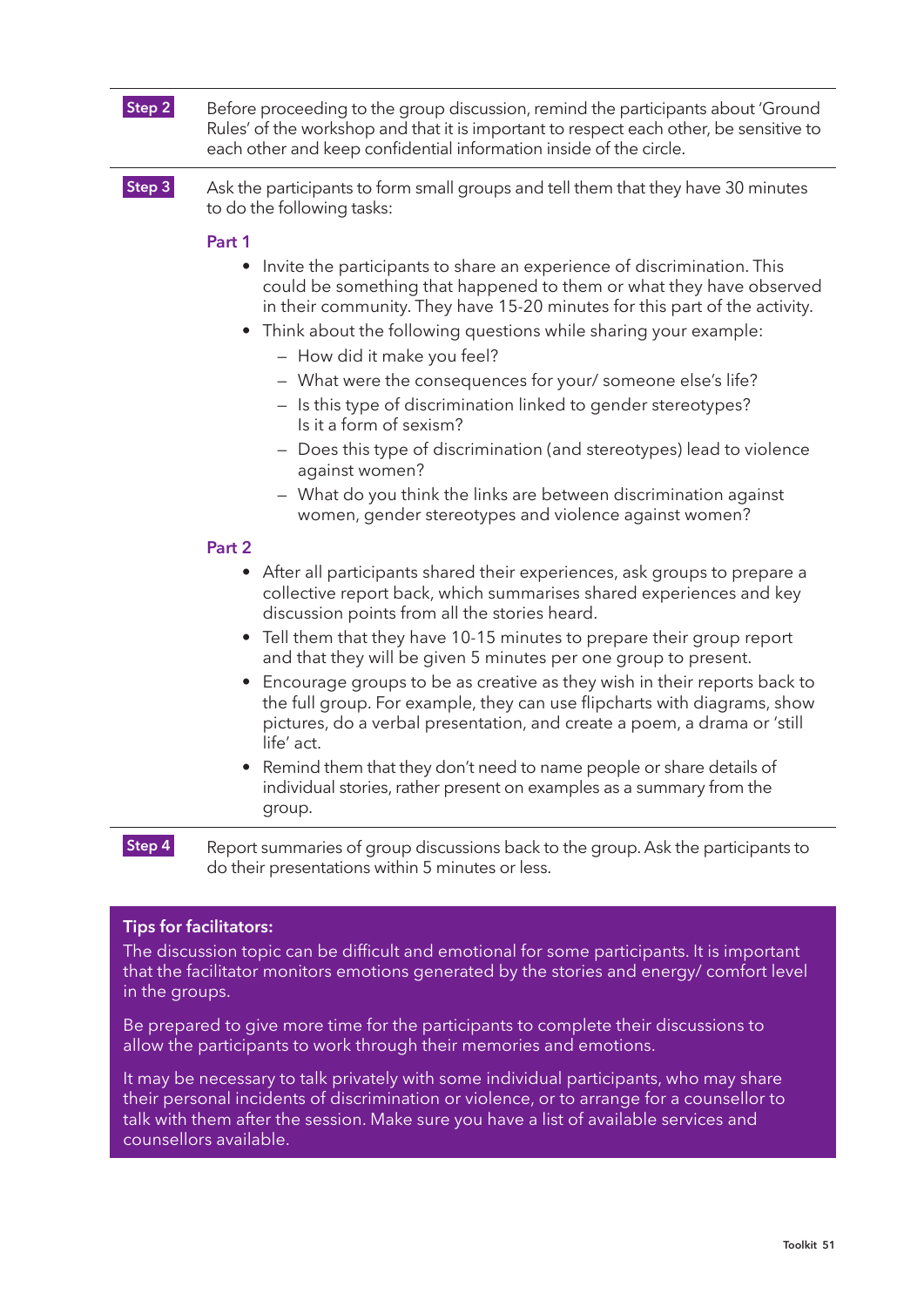**Step 2** Before proceeding to the group discussion, remind the participants about 'Ground Rules' of the workshop and that it is important to respect each other, be sensitive to each other and keep confidential information inside of the circle.

**Step 3** Ask the participants to form small groups and tell them that they have 30 minutes to do the following tasks:

**Part 1**

- Invite the participants to share an experience of discrimination. This could be something that happened to them or what they have observed in their community. They have 15-20 minutes for this part of the activity.
- Think about the following questions while sharing your example:
  - How did it make you feel?
  - What were the consequences for your/ someone else's life?
  - Is this type of discrimination linked to gender stereotypes? Is it a form of sexism?
  - Does this type of discrimination (and stereotypes) lead to violence against women?
  - What do you think the links are between discrimination against women, gender stereotypes and violence against women?

**Part 2**

- After all participants shared their experiences, ask groups to prepare a collective report back, which summarises shared experiences and key discussion points from all the stories heard.
- Tell them that they have 10-15 minutes to prepare their group report and that they will be given 5 minutes per one group to present.
- Encourage groups to be as creative as they wish in their reports back to the full group. For example, they can use flipcharts with diagrams, show pictures, do a verbal presentation, and create a poem, a drama or 'still life' act.
- Remind them that they don't need to name people or share details of individual stories, rather present on examples as a summary from the group.

**Step 4** Report summaries of group discussions back to the group. Ask the participants to do their presentations within 5 minutes or less.

**Tips for facilitators:**

The discussion topic can be difficult and emotional for some participants. It is important that the facilitator monitors emotions generated by the stories and energy/ comfort level in the groups.

Be prepared to give more time for the participants to complete their discussions to allow the participants to work through their memories and emotions.

It may be necessary to talk privately with some individual participants, who may share their personal incidents of discrimination or violence, or to arrange for a counsellor to talk with them after the session. Make sure you have a list of available services and counsellors available.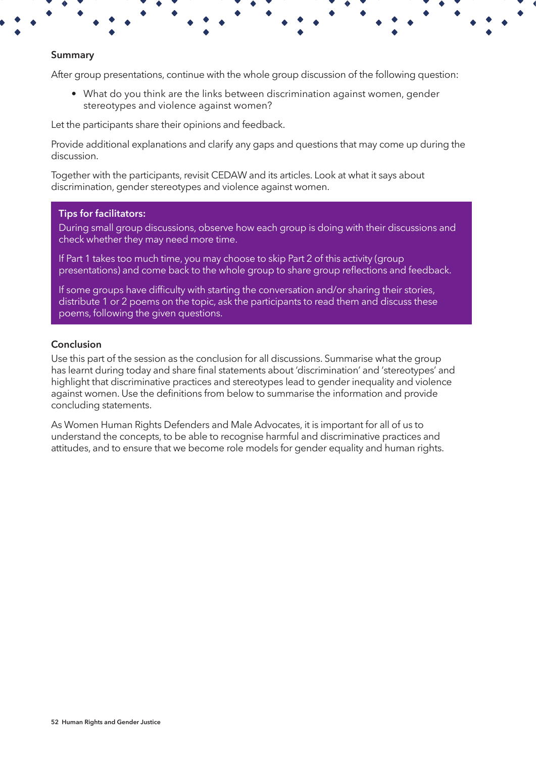### Summary

After group presentations, continue with the whole group discussion of the following question:

- What do you think are the links between discrimination against women, gender stereotypes and violence against women?

Let the participants share their opinions and feedback.

Provide additional explanations and clarify any gaps and questions that may come up during the discussion.

Together with the participants, revisit CEDAW and its articles. Look at what it says about discrimination, gender stereotypes and violence against women.

> **Tips for facilitators:**
>
> During small group discussions, observe how each group is doing with their discussions and check whether they may need more time.
>
> If Part 1 takes too much time, you may choose to skip Part 2 of this activity (group presentations) and come back to the whole group to share group reflections and feedback.
>
> If some groups have difficulty with starting the conversation and/or sharing their stories, distribute 1 or 2 poems on the topic, ask the participants to read them and discuss these poems, following the given questions.

### Conclusion

Use this part of the session as the conclusion for all discussions. Summarise what the group has learnt during today and share final statements about 'discrimination' and 'stereotypes' and highlight that discriminative practices and stereotypes lead to gender inequality and violence against women. Use the definitions from below to summarise the information and provide concluding statements.

As Women Human Rights Defenders and Male Advocates, it is important for all of us to understand the concepts, to be able to recognise harmful and discriminative practices and attitudes, and to ensure that we become role models for gender equality and human rights.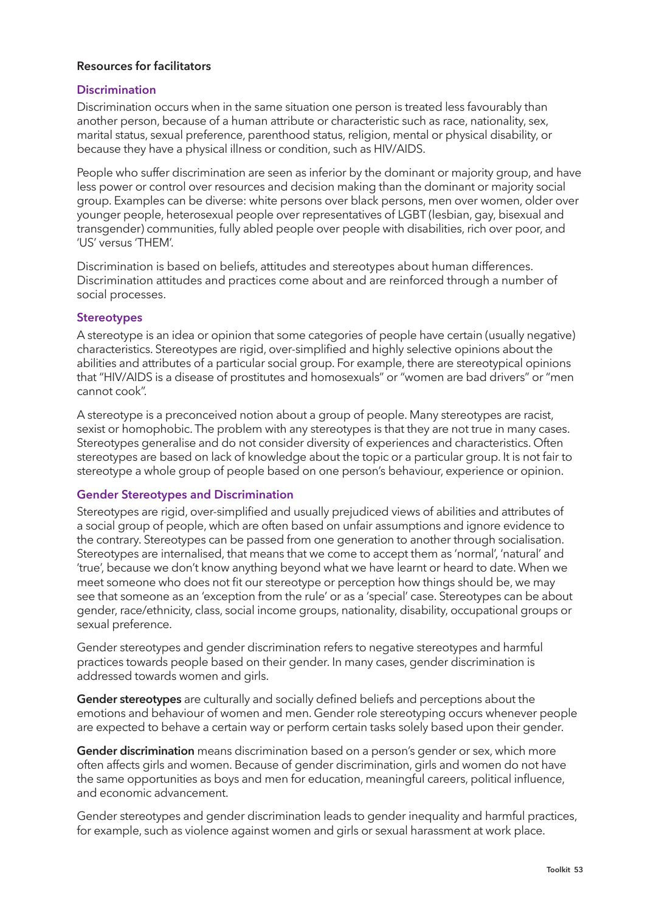**Resources for facilitators**

## Discrimination

Discrimination occurs when in the same situation one person is treated less favourably than another person, because of a human attribute or characteristic such as race, nationality, sex, marital status, sexual preference, parenthood status, religion, mental or physical disability, or because they have a physical illness or condition, such as HIV/AIDS.

People who suffer discrimination are seen as inferior by the dominant or majority group, and have less power or control over resources and decision making than the dominant or majority social group. Examples can be diverse: white persons over black persons, men over women, older over younger people, heterosexual people over representatives of LGBT (lesbian, gay, bisexual and transgender) communities, fully abled people over people with disabilities, rich over poor, and 'US' versus 'THEM'.

Discrimination is based on beliefs, attitudes and stereotypes about human differences. Discrimination attitudes and practices come about and are reinforced through a number of social processes.

## Stereotypes

A stereotype is an idea or opinion that some categories of people have certain (usually negative) characteristics. Stereotypes are rigid, over-simplified and highly selective opinions about the abilities and attributes of a particular social group. For example, there are stereotypical opinions that "HIV/AIDS is a disease of prostitutes and homosexuals" or "women are bad drivers" or "men cannot cook".

A stereotype is a preconceived notion about a group of people. Many stereotypes are racist, sexist or homophobic. The problem with any stereotypes is that they are not true in many cases. Stereotypes generalise and do not consider diversity of experiences and characteristics. Often stereotypes are based on lack of knowledge about the topic or a particular group. It is not fair to stereotype a whole group of people based on one person's behaviour, experience or opinion.

## Gender Stereotypes and Discrimination

Stereotypes are rigid, over-simplified and usually prejudiced views of abilities and attributes of a social group of people, which are often based on unfair assumptions and ignore evidence to the contrary. Stereotypes can be passed from one generation to another through socialisation. Stereotypes are internalised, that means that we come to accept them as 'normal', 'natural' and 'true', because we don't know anything beyond what we have learnt or heard to date. When we meet someone who does not fit our stereotype or perception how things should be, we may see that someone as an 'exception from the rule' or as a 'special' case. Stereotypes can be about gender, race/ethnicity, class, social income groups, nationality, disability, occupational groups or sexual preference.

Gender stereotypes and gender discrimination refers to negative stereotypes and harmful practices towards people based on their gender. In many cases, gender discrimination is addressed towards women and girls.

**Gender stereotypes** are culturally and socially defined beliefs and perceptions about the emotions and behaviour of women and men. Gender role stereotyping occurs whenever people are expected to behave a certain way or perform certain tasks solely based upon their gender.

**Gender discrimination** means discrimination based on a person's gender or sex, which more often affects girls and women. Because of gender discrimination, girls and women do not have the same opportunities as boys and men for education, meaningful careers, political influence, and economic advancement.

Gender stereotypes and gender discrimination leads to gender inequality and harmful practices, for example, such as violence against women and girls or sexual harassment at work place.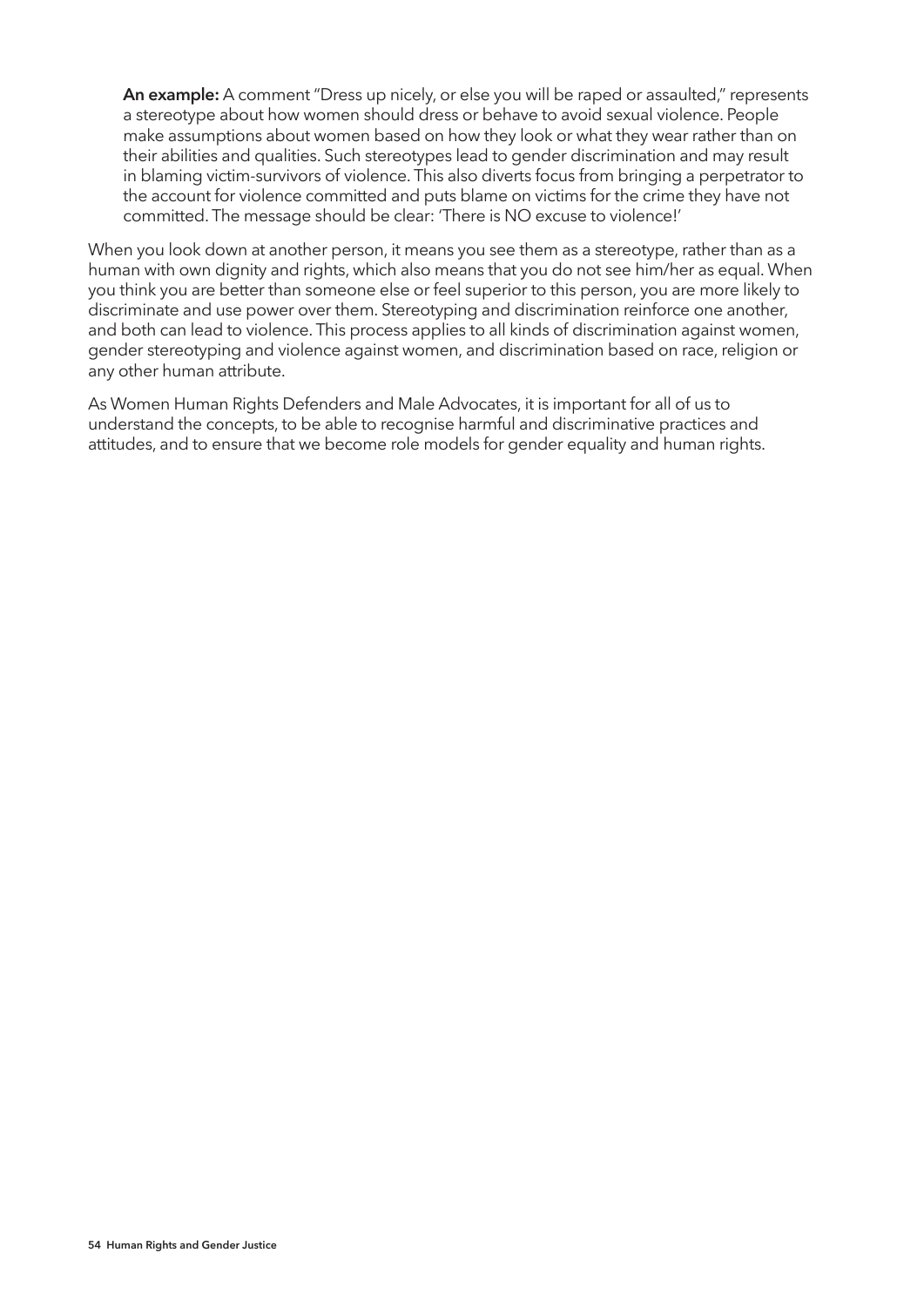**An example:** A comment "Dress up nicely, or else you will be raped or assaulted," represents a stereotype about how women should dress or behave to avoid sexual violence. People make assumptions about women based on how they look or what they wear rather than on their abilities and qualities. Such stereotypes lead to gender discrimination and may result in blaming victim-survivors of violence. This also diverts focus from bringing a perpetrator to the account for violence committed and puts blame on victims for the crime they have not committed. The message should be clear: 'There is NO excuse to violence!'

When you look down at another person, it means you see them as a stereotype, rather than as a human with own dignity and rights, which also means that you do not see him/her as equal. When you think you are better than someone else or feel superior to this person, you are more likely to discriminate and use power over them. Stereotyping and discrimination reinforce one another, and both can lead to violence. This process applies to all kinds of discrimination against women, gender stereotyping and violence against women, and discrimination based on race, religion or any other human attribute.

As Women Human Rights Defenders and Male Advocates, it is important for all of us to understand the concepts, to be able to recognise harmful and discriminative practices and attitudes, and to ensure that we become role models for gender equality and human rights.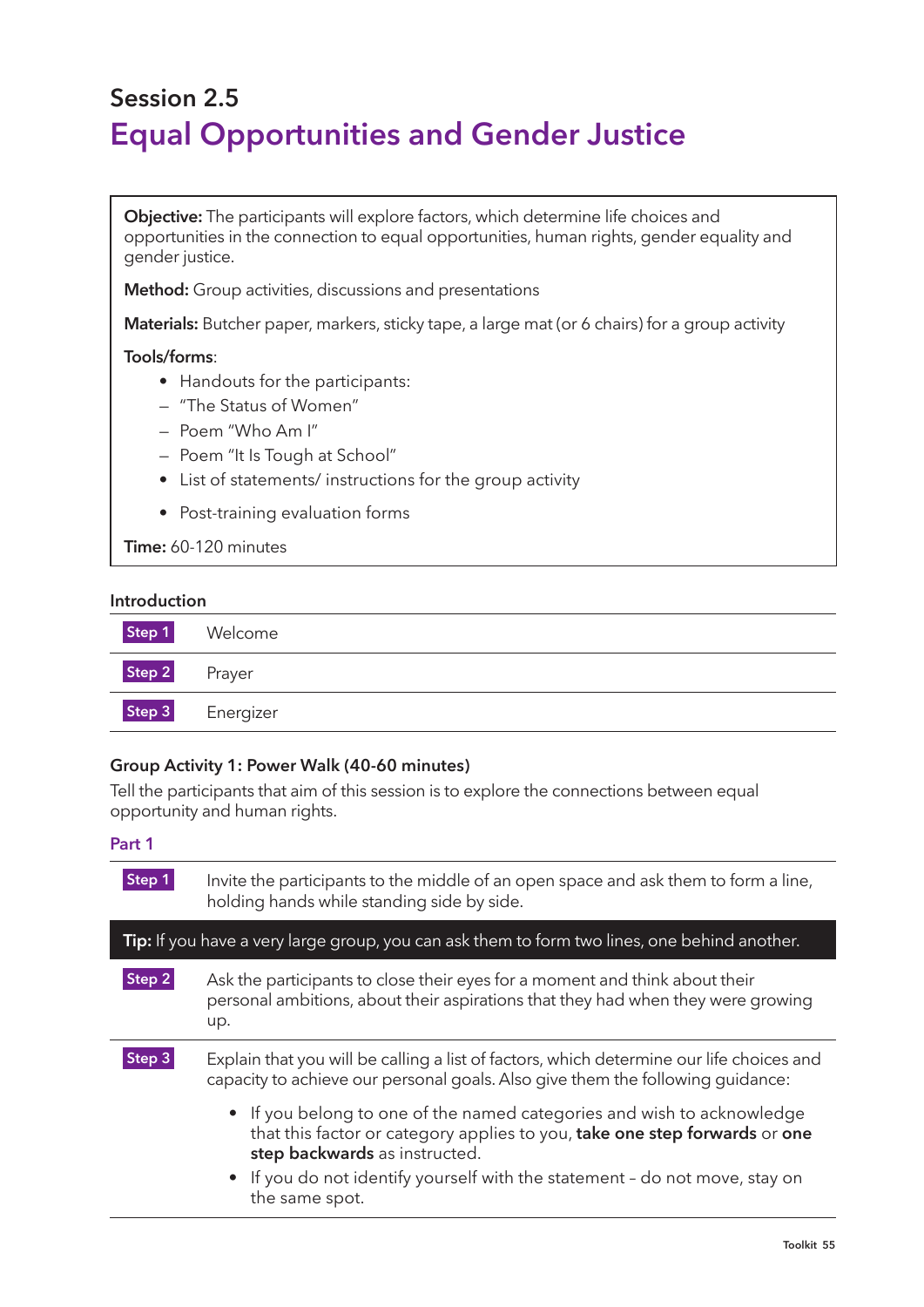## Session 2.5

# Equal Opportunities and Gender Justice

**Objective:** The participants will explore factors, which determine life choices and opportunities in the connection to equal opportunities, human rights, gender equality and gender justice.

**Method:** Group activities, discussions and presentations

**Materials:** Butcher paper, markers, sticky tape, a large mat (or 6 chairs) for a group activity

**Tools/forms**:

- Handouts for the participants:
  - "The Status of Women"
  - Poem "Who Am I"
  - Poem "It Is Tough at School"
- List of statements/ instructions for the group activity
- Post-training evaluation forms

**Time:** 60-120 minutes

### Introduction

| | |
|---|---|
| Step 1 | Welcome |
| Step 2 | Prayer |
| Step 3 | Energizer |

### Group Activity 1: Power Walk (40-60 minutes)

Tell the participants that aim of this session is to explore the connections between equal opportunity and human rights.

#### Part 1

**Step 1** Invite the participants to the middle of an open space and ask them to form a line, holding hands while standing side by side.

**Tip:** If you have a very large group, you can ask them to form two lines, one behind another.

**Step 2** Ask the participants to close their eyes for a moment and think about their personal ambitions, about their aspirations that they had when they were growing up.

**Step 3** Explain that you will be calling a list of factors, which determine our life choices and capacity to achieve our personal goals. Also give them the following guidance:

- If you belong to one of the named categories and wish to acknowledge that this factor or category applies to you, **take one step forwards** or **one step backwards** as instructed.
- If you do not identify yourself with the statement – do not move, stay on the same spot.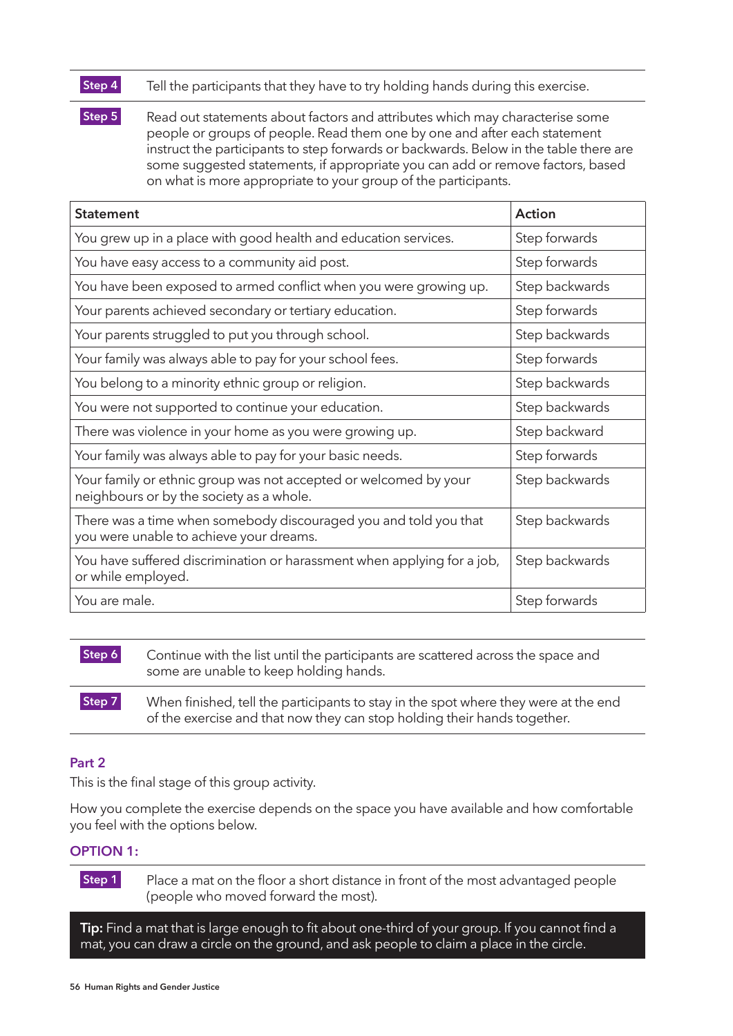**Step 4** Tell the participants that they have to try holding hands during this exercise.

**Step 5** Read out statements about factors and attributes which may characterise some people or groups of people. Read them one by one and after each statement instruct the participants to step forwards or backwards. Below in the table there are some suggested statements, if appropriate you can add or remove factors, based on what is more appropriate to your group of the participants.

| Statement | Action |
|---|---|
| You grew up in a place with good health and education services. | Step forwards |
| You have easy access to a community aid post. | Step forwards |
| You have been exposed to armed conflict when you were growing up. | Step backwards |
| Your parents achieved secondary or tertiary education. | Step forwards |
| Your parents struggled to put you through school. | Step backwards |
| Your family was always able to pay for your school fees. | Step forwards |
| You belong to a minority ethnic group or religion. | Step backwards |
| You were not supported to continue your education. | Step backwards |
| There was violence in your home as you were growing up. | Step backward |
| Your family was always able to pay for your basic needs. | Step forwards |
| Your family or ethnic group was not accepted or welcomed by your neighbours or by the society as a whole. | Step backwards |
| There was a time when somebody discouraged you and told you that you were unable to achieve your dreams. | Step backwards |
| You have suffered discrimination or harassment when applying for a job, or while employed. | Step backwards |
| You are male. | Step forwards |

**Step 6** Continue with the list until the participants are scattered across the space and some are unable to keep holding hands.

**Step 7** When finished, tell the participants to stay in the spot where they were at the end of the exercise and that now they can stop holding their hands together.

## Part 2

This is the final stage of this group activity.

How you complete the exercise depends on the space you have available and how comfortable you feel with the options below.

### OPTION 1:

**Step 1** Place a mat on the floor a short distance in front of the most advantaged people (people who moved forward the most).

**Tip:** Find a mat that is large enough to fit about one-third of your group. If you cannot find a mat, you can draw a circle on the ground, and ask people to claim a place in the circle.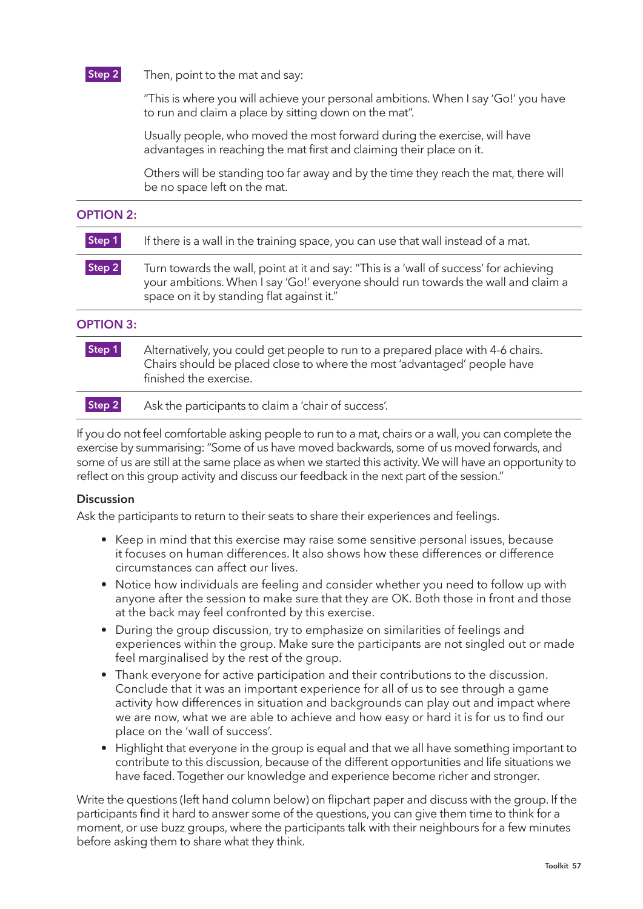**Step 2** Then, point to the mat and say:

"This is where you will achieve your personal ambitions. When I say 'Go!' you have to run and claim a place by sitting down on the mat".

Usually people, who moved the most forward during the exercise, will have advantages in reaching the mat first and claiming their place on it.

Others will be standing too far away and by the time they reach the mat, there will be no space left on the mat.

### OPTION 2:

**Step 1** If there is a wall in the training space, you can use that wall instead of a mat.

**Step 2** Turn towards the wall, point at it and say: "This is a 'wall of success' for achieving your ambitions. When I say 'Go!' everyone should run towards the wall and claim a space on it by standing flat against it."

### OPTION 3:

**Step 1** Alternatively, you could get people to run to a prepared place with 4-6 chairs. Chairs should be placed close to where the most 'advantaged' people have finished the exercise.

**Step 2** Ask the participants to claim a 'chair of success'.

If you do not feel comfortable asking people to run to a mat, chairs or a wall, you can complete the exercise by summarising: "Some of us have moved backwards, some of us moved forwards, and some of us are still at the same place as when we started this activity. We will have an opportunity to reflect on this group activity and discuss our feedback in the next part of the session."

**Discussion**

Ask the participants to return to their seats to share their experiences and feelings.

- Keep in mind that this exercise may raise some sensitive personal issues, because it focuses on human differences. It also shows how these differences or difference circumstances can affect our lives.
- Notice how individuals are feeling and consider whether you need to follow up with anyone after the session to make sure that they are OK. Both those in front and those at the back may feel confronted by this exercise.
- During the group discussion, try to emphasize on similarities of feelings and experiences within the group. Make sure the participants are not singled out or made feel marginalised by the rest of the group.
- Thank everyone for active participation and their contributions to the discussion. Conclude that it was an important experience for all of us to see through a game activity how differences in situation and backgrounds can play out and impact where we are now, what we are able to achieve and how easy or hard it is for us to find our place on the 'wall of success'.
- Highlight that everyone in the group is equal and that we all have something important to contribute to this discussion, because of the different opportunities and life situations we have faced. Together our knowledge and experience become richer and stronger.

Write the questions (left hand column below) on flipchart paper and discuss with the group. If the participants find it hard to answer some of the questions, you can give them time to think for a moment, or use buzz groups, where the participants talk with their neighbours for a few minutes before asking them to share what they think.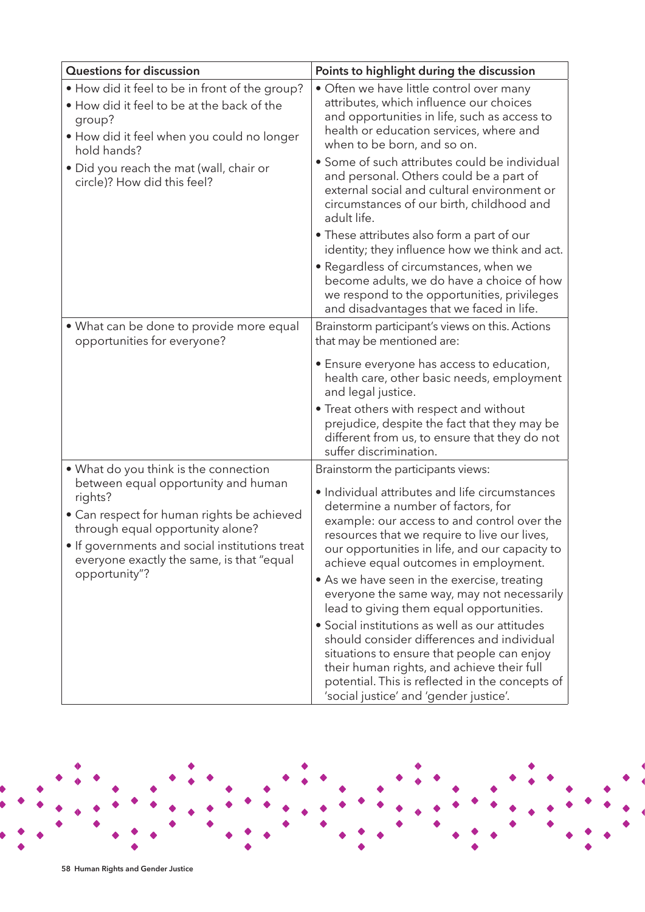| Questions for discussion | Points to highlight during the discussion |
|---|---|
| • How did it feel to be in front of the group?<br>• How did it feel to be at the back of the group?<br>• How did it feel when you could no longer hold hands?<br>• Did you reach the mat (wall, chair or circle)? How did this feel? | • Often we have little control over many attributes, which influence our choices and opportunities in life, such as access to health or education services, where and when to be born, and so on.<br>• Some of such attributes could be individual and personal. Others could be a part of external social and cultural environment or circumstances of our birth, childhood and adult life.<br>• These attributes also form a part of our identity; they influence how we think and act.<br>• Regardless of circumstances, when we become adults, we do have a choice of how we respond to the opportunities, privileges and disadvantages that we faced in life. |
| • What can be done to provide more equal opportunities for everyone? | Brainstorm participant's views on this. Actions that may be mentioned are:<br>• Ensure everyone has access to education, health care, other basic needs, employment and legal justice.<br>• Treat others with respect and without prejudice, despite the fact that they may be different from us, to ensure that they do not suffer discrimination. |
| • What do you think is the connection between equal opportunity and human rights?<br>• Can respect for human rights be achieved through equal opportunity alone?<br>• If governments and social institutions treat everyone exactly the same, is that "equal opportunity"? | Brainstorm the participants views:<br>• Individual attributes and life circumstances determine a number of factors, for example: our access to and control over the resources that we require to live our lives, our opportunities in life, and our capacity to achieve equal outcomes in employment.<br>• As we have seen in the exercise, treating everyone the same way, may not necessarily lead to giving them equal opportunities.<br>• Social institutions as well as our attitudes should consider differences and individual situations to ensure that people can enjoy their human rights, and achieve their full potential. This is reflected in the concepts of 'social justice' and 'gender justice'. |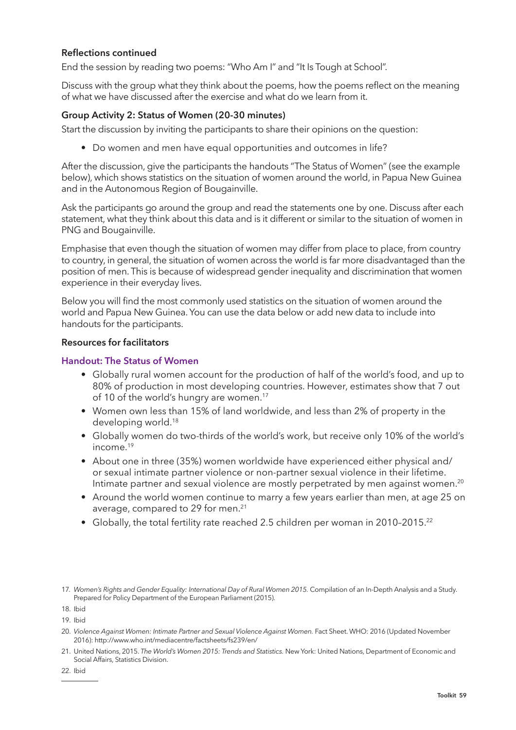### Reflections continued

End the session by reading two poems: "Who Am I" and "It Is Tough at School".

Discuss with the group what they think about the poems, how the poems reflect on the meaning of what we have discussed after the exercise and what do we learn from it.

### Group Activity 2: Status of Women (20-30 minutes)

Start the discussion by inviting the participants to share their opinions on the question:

- Do women and men have equal opportunities and outcomes in life?

After the discussion, give the participants the handouts "The Status of Women" (see the example below), which shows statistics on the situation of women around the world, in Papua New Guinea and in the Autonomous Region of Bougainville.

Ask the participants go around the group and read the statements one by one. Discuss after each statement, what they think about this data and is it different or similar to the situation of women in PNG and Bougainville.

Emphasise that even though the situation of women may differ from place to place, from country to country, in general, the situation of women across the world is far more disadvantaged than the position of men. This is because of widespread gender inequality and discrimination that women experience in their everyday lives.

Below you will find the most commonly used statistics on the situation of women around the world and Papua New Guinea. You can use the data below or add new data to include into handouts for the participants.

### Resources for facilitators

#### Handout: The Status of Women

- Globally rural women account for the production of half of the world's food, and up to 80% of production in most developing countries. However, estimates show that 7 out of 10 of the world's hungry are women.[17]
- Women own less than 15% of land worldwide, and less than 2% of property in the developing world.[18]
- Globally women do two-thirds of the world's work, but receive only 10% of the world's income.[19]
- About one in three (35%) women worldwide have experienced either physical and/or sexual intimate partner violence or non-partner sexual violence in their lifetime. Intimate partner and sexual violence are mostly perpetrated by men against women.[20]
- Around the world women continue to marry a few years earlier than men, at age 25 on average, compared to 29 for men.[21]
- Globally, the total fertility rate reached 2.5 children per woman in 2010–2015.[22]

---

17. *Women's Rights and Gender Equality: International Day of Rural Women 2015.* Compilation of an In-Depth Analysis and a Study. Prepared for Policy Department of the European Parliament (2015).
18. Ibid
19. Ibid
20. *Violence Against Women: Intimate Partner and Sexual Violence Against Women.* Fact Sheet. WHO: 2016 (Updated November 2016): http://www.who.int/mediacentre/factsheets/fs239/en/
21. United Nations, 2015. *The World's Women 2015: Trends and Statistics.* New York: United Nations, Department of Economic and Social Affairs, Statistics Division.
22. Ibid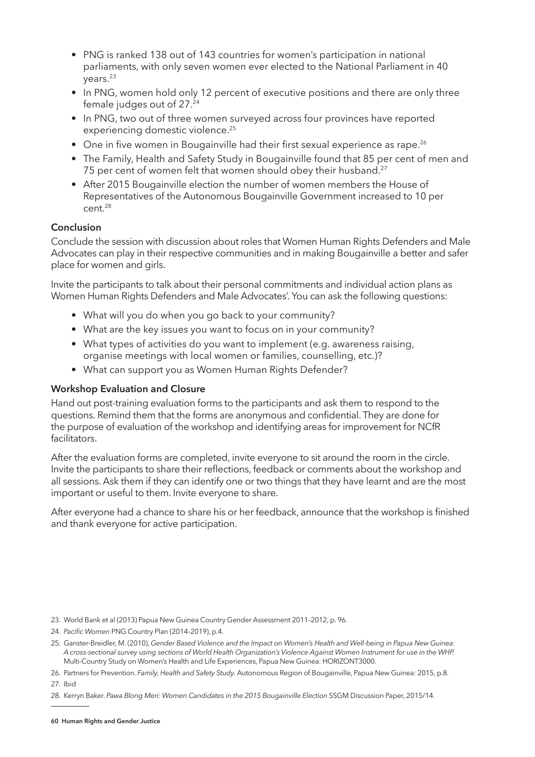- PNG is ranked 138 out of 143 countries for women's participation in national parliaments, with only seven women ever elected to the National Parliament in 40 years.[23]
- In PNG, women hold only 12 percent of executive positions and there are only three female judges out of 27.[24]
- In PNG, two out of three women surveyed across four provinces have reported experiencing domestic violence.[25]
- One in five women in Bougainville had their first sexual experience as rape.[26]
- The Family, Health and Safety Study in Bougainville found that 85 per cent of men and 75 per cent of women felt that women should obey their husband.[27]
- After 2015 Bougainville election the number of women members the House of Representatives of the Autonomous Bougainville Government increased to 10 per cent.[28]

### Conclusion

Conclude the session with discussion about roles that Women Human Rights Defenders and Male Advocates can play in their respective communities and in making Bougainville a better and safer place for women and girls.

Invite the participants to talk about their personal commitments and individual action plans as Women Human Rights Defenders and Male Advocates'. You can ask the following questions:

- What will you do when you go back to your community?
- What are the key issues you want to focus on in your community?
- What types of activities do you want to implement (e.g. awareness raising, organise meetings with local women or families, counselling, etc.)?
- What can support you as Women Human Rights Defender?

### Workshop Evaluation and Closure

Hand out post-training evaluation forms to the participants and ask them to respond to the questions. Remind them that the forms are anonymous and confidential. They are done for the purpose of evaluation of the workshop and identifying areas for improvement for NCfR facilitators.

After the evaluation forms are completed, invite everyone to sit around the room in the circle. Invite the participants to share their reflections, feedback or comments about the workshop and all sessions. Ask them if they can identify one or two things that they have learnt and are the most important or useful to them. Invite everyone to share.

After everyone had a chance to share his or her feedback, announce that the workshop is finished and thank everyone for active participation.

---

23. World Bank et al (2013) Papua New Guinea Country Gender Assessment 2011–2012, p. 96.
24. *Pacific Women* PNG Country Plan (2014–2019), p.4.
25. Ganster-Breidler, M. (2010), *Gender Based Violence and the Impact on Women's Health and Well-being in Papua New Guinea: A cross-sectional survey using sections of World Health Organization's Violence Against Women Instrument for use in the WHP.* Multi-Country Study on Women's Health and Life Experiences, Papua New Guinea: HORIZONT3000.
26. Partners for Prevention. *Family, Health and Safety Study.* Autonomous Region of Bougainville, Papua New Guinea: 2015, p.8.
27. Ibid
28. Kerryn Baker. *Pawa Blong Meri: Women Candidates in the 2015 Bougainville Election* SSGM Discussion Paper, 2015/14.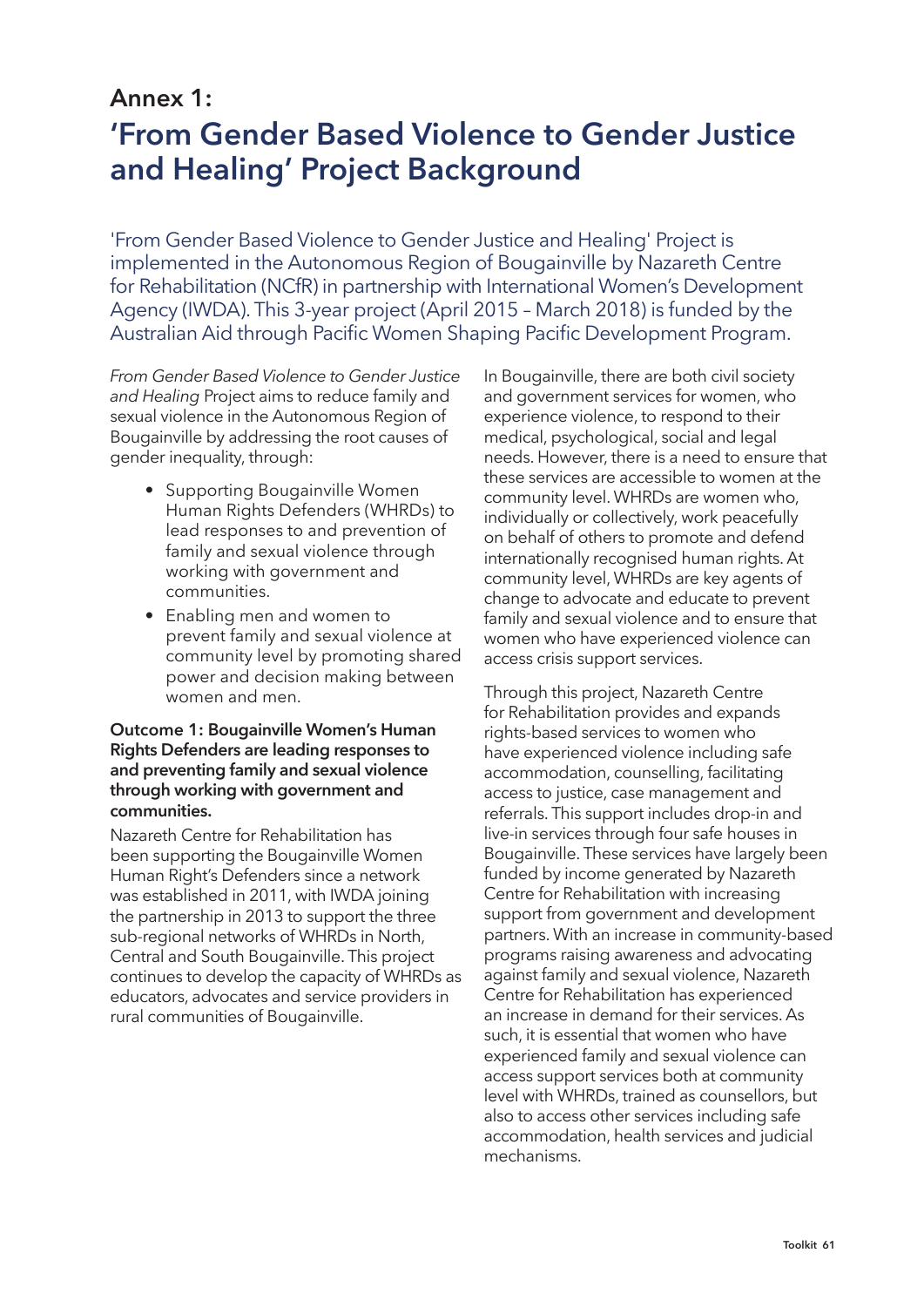# Annex 1:

# 'From Gender Based Violence to Gender Justice and Healing' Project Background

'From Gender Based Violence to Gender Justice and Healing' Project is implemented in the Autonomous Region of Bougainville by Nazareth Centre for Rehabilitation (NCfR) in partnership with International Women's Development Agency (IWDA). This 3-year project (April 2015 – March 2018) is funded by the Australian Aid through Pacific Women Shaping Pacific Development Program.

*From Gender Based Violence to Gender Justice and Healing* Project aims to reduce family and sexual violence in the Autonomous Region of Bougainville by addressing the root causes of gender inequality, through:

- Supporting Bougainville Women Human Rights Defenders (WHRDs) to lead responses to and prevention of family and sexual violence through working with government and communities.
- Enabling men and women to prevent family and sexual violence at community level by promoting shared power and decision making between women and men.

**Outcome 1: Bougainville Women's Human Rights Defenders are leading responses to and preventing family and sexual violence through working with government and communities.**

Nazareth Centre for Rehabilitation has been supporting the Bougainville Women Human Right's Defenders since a network was established in 2011, with IWDA joining the partnership in 2013 to support the three sub-regional networks of WHRDs in North, Central and South Bougainville. This project continues to develop the capacity of WHRDs as educators, advocates and service providers in rural communities of Bougainville.

In Bougainville, there are both civil society and government services for women, who experience violence, to respond to their medical, psychological, social and legal needs. However, there is a need to ensure that these services are accessible to women at the community level. WHRDs are women who, individually or collectively, work peacefully on behalf of others to promote and defend internationally recognised human rights. At community level, WHRDs are key agents of change to advocate and educate to prevent family and sexual violence and to ensure that women who have experienced violence can access crisis support services.

Through this project, Nazareth Centre for Rehabilitation provides and expands rights-based services to women who have experienced violence including safe accommodation, counselling, facilitating access to justice, case management and referrals. This support includes drop-in and live-in services through four safe houses in Bougainville. These services have largely been funded by income generated by Nazareth Centre for Rehabilitation with increasing support from government and development partners. With an increase in community-based programs raising awareness and advocating against family and sexual violence, Nazareth Centre for Rehabilitation has experienced an increase in demand for their services. As such, it is essential that women who have experienced family and sexual violence can access support services both at community level with WHRDs, trained as counsellors, but also to access other services including safe accommodation, health services and judicial mechanisms.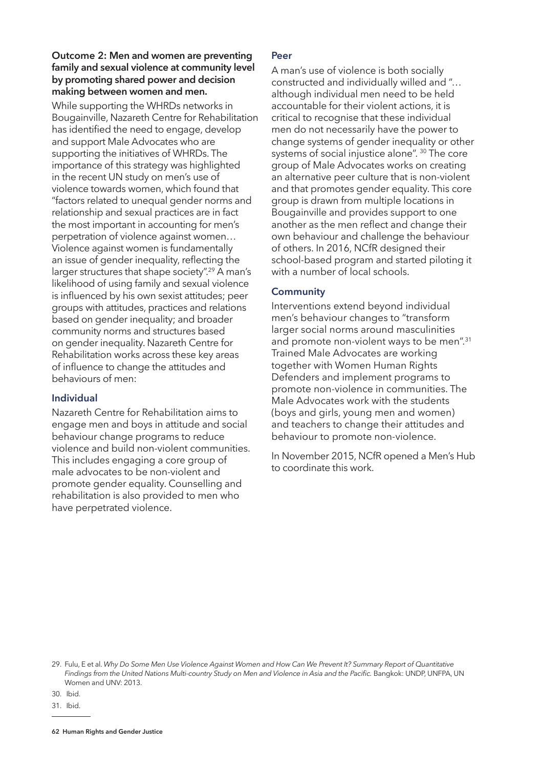**Outcome 2: Men and women are preventing family and sexual violence at community level by promoting shared power and decision making between women and men.**

While supporting the WHRDs networks in Bougainville, Nazareth Centre for Rehabilitation has identified the need to engage, develop and support Male Advocates who are supporting the initiatives of WHRDs. The importance of this strategy was highlighted in the recent UN study on men's use of violence towards women, which found that "factors related to unequal gender norms and relationship and sexual practices are in fact the most important in accounting for men's perpetration of violence against women… Violence against women is fundamentally an issue of gender inequality, reflecting the larger structures that shape society".[29] A man's likelihood of using family and sexual violence is influenced by his own sexist attitudes; peer groups with attitudes, practices and relations based on gender inequality; and broader community norms and structures based on gender inequality. Nazareth Centre for Rehabilitation works across these key areas of influence to change the attitudes and behaviours of men:

### Individual

Nazareth Centre for Rehabilitation aims to engage men and boys in attitude and social behaviour change programs to reduce violence and build non-violent communities. This includes engaging a core group of male advocates to be non-violent and promote gender equality. Counselling and rehabilitation is also provided to men who have perpetrated violence.

### Peer

A man's use of violence is both socially constructed and individually willed and "… although individual men need to be held accountable for their violent actions, it is critical to recognise that these individual men do not necessarily have the power to change systems of gender inequality or other systems of social injustice alone".[30] The core group of Male Advocates works on creating an alternative peer culture that is non-violent and that promotes gender equality. This core group is drawn from multiple locations in Bougainville and provides support to one another as the men reflect and change their own behaviour and challenge the behaviour of others. In 2016, NCfR designed their school-based program and started piloting it with a number of local schools.

### Community

Interventions extend beyond individual men's behaviour changes to "transform larger social norms around masculinities and promote non-violent ways to be men".[31] Trained Male Advocates are working together with Women Human Rights Defenders and implement programs to promote non-violence in communities. The Male Advocates work with the students (boys and girls, young men and women) and teachers to change their attitudes and behaviour to promote non-violence.

In November 2015, NCfR opened a Men's Hub to coordinate this work.

---

29. Fulu, E et al. *Why Do Some Men Use Violence Against Women and How Can We Prevent It? Summary Report of Quantitative Findings from the United Nations Multi-country Study on Men and Violence in Asia and the Pacific.* Bangkok: UNDP, UNFPA, UN Women and UNV: 2013.

30. Ibid.

31. Ibid.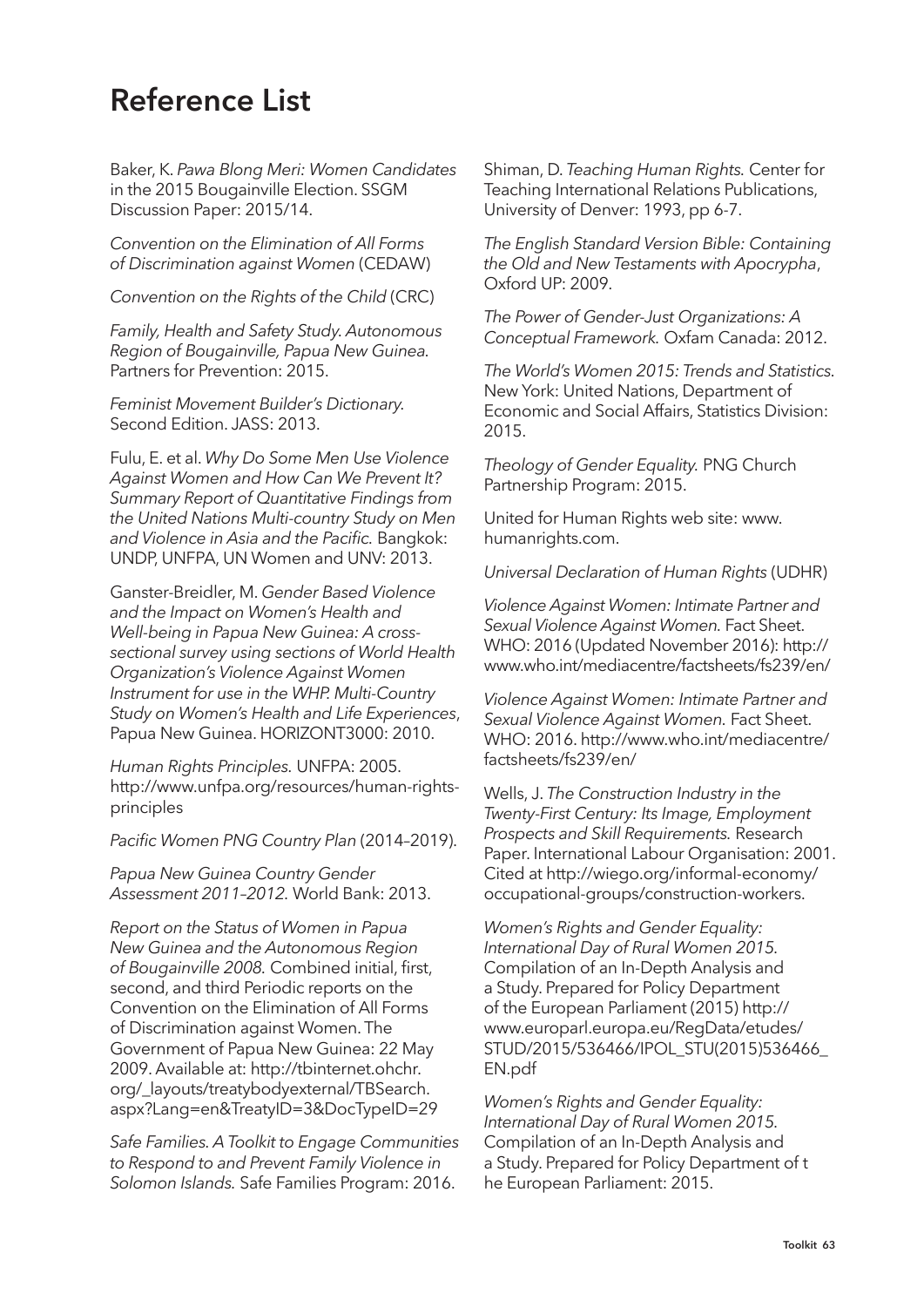# Reference List

Baker, K. *Pawa Blong Meri: Women Candidates* in the 2015 Bougainville Election. SSGM Discussion Paper: 2015/14.

*Convention on the Elimination of All Forms of Discrimination against Women* (CEDAW)

*Convention on the Rights of the Child* (CRC)

*Family, Health and Safety Study. Autonomous Region of Bougainville, Papua New Guinea.* Partners for Prevention: 2015.

*Feminist Movement Builder's Dictionary.* Second Edition. JASS: 2013.

Fulu, E. et al. *Why Do Some Men Use Violence Against Women and How Can We Prevent It? Summary Report of Quantitative Findings from the United Nations Multi-country Study on Men and Violence in Asia and the Pacific.* Bangkok: UNDP, UNFPA, UN Women and UNV: 2013.

Ganster-Breidler, M. *Gender Based Violence and the Impact on Women's Health and Well-being in Papua New Guinea: A cross-sectional survey using sections of World Health Organization's Violence Against Women Instrument for use in the WHP. Multi-Country Study on Women's Health and Life Experiences*, Papua New Guinea. HORIZONT3000: 2010.

*Human Rights Principles.* UNFPA: 2005. http://www.unfpa.org/resources/human-rights-principles

*Pacific Women PNG Country Plan* (2014–2019).

*Papua New Guinea Country Gender Assessment 2011–2012.* World Bank: 2013.

*Report on the Status of Women in Papua New Guinea and the Autonomous Region of Bougainville 2008.* Combined initial, first, second, and third Periodic reports on the Convention on the Elimination of All Forms of Discrimination against Women. The Government of Papua New Guinea: 22 May 2009. Available at: http://tbinternet.ohchr.org/_layouts/treatybodyexternal/TBSearch.aspx?Lang=en&TreatyID=3&DocTypeID=29

*Safe Families. A Toolkit to Engage Communities to Respond to and Prevent Family Violence in Solomon Islands.* Safe Families Program: 2016.

Shiman, D. *Teaching Human Rights.* Center for Teaching International Relations Publications, University of Denver: 1993, pp 6-7.

*The English Standard Version Bible: Containing the Old and New Testaments with Apocrypha*, Oxford UP: 2009.

*The Power of Gender-Just Organizations: A Conceptual Framework.* Oxfam Canada: 2012.

*The World's Women 2015: Trends and Statistics.* New York: United Nations, Department of Economic and Social Affairs, Statistics Division: 2015.

*Theology of Gender Equality.* PNG Church Partnership Program: 2015.

United for Human Rights web site: www.humanrights.com.

*Universal Declaration of Human Rights* (UDHR)

*Violence Against Women: Intimate Partner and Sexual Violence Against Women.* Fact Sheet. WHO: 2016 (Updated November 2016): http://www.who.int/mediacentre/factsheets/fs239/en/

*Violence Against Women: Intimate Partner and Sexual Violence Against Women.* Fact Sheet. WHO: 2016. http://www.who.int/mediacentre/factsheets/fs239/en/

Wells, J. *The Construction Industry in the Twenty-First Century: Its Image, Employment Prospects and Skill Requirements.* Research Paper. International Labour Organisation: 2001. Cited at http://wiego.org/informal-economy/occupational-groups/construction-workers.

*Women's Rights and Gender Equality: International Day of Rural Women 2015.* Compilation of an In-Depth Analysis and a Study. Prepared for Policy Department of the European Parliament (2015) http://www.europarl.europa.eu/RegData/etudes/STUD/2015/536466/IPOL_STU(2015)536466_EN.pdf

*Women's Rights and Gender Equality: International Day of Rural Women 2015.* Compilation of an In-Depth Analysis and a Study. Prepared for Policy Department of t he European Parliament: 2015.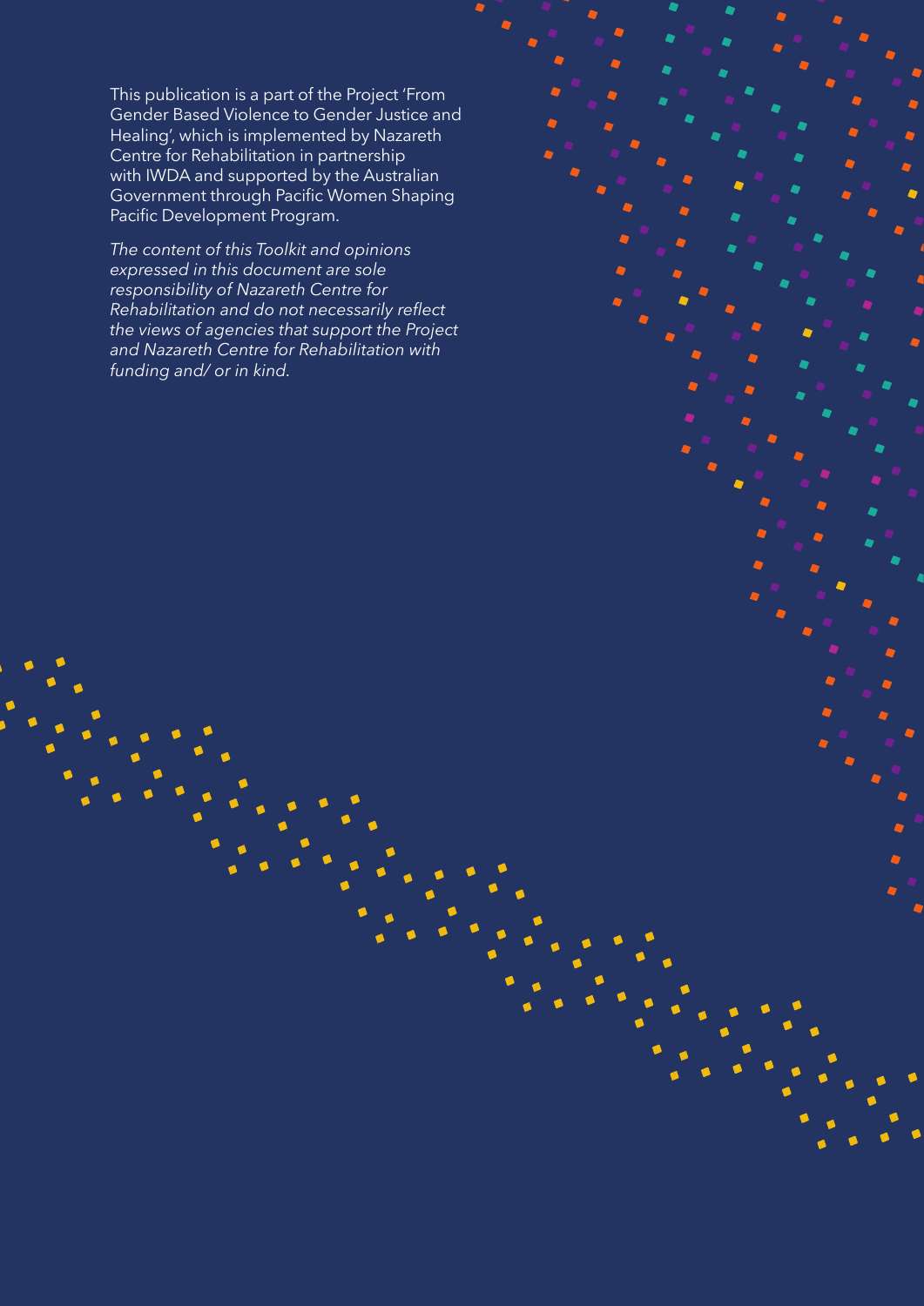This publication is a part of the Project 'From Gender Based Violence to Gender Justice and Healing', which is implemented by Nazareth Centre for Rehabilitation in partnership with IWDA and supported by the Australian Government through Pacific Women Shaping Pacific Development Program.

*The content of this Toolkit and opinions expressed in this document are sole responsibility of Nazareth Centre for Rehabilitation and do not necessarily reflect the views of agencies that support the Project and Nazareth Centre for Rehabilitation with funding and/ or in kind.*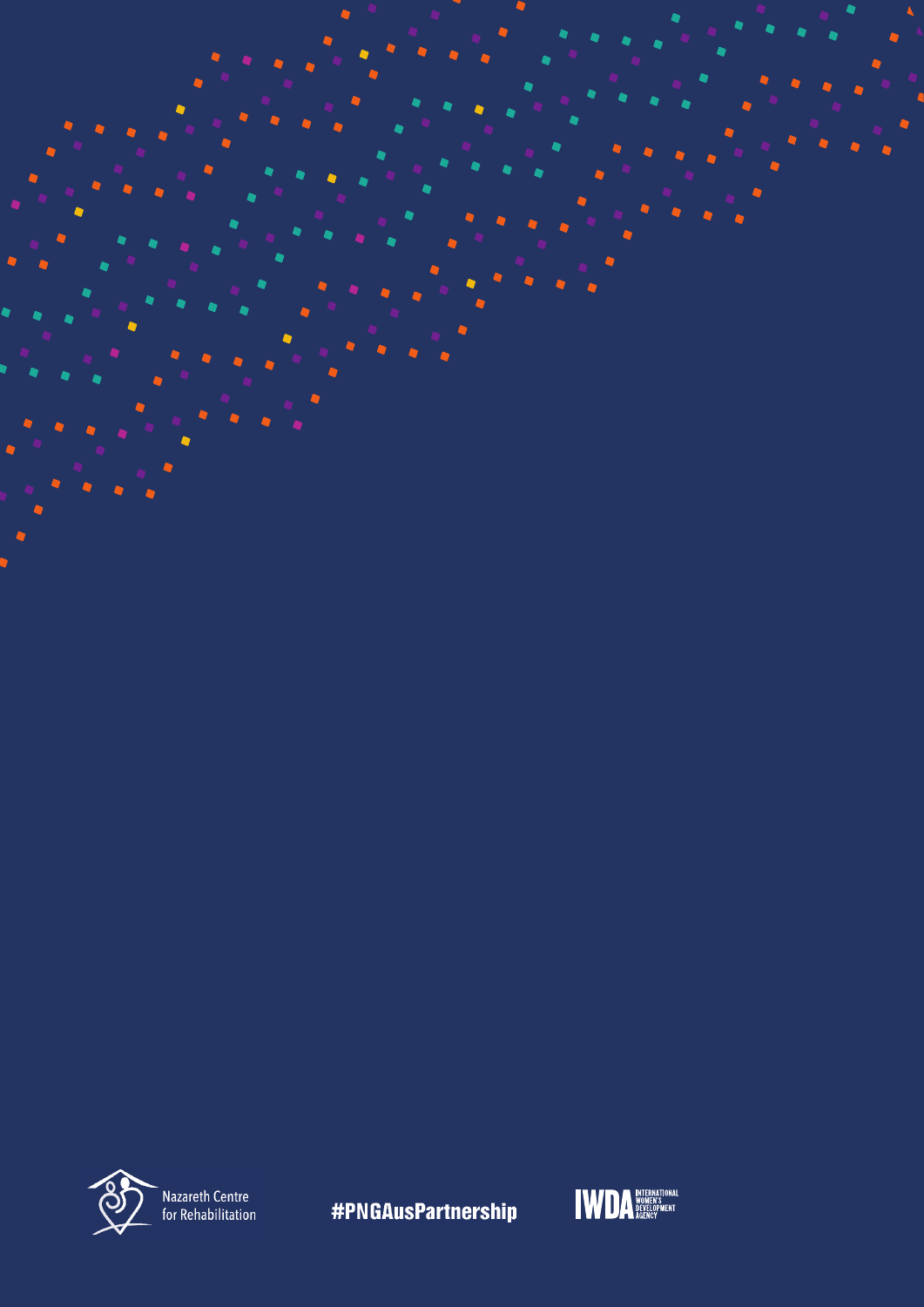Nazareth Centre for Rehabilitation

#PNGAusPartnership

IWDA INTERNATIONAL WOMEN'S DEVELOPMENT AGENCY